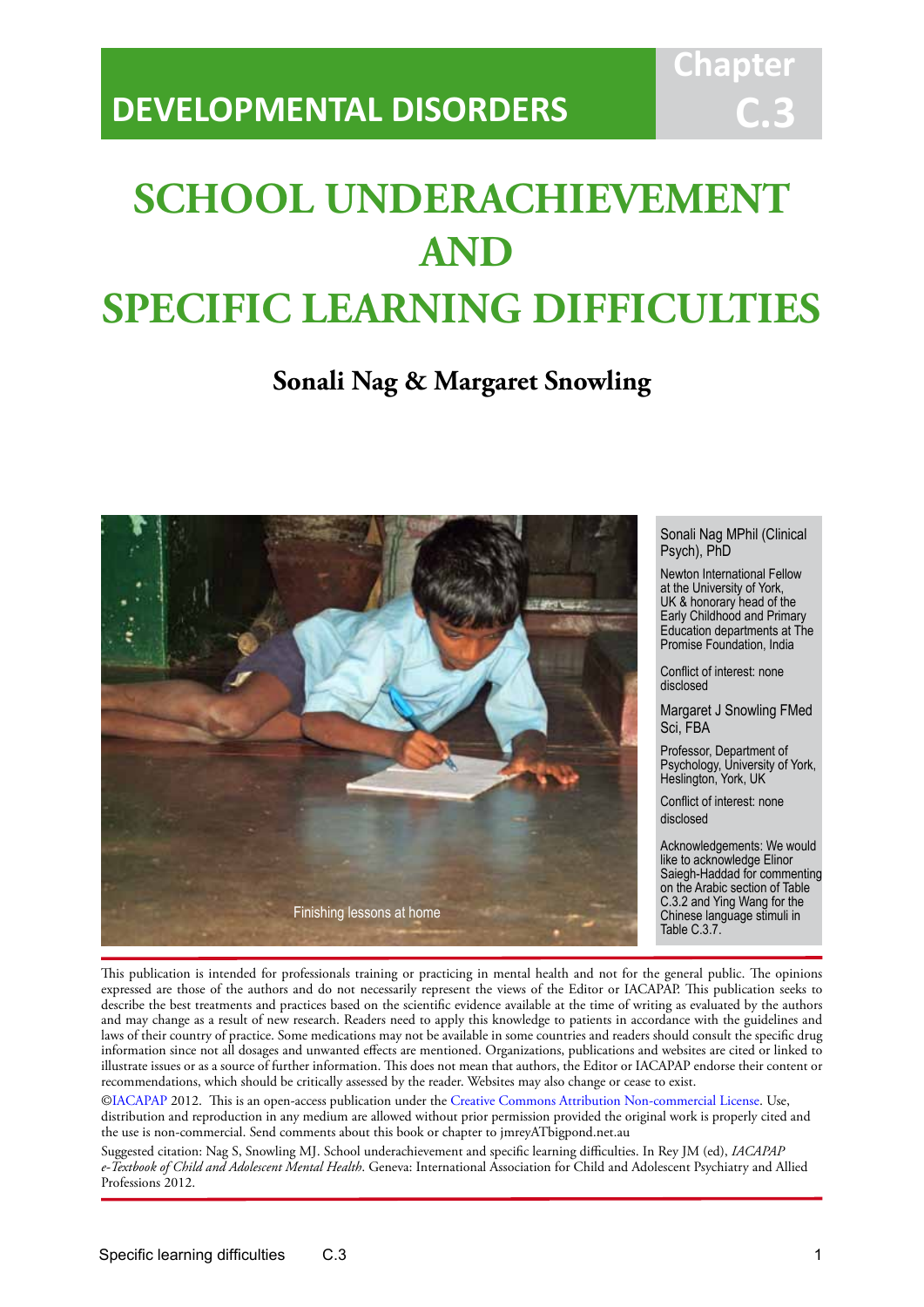DEVELOPMENTAL DISORDERS

Chapter C.3

# SCHOOL UNDERACHIEVEMENT AND SPECIFIC LEARNING DIFFICULTIES

## Sonali Nag & Margaret Snowling

Finishing lessons at home

Sonali Nag MPhil (Clinical Psych), PhD

Newton International Fellow at the University of York, UK & honorary head of the Early Childhood and Primary Education departments at The Promise Foundation, India

Conflict of interest: none disclosed

Margaret J Snowling FMed Sci, FBA

Professor, Department of Psychology, University of York, Heslington, York, UK

Conflict of interest: none disclosed

Acknowledgements: We would like to acknowledge Elinor Saiegh-Haddad for commenting on the Arabic section of Table C.3.2 and Ying Wang for the Chinese language stimuli in Table C.3.7.

This publication is intended for professionals training or practicing in mental health and not for the general public. The opinions expressed are those of the authors and do not necessarily represent the views of the Editor or IACAPAP. This publication seeks to describe the best treatments and practices based on the scientific evidence available at the time of writing as evaluated by the authors and may change as a result of new research. Readers need to apply this knowledge to patients in accordance with the guidelines and laws of their country of practice. Some medications may not be available in some countries and readers should consult the specific drug information since not all dosages and unwanted effects are mentioned. Organizations, publications and websites are cited or linked to illustrate issues or as a source of further information. This does not mean that authors, the Editor or IACAPAP endorse their content or recommendations, which should be critically assessed by the reader. Websites may also change or cease to exist.

©IACAPAP 2012. This is an open-access publication under the Creative Commons Attribution Non-commercial License. Use, distribution and reproduction in any medium are allowed without prior permission provided the original work is properly cited and the use is non-commercial. Send comments about this book or chapter to jmreyATbigpond.net.au

Suggested citation: Nag S, Snowling MJ. School underachievement and specific learning difficulties. In Rey JM (ed), *IACAPAP e-Textbook of Child and Adolescent Mental Health*. Geneva: International Association for Child and Adolescent Psychiatry and Allied Professions 2012.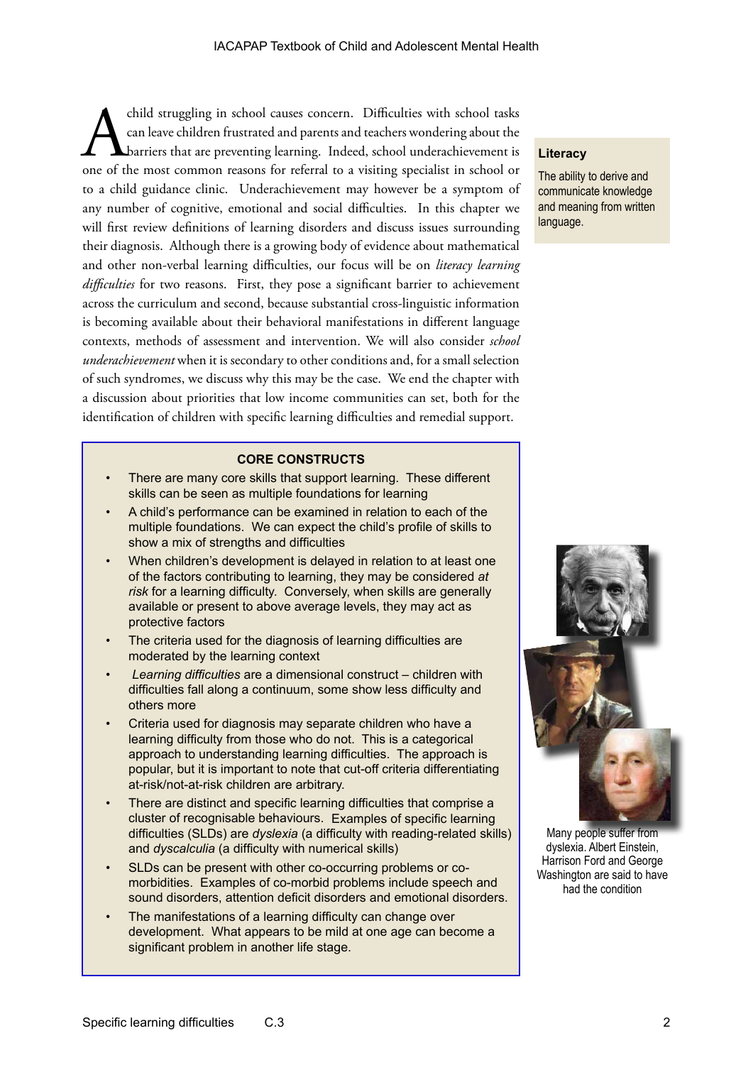A child struggling in school causes concern. Difficulties with school tasks can leave children frustrated and parents and teachers wondering about the barriers that are preventing learning. Indeed, school underachievement is one of the most common reasons for referral to a visiting specialist in school or to a child guidance clinic. Underachievement may however be a symptom of any number of cognitive, emotional and social difficulties. In this chapter we will first review definitions of learning disorders and discuss issues surrounding their diagnosis. Although there is a growing body of evidence about mathematical and other non-verbal learning difficulties, our focus will be on *literacy learning difficulties* for two reasons. First, they pose a significant barrier to achievement across the curriculum and second, because substantial cross-linguistic information is becoming available about their behavioral manifestations in different language contexts, methods of assessment and intervention. We will also consider *school underachievement* when it is secondary to other conditions and, for a small selection of such syndromes, we discuss why this may be the case. We end the chapter with a discussion about priorities that low income communities can set, both for the identification of children with specific learning difficulties and remedial support.

**Literacy**

The ability to derive and communicate knowledge and meaning from written language.

**CORE CONSTRUCTS**

- There are many core skills that support learning. These different skills can be seen as multiple foundations for learning
- A child's performance can be examined in relation to each of the multiple foundations. We can expect the child's profile of skills to show a mix of strengths and difficulties
- When children's development is delayed in relation to at least one of the factors contributing to learning, they may be considered *at risk* for a learning difficulty. Conversely, when skills are generally available or present to above average levels, they may act as protective factors
- The criteria used for the diagnosis of learning difficulties are moderated by the learning context
- *Learning difficulties* are a dimensional construct – children with difficulties fall along a continuum, some show less difficulty and others more
- Criteria used for diagnosis may separate children who have a learning difficulty from those who do not. This is a categorical approach to understanding learning difficulties. The approach is popular, but it is important to note that cut-off criteria differentiating at-risk/not-at-risk children are arbitrary.
- There are distinct and specific learning difficulties that comprise a cluster of recognisable behaviours. Examples of specific learning difficulties (SLDs) are *dyslexia* (a difficulty with reading-related skills) and *dyscalculia* (a difficulty with numerical skills)
- SLDs can be present with other co-occurring problems or co-morbidities. Examples of co-morbid problems include speech and sound disorders, attention deficit disorders and emotional disorders.
- The manifestations of a learning difficulty can change over development. What appears to be mild at one age can become a significant problem in another life stage.

Many people suffer from dyslexia. Albert Einstein, Harrison Ford and George Washington are said to have had the condition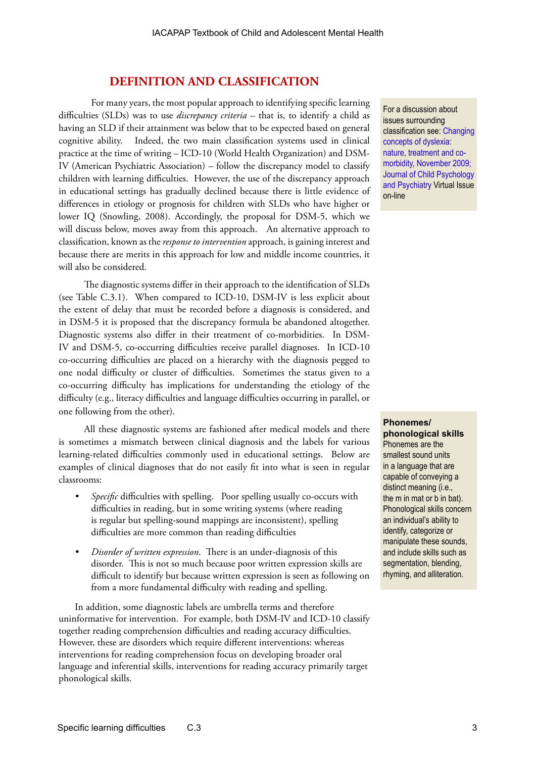## DEFINITION AND CLASSIFICATION

For many years, the most popular approach to identifying specific learning difficulties (SLDs) was to use *discrepancy criteria* – that is, to identify a child as having an SLD if their attainment was below that to be expected based on general cognitive ability. Indeed, the two main classification systems used in clinical practice at the time of writing – ICD-10 (World Health Organization) and DSM-IV (American Psychiatric Association) – follow the discrepancy model to classify children with learning difficulties. However, the use of the discrepancy approach in educational settings has gradually declined because there is little evidence of differences in etiology or prognosis for children with SLDs who have higher or lower IQ (Snowling, 2008). Accordingly, the proposal for DSM-5, which we will discuss below, moves away from this approach. An alternative approach to classification, known as the *response to intervention* approach, is gaining interest and because there are merits in this approach for low and middle income countries, it will also be considered.

For a discussion about issues surrounding classification see: Changing concepts of dyslexia: nature, treatment and co-morbidity, November 2009; Journal of Child Psychology and Psychiatry Virtual Issue on-line

The diagnostic systems differ in their approach to the identification of SLDs (see Table C.3.1). When compared to ICD-10, DSM-IV is less explicit about the extent of delay that must be recorded before a diagnosis is considered, and in DSM-5 it is proposed that the discrepancy formula be abandoned altogether. Diagnostic systems also differ in their treatment of co-morbidities. In DSM-IV and DSM-5, co-occurring difficulties receive parallel diagnoses. In ICD-10 co-occurring difficulties are placed on a hierarchy with the diagnosis pegged to one nodal difficulty or cluster of difficulties. Sometimes the status given to a co-occurring difficulty has implications for understanding the etiology of the difficulty (e.g., literacy difficulties and language difficulties occurring in parallel, or one following from the other).

All these diagnostic systems are fashioned after medical models and there is sometimes a mismatch between clinical diagnosis and the labels for various learning-related difficulties commonly used in educational settings. Below are examples of clinical diagnoses that do not easily fit into what is seen in regular classrooms:

- *Specific* difficulties with spelling. Poor spelling usually co-occurs with difficulties in reading, but in some writing systems (where reading is regular but spelling-sound mappings are inconsistent), spelling difficulties are more common than reading difficulties
- *Disorder of written expression*. There is an under-diagnosis of this disorder. This is not so much because poor written expression skills are difficult to identify but because written expression is seen as following on from a more fundamental difficulty with reading and spelling.

**Phonemes/ phonological skills**
Phonemes are the smallest sound units in a language that are capable of conveying a distinct meaning (i.e., the m in mat or b in bat). Phonological skills concern an individual's ability to identify, categorize or manipulate these sounds, and include skills such as segmentation, blending, rhyming, and alliteration.

In addition, some diagnostic labels are umbrella terms and therefore uninformative for intervention. For example, both DSM-IV and ICD-10 classify together reading comprehension difficulties and reading accuracy difficulties. However, these are disorders which require different interventions: whereas interventions for reading comprehension focus on developing broader oral language and inferential skills, interventions for reading accuracy primarily target phonological skills.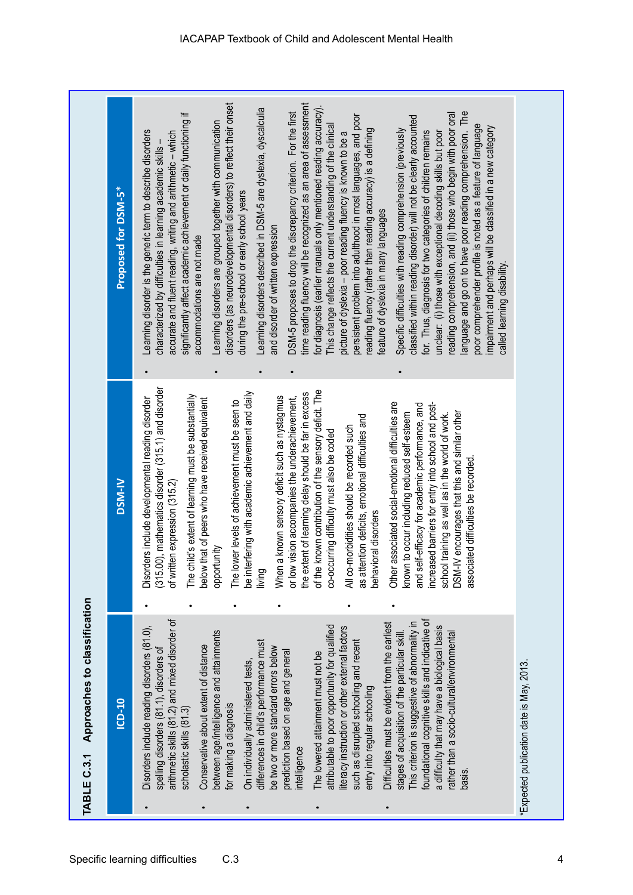**TABLE C.3.1 Approaches to classification**

| ICD-10 | DSM-IV | Proposed for DSM-5* |
|---|---|---|
| • Disorders include reading disorders (81.0), spelling disorders (81.1), disorders of arithmetic skills (81.2) and mixed disorder of scholastic skills (81.3)<br>• Conservative about extent of distance between age/intelligence and attainments for making a diagnosis<br>• On individually administered tests, differences in child's performance must be two or more standard errors below prediction based on age and general intelligence<br>• The lowered attainment must not be attributable to poor opportunity for qualified literacy instruction or other external factors such as disrupted schooling and recent entry into regular schooling<br>• Difficulties must be evident from the earliest stages of acquisition of the particular skill. This criterion is suggestive of abnormality in foundational cognitive skills and indicative of a difficulty that may have a biological basis rather than a socio-cultural/environmental basis. | • Disorders include developmental reading disorder (315.00), mathematics disorder (315.1) and disorder of written expression (315.2)<br>• The child's extent of learning must be substantially below that of peers who have received equivalent opportunity<br>• The lower levels of achievement must be seen to be interfering with academic achievement and daily living<br>• When a known sensory deficit such as nystagmus or low vision accompanies the underachievement, the extent of learning delay should be far in excess of the known contribution of the sensory deficit. The co-occurring difficulty must also be coded<br>• All co-morbidities should be recorded such as attention deficits, emotional difficulties and behavioral disorders<br>• Other associated social-emotional difficulties are known to occur including reduced self-esteem and self-efficacy for academic performance, and increased barriers for entry into school and post-school training as well as in the world of work. DSM-IV encourages that this and similar other associated difficulties be recorded. | • Learning disorder is the generic term to describe disorders characterized by difficulties in learning academic skills – accurate and fluent reading, writing and arithmetic – which significantly affect academic achievement or daily functioning if accommodations are not made<br>• Learning disorders are grouped together with communication disorders (as neurodevelopmental disorders) to reflect their onset during the pre-school or early school years<br>• Learning disorders described in DSM-5 are dyslexia, dyscalculia and disorder of written expression<br>• DSM-5 proposes to drop the discrepancy criterion. For the first time reading fluency will be recognized as an area of assessment for diagnosis (earlier manuals only mentioned reading accuracy). This change reflects the current understanding of the clinical picture of dyslexia – poor reading fluency is known to be a persistent problem into adulthood in most languages, and poor reading fluency (rather than reading accuracy) is a defining feature of dyslexia in many languages<br>• Specific difficulties with reading comprehension (previously classified within reading disorder) will not be clearly accounted for. Thus, diagnosis for two categories of children remains unclear: (i) those with exceptional decoding skills but poor reading comprehension, and (ii) those who begin with poor oral language and go on to have poor reading comprehension. The poor comprehender profile is noted as a feature of language impairment and perhaps will be classified in a new category called learning disability. |

*Expected publication date is May, 2013.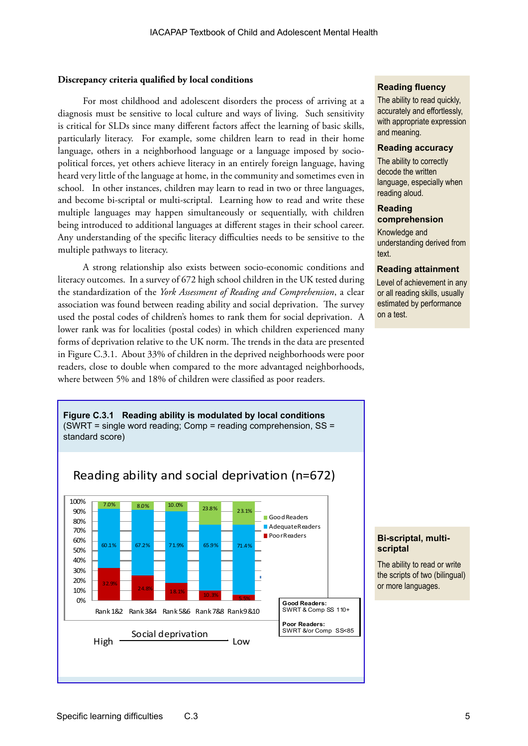### Discrepancy criteria qualified by local conditions

For most childhood and adolescent disorders the process of arriving at a diagnosis must be sensitive to local culture and ways of living. Such sensitivity is critical for SLDs since many different factors affect the learning of basic skills, particularly literacy. For example, some children learn to read in their home language, others in a neighborhood language or a language imposed by socio-political forces, yet others achieve literacy in an entirely foreign language, having heard very little of the language at home, in the community and sometimes even in school. In other instances, children may learn to read in two or three languages, and become bi-scriptal or multi-scriptal. Learning how to read and write these multiple languages may happen simultaneously or sequentially, with children being introduced to additional languages at different stages in their school career. Any understanding of the specific literacy difficulties needs to be sensitive to the multiple pathways to literacy.

A strong relationship also exists between socio-economic conditions and literacy outcomes. In a survey of 672 high school children in the UK tested during the standardization of the *York Assessment of Reading and Comprehension*, a clear association was found between reading ability and social deprivation. The survey used the postal codes of children's homes to rank them for social deprivation. A lower rank was for localities (postal codes) in which children experienced many forms of deprivation relative to the UK norm. The trends in the data are presented in Figure C.3.1. About 33% of children in the deprived neighborhoods were poor readers, close to double when compared to the more advantaged neighborhoods, where between 5% and 18% of children were classified as poor readers.

**Reading fluency**
The ability to read quickly, accurately and effortlessly, with appropriate expression and meaning.

**Reading accuracy**
The ability to correctly decode the written language, especially when reading aloud.

**Reading comprehension**
Knowledge and understanding derived from text.

**Reading attainment**
Level of achievement in any or all reading skills, usually estimated by performance on a test.

**Figure C.3.1 Reading ability is modulated by local conditions**
(SWRT = single word reading; Comp = reading comprehension, SS = standard score)

Reading ability and social deprivation (n=672)

| | Rank 1&2 | Rank 3&4 | Rank 5&6 | Rank 7&8 | Rank 9&10 |
|---|---|---|---|---|---|
| Good Readers | 7.0% | 8.0% | 10.0% | 23.8% | 23.1% |
| Adequate Readers | 60.1% | 67.2% | 71.9% | 65.9% | 71.4% |
| Poor Readers | 32.9% | 24.8% | 18.1% | 10.3% | 5.5% |

Social deprivation: High → Low

**Good Readers:** SWRT & Comp SS 110+
**Poor Readers:** SWRT &/or Comp SS<85

**Bi-scriptal, multi-scriptal**
The ability to read or write the scripts of two (bilingual) or more languages.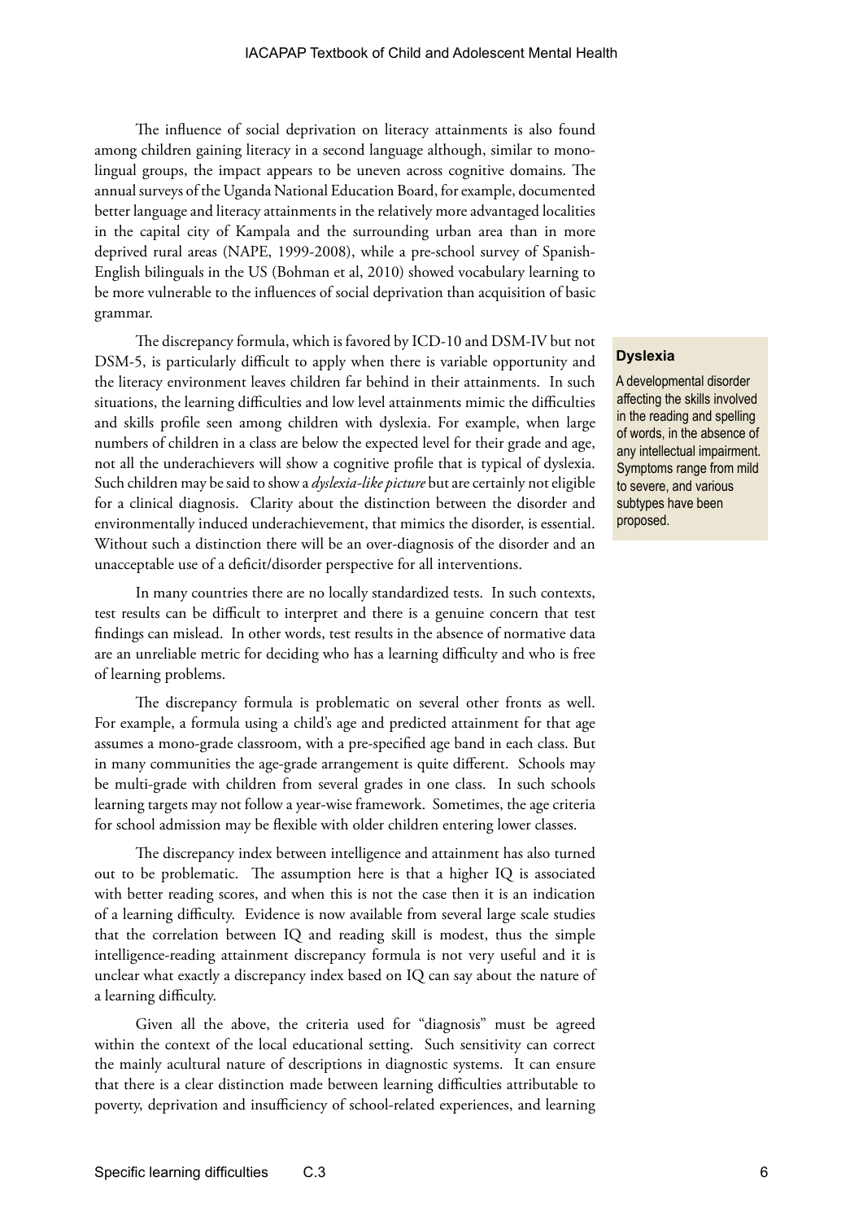The influence of social deprivation on literacy attainments is also found among children gaining literacy in a second language although, similar to mono-lingual groups, the impact appears to be uneven across cognitive domains. The annual surveys of the Uganda National Education Board, for example, documented better language and literacy attainments in the relatively more advantaged localities in the capital city of Kampala and the surrounding urban area than in more deprived rural areas (NAPE, 1999-2008), while a pre-school survey of Spanish-English bilinguals in the US (Bohman et al, 2010) showed vocabulary learning to be more vulnerable to the influences of social deprivation than acquisition of basic grammar.

The discrepancy formula, which is favored by ICD-10 and DSM-IV but not DSM-5, is particularly difficult to apply when there is variable opportunity and the literacy environment leaves children far behind in their attainments. In such situations, the learning difficulties and low level attainments mimic the difficulties and skills profile seen among children with dyslexia. For example, when large numbers of children in a class are below the expected level for their grade and age, not all the underachievers will show a cognitive profile that is typical of dyslexia. Such children may be said to show a *dyslexia-like picture* but are certainly not eligible for a clinical diagnosis. Clarity about the distinction between the disorder and environmentally induced underachievement, that mimics the disorder, is essential. Without such a distinction there will be an over-diagnosis of the disorder and an unacceptable use of a deficit/disorder perspective for all interventions.

> **Dyslexia**
>
> A developmental disorder affecting the skills involved in the reading and spelling of words, in the absence of any intellectual impairment. Symptoms range from mild to severe, and various subtypes have been proposed.

In many countries there are no locally standardized tests. In such contexts, test results can be difficult to interpret and there is a genuine concern that test findings can mislead. In other words, test results in the absence of normative data are an unreliable metric for deciding who has a learning difficulty and who is free of learning problems.

The discrepancy formula is problematic on several other fronts as well. For example, a formula using a child's age and predicted attainment for that age assumes a mono-grade classroom, with a pre-specified age band in each class. But in many communities the age-grade arrangement is quite different. Schools may be multi-grade with children from several grades in one class. In such schools learning targets may not follow a year-wise framework. Sometimes, the age criteria for school admission may be flexible with older children entering lower classes.

The discrepancy index between intelligence and attainment has also turned out to be problematic. The assumption here is that a higher IQ is associated with better reading scores, and when this is not the case then it is an indication of a learning difficulty. Evidence is now available from several large scale studies that the correlation between IQ and reading skill is modest, thus the simple intelligence-reading attainment discrepancy formula is not very useful and it is unclear what exactly a discrepancy index based on IQ can say about the nature of a learning difficulty.

Given all the above, the criteria used for "diagnosis" must be agreed within the context of the local educational setting. Such sensitivity can correct the mainly acultural nature of descriptions in diagnostic systems. It can ensure that there is a clear distinction made between learning difficulties attributable to poverty, deprivation and insufficiency of school-related experiences, and learning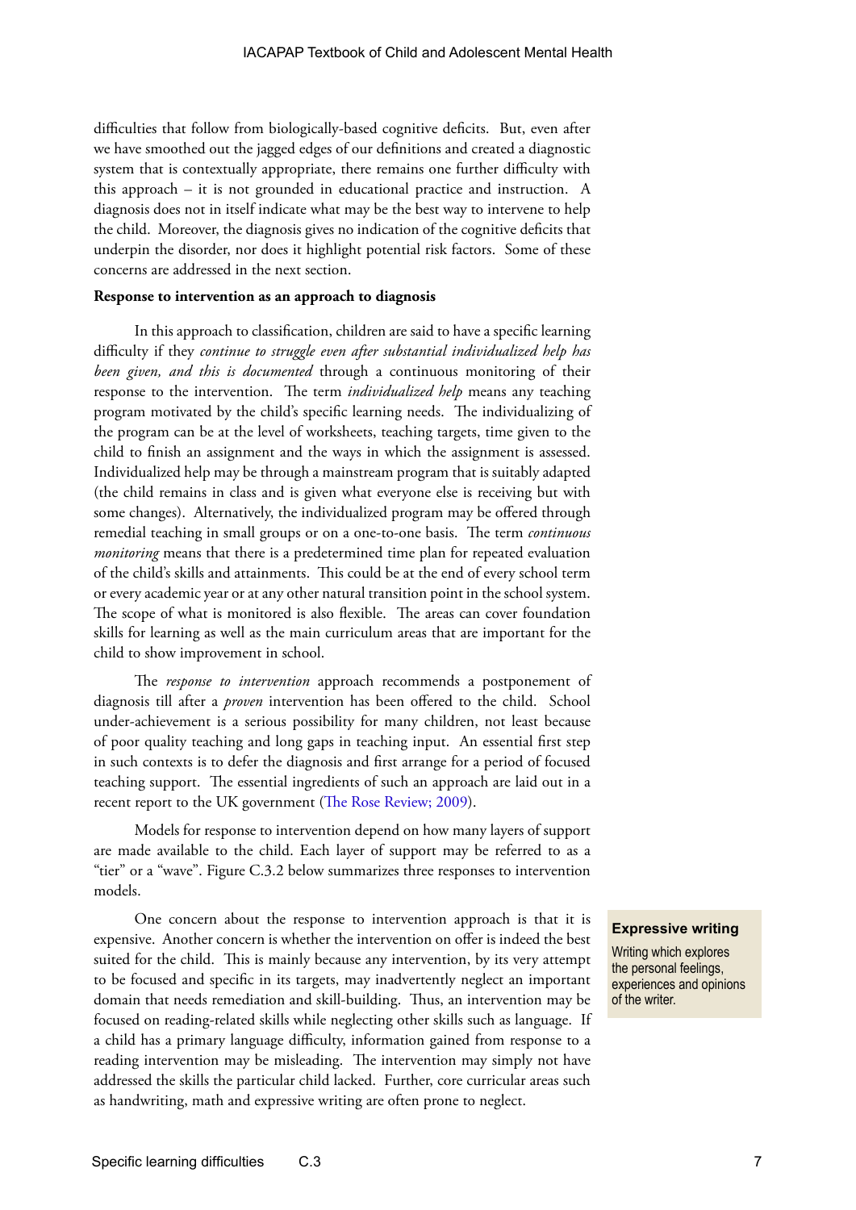difficulties that follow from biologically-based cognitive deficits. But, even after we have smoothed out the jagged edges of our definitions and created a diagnostic system that is contextually appropriate, there remains one further difficulty with this approach – it is not grounded in educational practice and instruction. A diagnosis does not in itself indicate what may be the best way to intervene to help the child. Moreover, the diagnosis gives no indication of the cognitive deficits that underpin the disorder, nor does it highlight potential risk factors. Some of these concerns are addressed in the next section.

**Response to intervention as an approach to diagnosis**

In this approach to classification, children are said to have a specific learning difficulty if they *continue to struggle even after substantial individualized help has been given, and this is documented* through a continuous monitoring of their response to the intervention. The term *individualized help* means any teaching program motivated by the child's specific learning needs. The individualizing of the program can be at the level of worksheets, teaching targets, time given to the child to finish an assignment and the ways in which the assignment is assessed. Individualized help may be through a mainstream program that is suitably adapted (the child remains in class and is given what everyone else is receiving but with some changes). Alternatively, the individualized program may be offered through remedial teaching in small groups or on a one-to-one basis. The term *continuous monitoring* means that there is a predetermined time plan for repeated evaluation of the child's skills and attainments. This could be at the end of every school term or every academic year or at any other natural transition point in the school system. The scope of what is monitored is also flexible. The areas can cover foundation skills for learning as well as the main curriculum areas that are important for the child to show improvement in school.

The *response to intervention* approach recommends a postponement of diagnosis till after a *proven* intervention has been offered to the child. School under-achievement is a serious possibility for many children, not least because of poor quality teaching and long gaps in teaching input. An essential first step in such contexts is to defer the diagnosis and first arrange for a period of focused teaching support. The essential ingredients of such an approach are laid out in a recent report to the UK government (The Rose Review; 2009).

Models for response to intervention depend on how many layers of support are made available to the child. Each layer of support may be referred to as a "tier" or a "wave". Figure C.3.2 below summarizes three responses to intervention models.

One concern about the response to intervention approach is that it is expensive. Another concern is whether the intervention on offer is indeed the best suited for the child. This is mainly because any intervention, by its very attempt to be focused and specific in its targets, may inadvertently neglect an important domain that needs remediation and skill-building. Thus, an intervention may be focused on reading-related skills while neglecting other skills such as language. If a child has a primary language difficulty, information gained from response to a reading intervention may be misleading. The intervention may simply not have addressed the skills the particular child lacked. Further, core curricular areas such as handwriting, math and expressive writing are often prone to neglect.

**Expressive writing**

Writing which explores the personal feelings, experiences and opinions of the writer.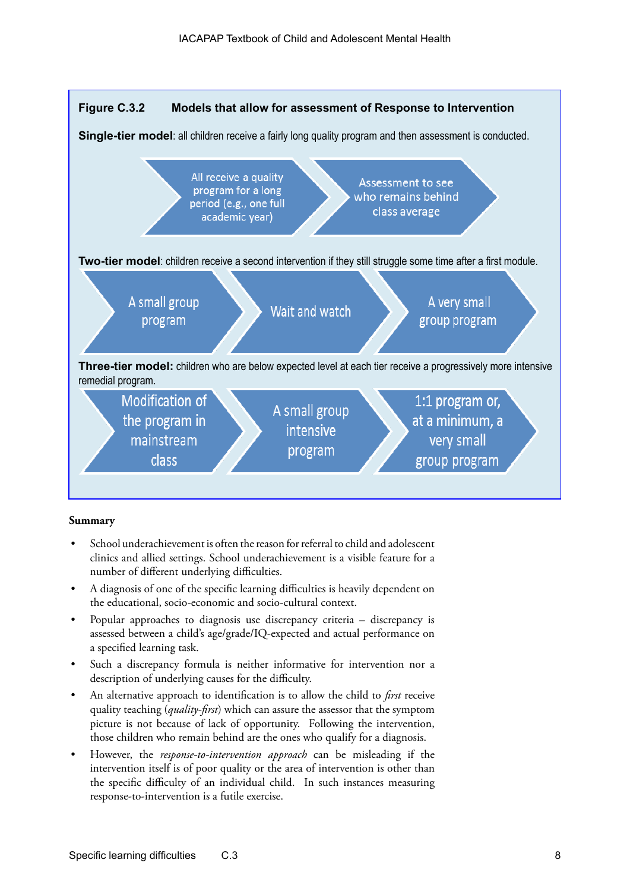**Figure C.3.2 Models that allow for assessment of Response to Intervention**

**Single-tier model**: all children receive a fairly long quality program and then assessment is conducted.

All receive a quality program for a long period (e.g., one full academic year) → Assessment to see who remains behind class average

**Two-tier model**: children receive a second intervention if they still struggle some time after a first module.

A small group program → Wait and watch → A very small group program

**Three-tier model:** children who are below expected level at each tier receive a progressively more intensive remedial program.

Modification of the program in mainstream class → A small group intensive program → 1:1 program or, at a minimum, a very small group program

**Summary**

- School underachievement is often the reason for referral to child and adolescent clinics and allied settings. School underachievement is a visible feature for a number of different underlying difficulties.
- A diagnosis of one of the specific learning difficulties is heavily dependent on the educational, socio-economic and socio-cultural context.
- Popular approaches to diagnosis use discrepancy criteria – discrepancy is assessed between a child's age/grade/IQ-expected and actual performance on a specified learning task.
- Such a discrepancy formula is neither informative for intervention nor a description of underlying causes for the difficulty.
- An alternative approach to identification is to allow the child to *first* receive quality teaching (*quality-first*) which can assure the assessor that the symptom picture is not because of lack of opportunity. Following the intervention, those children who remain behind are the ones who qualify for a diagnosis.
- However, the *response-to-intervention approach* can be misleading if the intervention itself is of poor quality or the area of intervention is other than the specific difficulty of an individual child. In such instances measuring response-to-intervention is a futile exercise.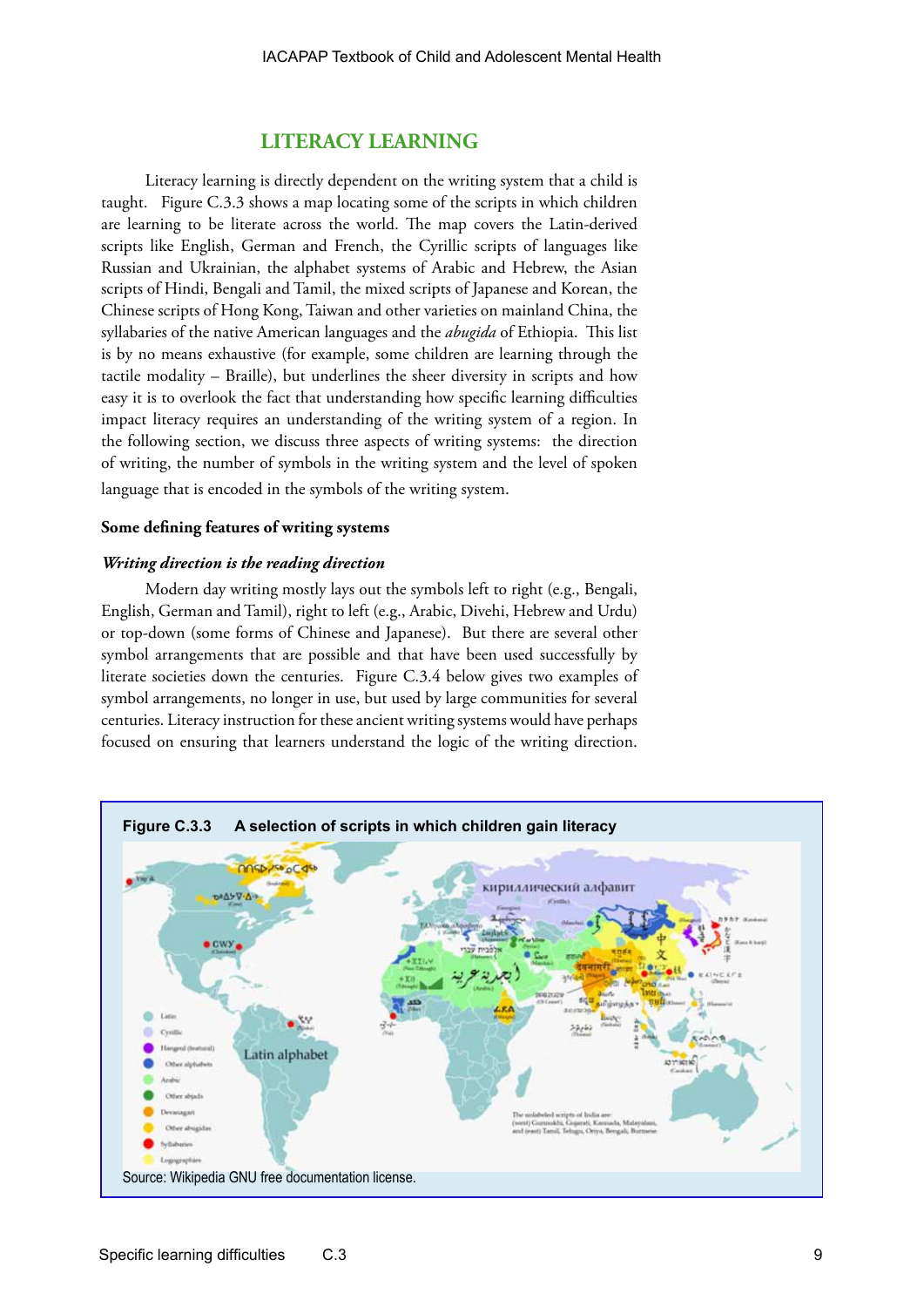## LITERACY LEARNING

Literacy learning is directly dependent on the writing system that a child is taught. Figure C.3.3 shows a map locating some of the scripts in which children are learning to be literate across the world. The map covers the Latin-derived scripts like English, German and French, the Cyrillic scripts of languages like Russian and Ukrainian, the alphabet systems of Arabic and Hebrew, the Asian scripts of Hindi, Bengali and Tamil, the mixed scripts of Japanese and Korean, the Chinese scripts of Hong Kong, Taiwan and other varieties on mainland China, the syllabaries of the native American languages and the *abugida* of Ethiopia. This list is by no means exhaustive (for example, some children are learning through the tactile modality – Braille), but underlines the sheer diversity in scripts and how easy it is to overlook the fact that understanding how specific learning difficulties impact literacy requires an understanding of the writing system of a region. In the following section, we discuss three aspects of writing systems: the direction of writing, the number of symbols in the writing system and the level of spoken language that is encoded in the symbols of the writing system.

### Some defining features of writing systems

#### *Writing direction is the reading direction*

Modern day writing mostly lays out the symbols left to right (e.g., Bengali, English, German and Tamil), right to left (e.g., Arabic, Divehi, Hebrew and Urdu) or top-down (some forms of Chinese and Japanese). But there are several other symbol arrangements that are possible and that have been used successfully by literate societies down the centuries. Figure C.3.4 below gives two examples of symbol arrangements, no longer in use, but used by large communities for several centuries. Literacy instruction for these ancient writing systems would have perhaps focused on ensuring that learners understand the logic of the writing direction.

**Figure C.3.3 A selection of scripts in which children gain literacy**

Source: Wikipedia GNU free documentation license.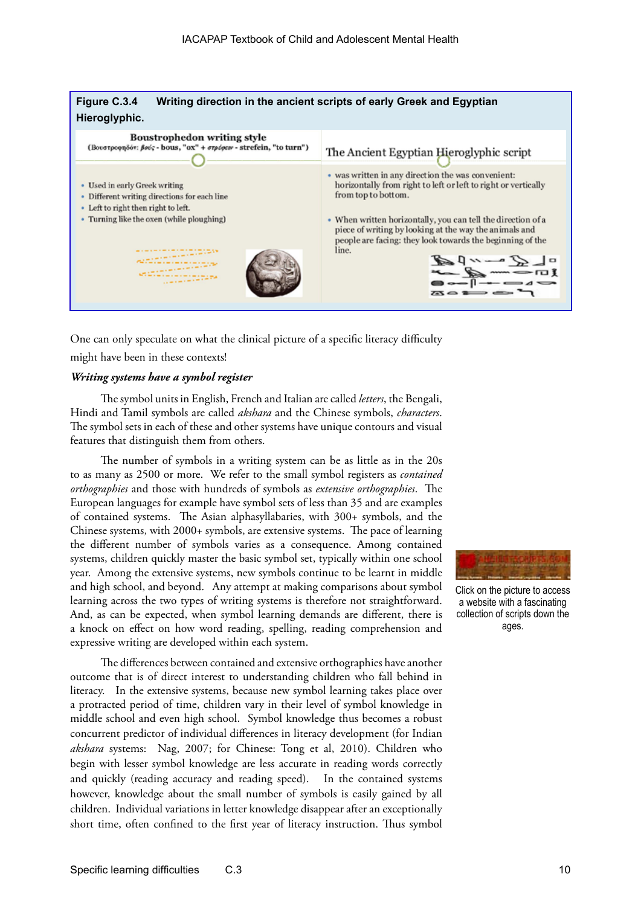**Figure C.3.4 Writing direction in the ancient scripts of early Greek and Egyptian Hieroglyphic.**

**Boustrophedon writing style**
(Βουστροφηδόν: βοῦς - bous, "ox" + στρέφειν - strefein, "to turn")

- Used in early Greek writing
- Different writing directions for each line
- Left to right then right to left.
- Turning like the oxen (while ploughing)

**The Ancient Egyptian Hieroglyphic script**

- was written in any direction the was convenient: horizontally from right to left or left to right or vertically from top to bottom.
- When written horizontally, you can tell the direction of a piece of writing by looking at the way the animals and people are facing: they look towards the beginning of the line.

One can only speculate on what the clinical picture of a specific literacy difficulty might have been in these contexts!

***Writing systems have a symbol register***

The symbol units in English, French and Italian are called *letters*, the Bengali, Hindi and Tamil symbols are called *akshara* and the Chinese symbols, *characters*. The symbol sets in each of these and other systems have unique contours and visual features that distinguish them from others.

The number of symbols in a writing system can be as little as in the 20s to as many as 2500 or more. We refer to the small symbol registers as *contained orthographies* and those with hundreds of symbols as *extensive orthographies*. The European languages for example have symbol sets of less than 35 and are examples of contained systems. The Asian alphasyllabaries, with 300+ symbols, and the Chinese systems, with 2000+ symbols, are extensive systems. The pace of learning the different number of symbols varies as a consequence. Among contained systems, children quickly master the basic symbol set, typically within one school year. Among the extensive systems, new symbols continue to be learnt in middle and high school, and beyond. Any attempt at making comparisons about symbol learning across the two types of writing systems is therefore not straightforward. And, as can be expected, when symbol learning demands are different, there is a knock on effect on how word reading, spelling, reading comprehension and expressive writing are developed within each system.

Click on the picture to access a website with a fascinating collection of scripts down the ages.

The differences between contained and extensive orthographies have another outcome that is of direct interest to understanding children who fall behind in literacy. In the extensive systems, because new symbol learning takes place over a protracted period of time, children vary in their level of symbol knowledge in middle school and even high school. Symbol knowledge thus becomes a robust concurrent predictor of individual differences in literacy development (for Indian *akshara* systems: Nag, 2007; for Chinese: Tong et al, 2010). Children who begin with lesser symbol knowledge are less accurate in reading words correctly and quickly (reading accuracy and reading speed). In the contained systems however, knowledge about the small number of symbols is easily gained by all children. Individual variations in letter knowledge disappear after an exceptionally short time, often confined to the first year of literacy instruction. Thus symbol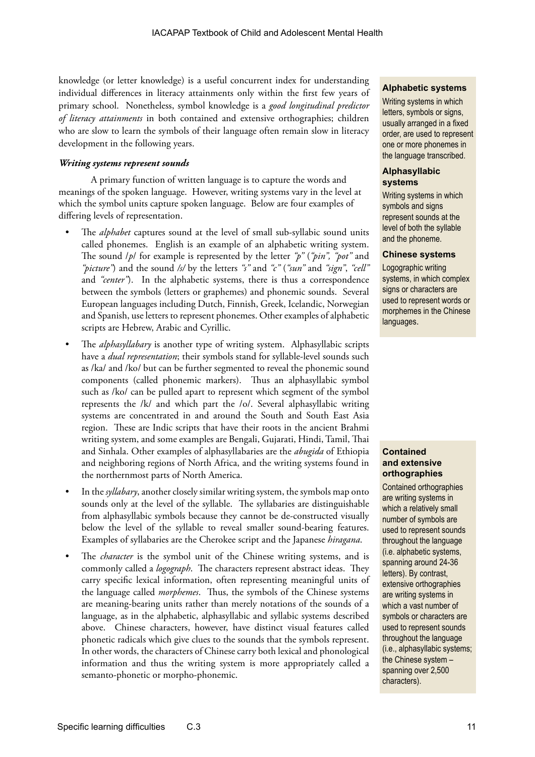knowledge (or letter knowledge) is a useful concurrent index for understanding individual differences in literacy attainments only within the first few years of primary school. Nonetheless, symbol knowledge is a *good longitudinal predictor of literacy attainments* in both contained and extensive orthographies; children who are slow to learn the symbols of their language often remain slow in literacy development in the following years.

***Writing systems represent sounds***

A primary function of written language is to capture the words and meanings of the spoken language. However, writing systems vary in the level at which the symbol units capture spoken language. Below are four examples of differing levels of representation.

- The *alphabet* captures sound at the level of small sub-syllabic sound units called phonemes. English is an example of an alphabetic writing system. The sound /*p*/ for example is represented by the letter *"p"* (*"pin", "pot"* and *"picture"*) and the sound */s/* by the letters *"s"* and *"c"* (*"sun"* and *"sign", "cell"* and *"center"*). In the alphabetic systems, there is thus a correspondence between the symbols (letters or graphemes) and phonemic sounds. Several European languages including Dutch, Finnish, Greek, Icelandic, Norwegian and Spanish, use letters to represent phonemes. Other examples of alphabetic scripts are Hebrew, Arabic and Cyrillic.
- The *alphasyllabary* is another type of writing system. Alphasyllabic scripts have a *dual representation*; their symbols stand for syllable-level sounds such as /ka/ and /ko/ but can be further segmented to reveal the phonemic sound components (called phonemic markers). Thus an alphasyllabic symbol such as /ko/ can be pulled apart to represent which segment of the symbol represents the /k/ and which part the /o/. Several alphasyllabic writing systems are concentrated in and around the South and South East Asia region. These are Indic scripts that have their roots in the ancient Brahmi writing system, and some examples are Bengali, Gujarati, Hindi, Tamil, Thai and Sinhala. Other examples of alphasyllabaries are the *abugida* of Ethiopia and neighboring regions of North Africa, and the writing systems found in the northernmost parts of North America.
- In the *syllabary*, another closely similar writing system, the symbols map onto sounds only at the level of the syllable. The syllabaries are distinguishable from alphasyllabic symbols because they cannot be de-constructed visually below the level of the syllable to reveal smaller sound-bearing features. Examples of syllabaries are the Cherokee script and the Japanese *hiragana*.
- The *character* is the symbol unit of the Chinese writing systems, and is commonly called a *logograph*. The characters represent abstract ideas. They carry specific lexical information, often representing meaningful units of the language called *morphemes*. Thus, the symbols of the Chinese systems are meaning-bearing units rather than merely notations of the sounds of a language, as in the alphabetic, alphasyllabic and syllabic systems described above. Chinese characters, however, have distinct visual features called phonetic radicals which give clues to the sounds that the symbols represent. In other words, the characters of Chinese carry both lexical and phonological information and thus the writing system is more appropriately called a semanto-phonetic or morpho-phonemic.

**Alphabetic systems**

Writing systems in which letters, symbols or signs, usually arranged in a fixed order, are used to represent one or more phonemes in the language transcribed.

**Alphasyllabic systems**

Writing systems in which symbols and signs represent sounds at the level of both the syllable and the phoneme.

**Chinese systems**

Logographic writing systems, in which complex signs or characters are used to represent words or morphemes in the Chinese languages.

**Contained and extensive orthographies**

Contained orthographies are writing systems in which a relatively small number of symbols are used to represent sounds throughout the language (i.e. alphabetic systems, spanning around 24-36 letters). By contrast, extensive orthographies are writing systems in which a vast number of symbols or characters are used to represent sounds throughout the language (i.e., alphasyllabic systems; the Chinese system – spanning over 2,500 characters).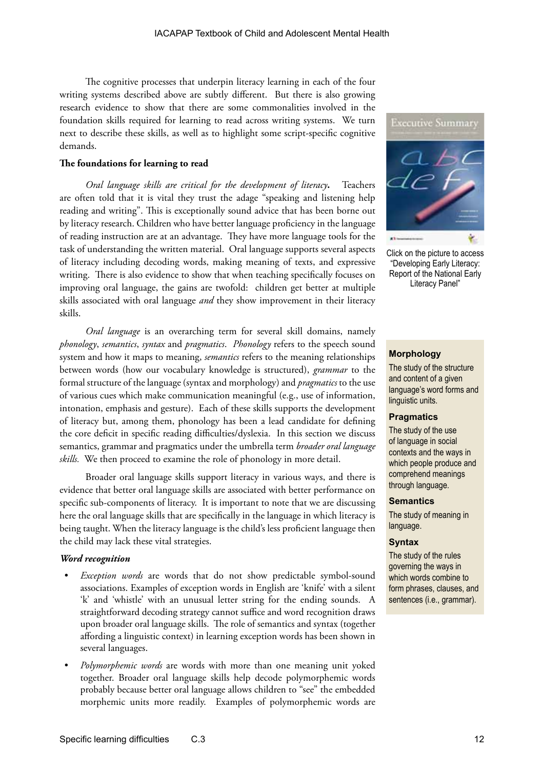The cognitive processes that underpin literacy learning in each of the four writing systems described above are subtly different. But there is also growing research evidence to show that there are some commonalities involved in the foundation skills required for learning to read across writing systems. We turn next to describe these skills, as well as to highlight some script-specific cognitive demands.

**The foundations for learning to read**

***Oral language skills are critical for the development of literacy.*** Teachers are often told that it is vital they trust the adage "speaking and listening help reading and writing". This is exceptionally sound advice that has been borne out by literacy research. Children who have better language proficiency in the language of reading instruction are at an advantage. They have more language tools for the task of understanding the written material. Oral language supports several aspects of literacy including decoding words, making meaning of texts, and expressive writing. There is also evidence to show that when teaching specifically focuses on improving oral language, the gains are twofold: children get better at multiple skills associated with oral language *and* they show improvement in their literacy skills.

Click on the picture to access "Developing Early Literacy: Report of the National Early Literacy Panel"

*Oral language* is an overarching term for several skill domains, namely *phonology*, *semantics*, *syntax* and *pragmatics*. *Phonology* refers to the speech sound system and how it maps to meaning, *semantics* refers to the meaning relationships between words (how our vocabulary knowledge is structured), *grammar* to the formal structure of the language (syntax and morphology) and *pragmatics* to the use of various cues which make communication meaningful (e.g., use of information, intonation, emphasis and gesture). Each of these skills supports the development of literacy but, among them, phonology has been a lead candidate for defining the core deficit in specific reading difficulties/dyslexia. In this section we discuss semantics, grammar and pragmatics under the umbrella term *broader oral language skills.* We then proceed to examine the role of phonology in more detail.

> **Morphology**
> The study of the structure and content of a given language's word forms and linguistic units.
>
> **Pragmatics**
> The study of the use of language in social contexts and the ways in which people produce and comprehend meanings through language.
>
> **Semantics**
> The study of meaning in language.
>
> **Syntax**
> The study of the rules governing the ways in which words combine to form phrases, clauses, and sentences (i.e., grammar).

Broader oral language skills support literacy in various ways, and there is evidence that better oral language skills are associated with better performance on specific sub-components of literacy. It is important to note that we are discussing here the oral language skills that are specifically in the language in which literacy is being taught. When the literacy language is the child's less proficient language then the child may lack these vital strategies.

***Word recognition***

- *Exception words* are words that do not show predictable symbol-sound associations. Examples of exception words in English are 'knife' with a silent 'k' and 'whistle' with an unusual letter string for the ending sounds. A straightforward decoding strategy cannot suffice and word recognition draws upon broader oral language skills. The role of semantics and syntax (together affording a linguistic context) in learning exception words has been shown in several languages.
- *Polymorphemic words* are words with more than one meaning unit yoked together. Broader oral language skills help decode polymorphemic words probably because better oral language allows children to "see" the embedded morphemic units more readily. Examples of polymorphemic words are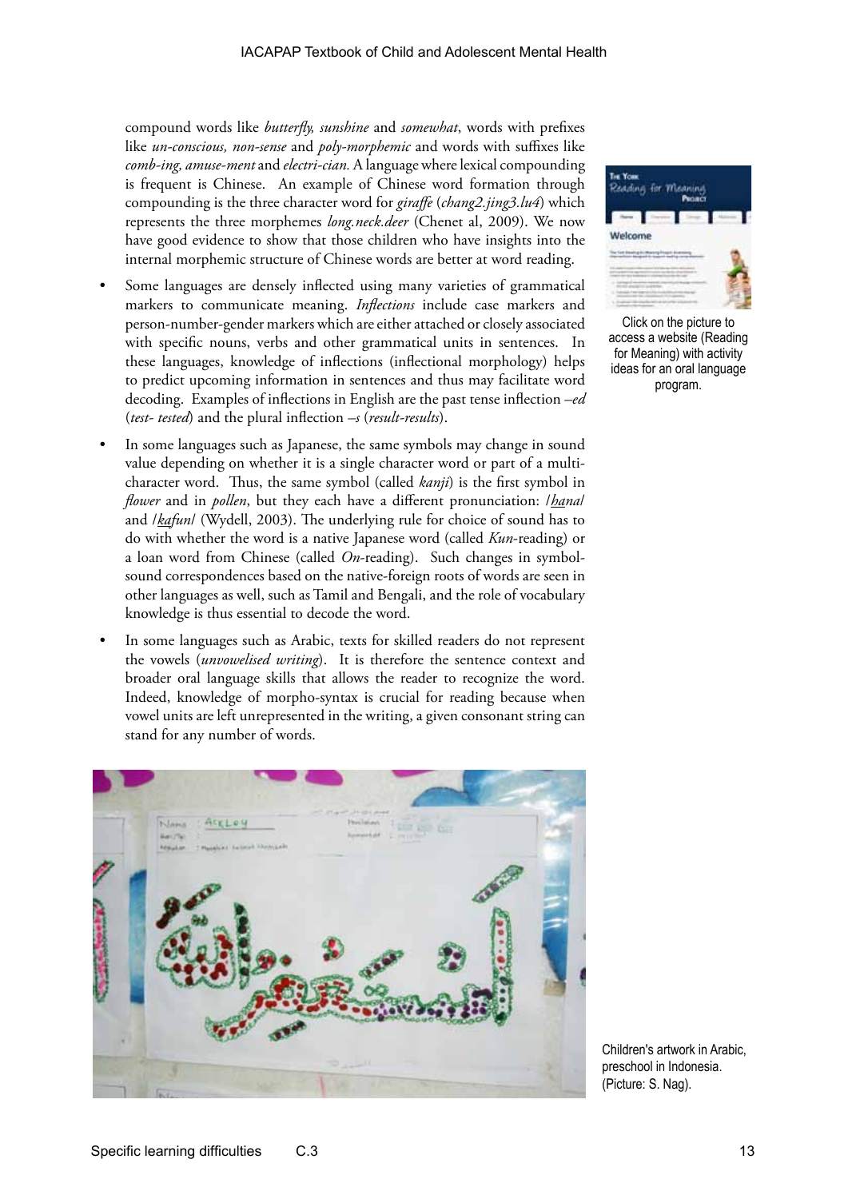compound words like *butterfly, sunshine* and *somewhat*, words with prefixes like *un-conscious, non-sense* and *poly-morphemic* and words with suffixes like *comb-ing, amuse-ment* and *electri-cian*. A language where lexical compounding is frequent is Chinese. An example of Chinese word formation through compounding is the three character word for *giraffe* (*chang2.jing3.lu4*) which represents the three morphemes *long.neck.deer* (Chenet al, 2009). We now have good evidence to show that those children who have insights into the internal morphemic structure of Chinese words are better at word reading.

- Some languages are densely inflected using many varieties of grammatical markers to communicate meaning. *Inflections* include case markers and person-number-gender markers which are either attached or closely associated with specific nouns, verbs and other grammatical units in sentences. In these languages, knowledge of inflections (inflectional morphology) helps to predict upcoming information in sentences and thus may facilitate word decoding. Examples of inflections in English are the past tense inflection *–ed* (*test- tested*) and the plural inflection *–s* (*result-results*).
- In some languages such as Japanese, the same symbols may change in sound value depending on whether it is a single character word or part of a multi-character word. Thus, the same symbol (called *kanji*) is the first symbol in *flower* and in *pollen*, but they each have a different pronunciation: /*<u>ha</u>na*/ and /*<u>ka</u>fun*/ (Wydell, 2003). The underlying rule for choice of sound has to do with whether the word is a native Japanese word (called *Kun*-reading) or a loan word from Chinese (called *On*-reading). Such changes in symbol-sound correspondences based on the native-foreign roots of words are seen in other languages as well, such as Tamil and Bengali, and the role of vocabulary knowledge is thus essential to decode the word.
- In some languages such as Arabic, texts for skilled readers do not represent the vowels (*unvowelised writing*). It is therefore the sentence context and broader oral language skills that allows the reader to recognize the word. Indeed, knowledge of morpho-syntax is crucial for reading because when vowel units are left unrepresented in the writing, a given consonant string can stand for any number of words.

Click on the picture to access a website (Reading for Meaning) with activity ideas for an oral language program.

Children's artwork in Arabic, preschool in Indonesia. (Picture: S. Nag).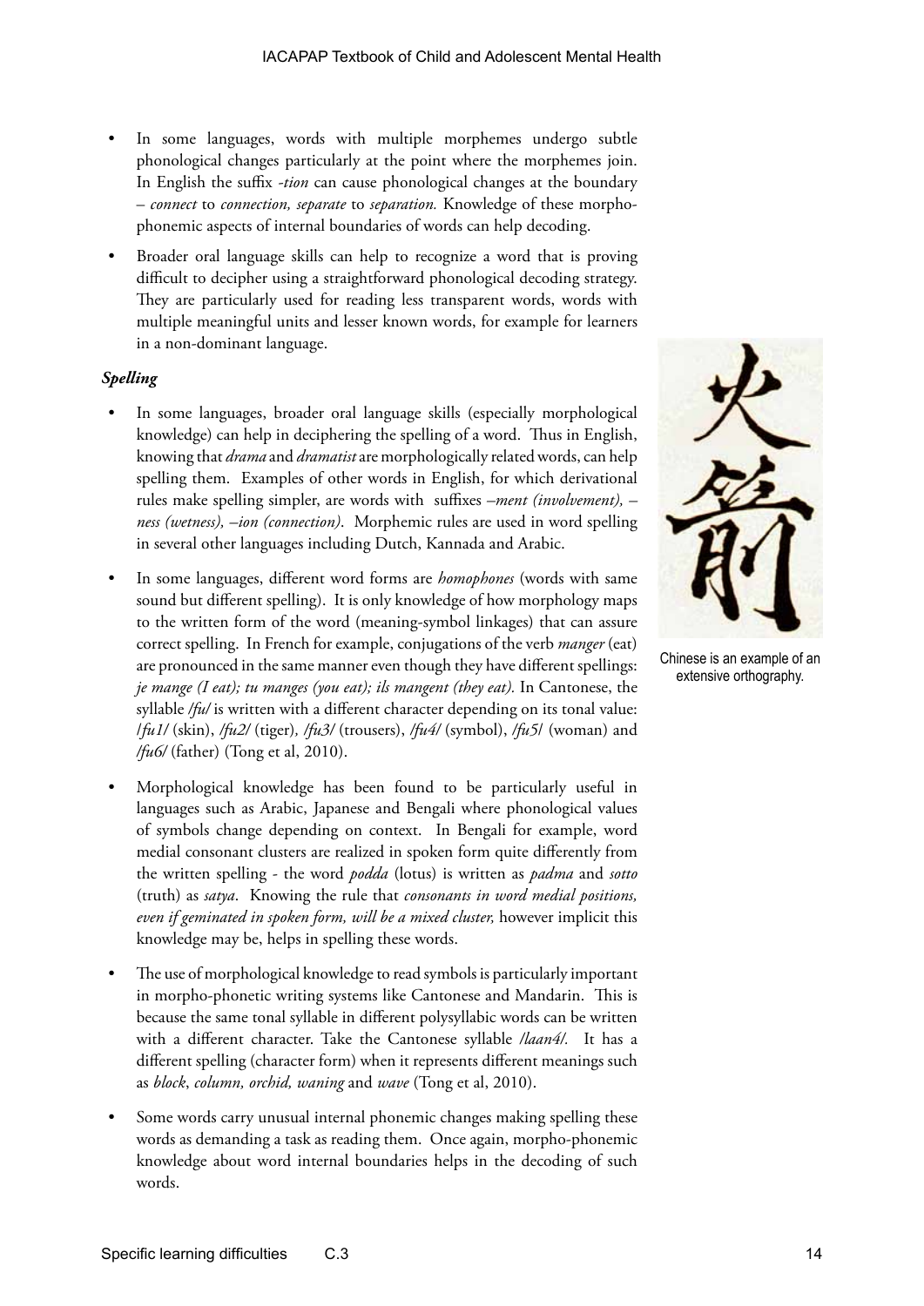- In some languages, words with multiple morphemes undergo subtle phonological changes particularly at the point where the morphemes join. In English the suffix *-tion* can cause phonological changes at the boundary – *connect* to *connection, separate* to *separation.* Knowledge of these morpho-phonemic aspects of internal boundaries of words can help decoding.

- Broader oral language skills can help to recognize a word that is proving difficult to decipher using a straightforward phonological decoding strategy. They are particularly used for reading less transparent words, words with multiple meaningful units and lesser known words, for example for learners in a non-dominant language.

### *Spelling*

- In some languages, broader oral language skills (especially morphological knowledge) can help in deciphering the spelling of a word. Thus in English, knowing that *drama* and *dramatist* are morphologically related words, can help spelling them. Examples of other words in English, for which derivational rules make spelling simpler, are words with suffixes *–ment (involvement), –ness (wetness), –ion (connection)*. Morphemic rules are used in word spelling in several other languages including Dutch, Kannada and Arabic.

- In some languages, different word forms are *homophones* (words with same sound but different spelling). It is only knowledge of how morphology maps to the written form of the word (meaning-symbol linkages) that can assure correct spelling. In French for example, conjugations of the verb *manger* (eat) are pronounced in the same manner even though they have different spellings: *je mange (I eat); tu manges (you eat); ils mangent (they eat).* In Cantonese, the syllable */fu/* is written with a different character depending on its tonal value: /*fu1*/ (skin), */fu2/* (tiger)*, /fu3/* (trousers), */fu4/* (symbol), */fu5*/ (woman) and */fu6/* (father) (Tong et al, 2010).

- Morphological knowledge has been found to be particularly useful in languages such as Arabic, Japanese and Bengali where phonological values of symbols change depending on context. In Bengali for example, word medial consonant clusters are realized in spoken form quite differently from the written spelling - the word *podda* (lotus) is written as *padma* and *sotto* (truth) as *satya*. Knowing the rule that *consonants in word medial positions, even if geminated in spoken form, will be a mixed cluster,* however implicit this knowledge may be, helps in spelling these words.

- The use of morphological knowledge to read symbols is particularly important in morpho-phonetic writing systems like Cantonese and Mandarin. This is because the same tonal syllable in different polysyllabic words can be written with a different character. Take the Cantonese syllable */laan4/.* It has a different spelling (character form) when it represents different meanings such as *block*, *column, orchid, waning* and *wave* (Tong et al, 2010).

- Some words carry unusual internal phonemic changes making spelling these words as demanding a task as reading them. Once again, morpho-phonemic knowledge about word internal boundaries helps in the decoding of such words.

Chinese is an example of an extensive orthography.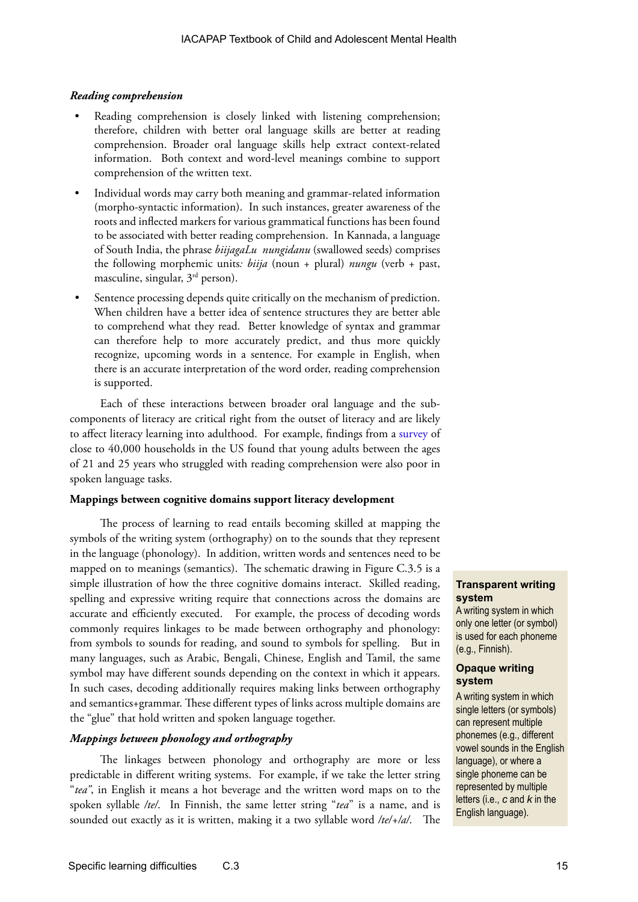*Reading comprehension*

- Reading comprehension is closely linked with listening comprehension; therefore, children with better oral language skills are better at reading comprehension. Broader oral language skills help extract context-related information. Both context and word-level meanings combine to support comprehension of the written text.
- Individual words may carry both meaning and grammar-related information (morpho-syntactic information). In such instances, greater awareness of the roots and inflected markers for various grammatical functions has been found to be associated with better reading comprehension. In Kannada, a language of South India, the phrase *biijagaLu nungidanu* (swallowed seeds) comprises the following morphemic units*: biija* (noun + plural) *nungu* (verb + past, masculine, singular, 3rd person).
- Sentence processing depends quite critically on the mechanism of prediction. When children have a better idea of sentence structures they are better able to comprehend what they read. Better knowledge of syntax and grammar can therefore help to more accurately predict, and thus more quickly recognize, upcoming words in a sentence. For example in English, when there is an accurate interpretation of the word order, reading comprehension is supported.

Each of these interactions between broader oral language and the sub-components of literacy are critical right from the outset of literacy and are likely to affect literacy learning into adulthood. For example, findings from a survey of close to 40,000 households in the US found that young adults between the ages of 21 and 25 years who struggled with reading comprehension were also poor in spoken language tasks.

**Mappings between cognitive domains support literacy development**

The process of learning to read entails becoming skilled at mapping the symbols of the writing system (orthography) on to the sounds that they represent in the language (phonology). In addition, written words and sentences need to be mapped on to meanings (semantics). The schematic drawing in Figure C.3.5 is a simple illustration of how the three cognitive domains interact. Skilled reading, spelling and expressive writing require that connections across the domains are accurate and efficiently executed. For example, the process of decoding words commonly requires linkages to be made between orthography and phonology: from symbols to sounds for reading, and sound to symbols for spelling. But in many languages, such as Arabic, Bengali, Chinese, English and Tamil, the same symbol may have different sounds depending on the context in which it appears. In such cases, decoding additionally requires making links between orthography and semantics+grammar. These different types of links across multiple domains are the "glue" that hold written and spoken language together.

*Mappings between phonology and orthography*

The linkages between phonology and orthography are more or less predictable in different writing systems. For example, if we take the letter string "*tea*", in English it means a hot beverage and the written word maps on to the spoken syllable */te/*. In Finnish, the same letter string "*tea*" is a name, and is sounded out exactly as it is written, making it a two syllable word */te/+/a/*. The

**Transparent writing system**
A writing system in which only one letter (or symbol) is used for each phoneme (e.g., Finnish).

**Opaque writing system**
A writing system in which single letters (or symbols) can represent multiple phonemes (e.g., different vowel sounds in the English language), or where a single phoneme can be represented by multiple letters (i.e., *c* and *k* in the English language).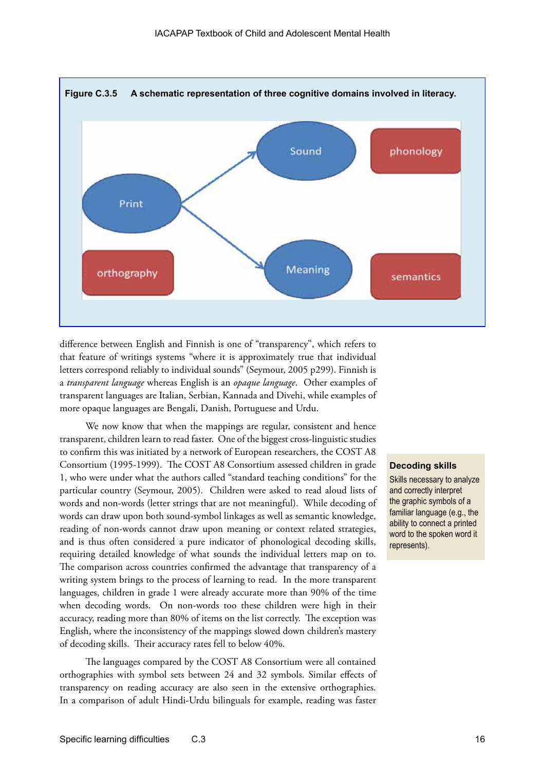**Figure C.3.5 A schematic representation of three cognitive domains involved in literacy.**

difference between English and Finnish is one of "transparency", which refers to that feature of writings systems "where it is approximately true that individual letters correspond reliably to individual sounds" (Seymour, 2005 p299). Finnish is a *transparent language* whereas English is an *opaque language*. Other examples of transparent languages are Italian, Serbian, Kannada and Divehi, while examples of more opaque languages are Bengali, Danish, Portuguese and Urdu.

We now know that when the mappings are regular, consistent and hence transparent, children learn to read faster. One of the biggest cross-linguistic studies to confirm this was initiated by a network of European researchers, the COST A8 Consortium (1995-1999). The COST A8 Consortium assessed children in grade 1, who were under what the authors called "standard teaching conditions" for the particular country (Seymour, 2005). Children were asked to read aloud lists of words and non-words (letter strings that are not meaningful). While decoding of words can draw upon both sound-symbol linkages as well as semantic knowledge, reading of non-words cannot draw upon meaning or context related strategies, and is thus often considered a pure indicator of phonological decoding skills, requiring detailed knowledge of what sounds the individual letters map on to. The comparison across countries confirmed the advantage that transparency of a writing system brings to the process of learning to read. In the more transparent languages, children in grade 1 were already accurate more than 90% of the time when decoding words. On non-words too these children were high in their accuracy, reading more than 80% of items on the list correctly. The exception was English, where the inconsistency of the mappings slowed down children's mastery of decoding skills. Their accuracy rates fell to below 40%.

**Decoding skills**

Skills necessary to analyze and correctly interpret the graphic symbols of a familiar language (e.g., the ability to connect a printed word to the spoken word it represents).

The languages compared by the COST A8 Consortium were all contained orthographies with symbol sets between 24 and 32 symbols. Similar effects of transparency on reading accuracy are also seen in the extensive orthographies. In a comparison of adult Hindi-Urdu bilinguals for example, reading was faster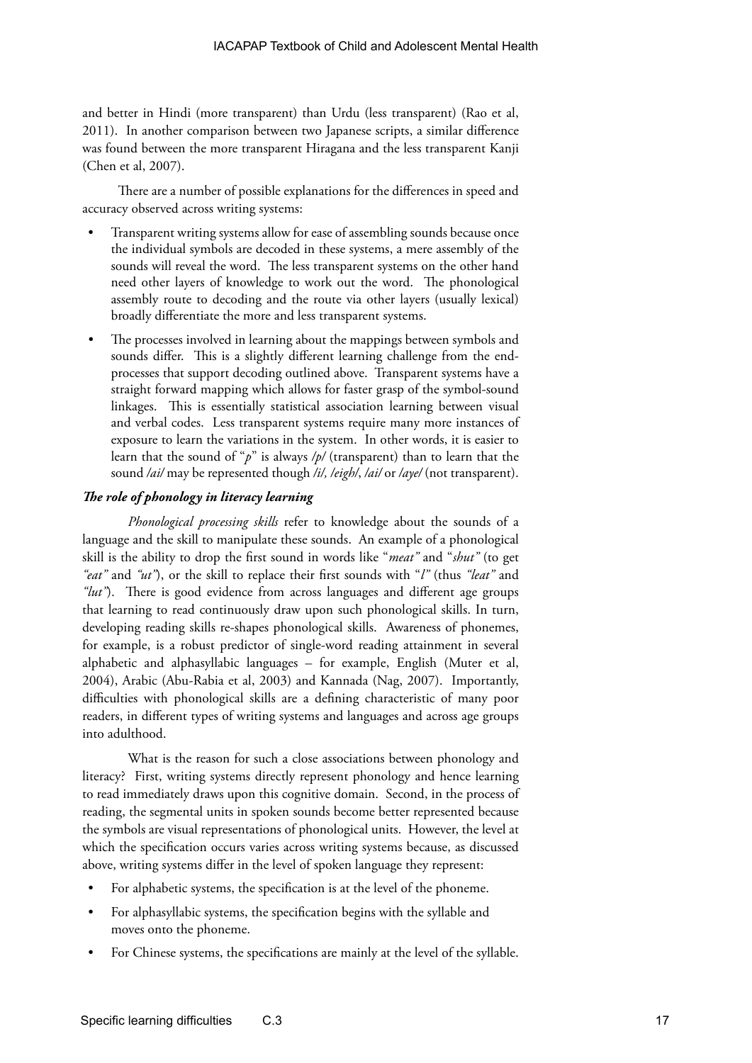and better in Hindi (more transparent) than Urdu (less transparent) (Rao et al, 2011). In another comparison between two Japanese scripts, a similar difference was found between the more transparent Hiragana and the less transparent Kanji (Chen et al, 2007).

There are a number of possible explanations for the differences in speed and accuracy observed across writing systems:

- Transparent writing systems allow for ease of assembling sounds because once the individual symbols are decoded in these systems, a mere assembly of the sounds will reveal the word. The less transparent systems on the other hand need other layers of knowledge to work out the word. The phonological assembly route to decoding and the route via other layers (usually lexical) broadly differentiate the more and less transparent systems.
- The processes involved in learning about the mappings between symbols and sounds differ. This is a slightly different learning challenge from the end-processes that support decoding outlined above. Transparent systems have a straight forward mapping which allows for faster grasp of the symbol-sound linkages. This is essentially statistical association learning between visual and verbal codes. Less transparent systems require many more instances of exposure to learn the variations in the system. In other words, it is easier to learn that the sound of "*p*" is always */p/* (transparent) than to learn that the sound */ai/* may be represented though */i/, /eigh/*, */ai/* or */aye/* (not transparent).

***The role of phonology in literacy learning***

*Phonological processing skills* refer to knowledge about the sounds of a language and the skill to manipulate these sounds. An example of a phonological skill is the ability to drop the first sound in words like "*meat"* and "*shut"* (to get *"eat"* and *"ut"*), or the skill to replace their first sounds with "*l"* (thus *"leat"* and *"lut"*). There is good evidence from across languages and different age groups that learning to read continuously draw upon such phonological skills. In turn, developing reading skills re-shapes phonological skills. Awareness of phonemes, for example, is a robust predictor of single-word reading attainment in several alphabetic and alphasyllabic languages – for example, English (Muter et al, 2004), Arabic (Abu-Rabia et al, 2003) and Kannada (Nag, 2007). Importantly, difficulties with phonological skills are a defining characteristic of many poor readers, in different types of writing systems and languages and across age groups into adulthood.

What is the reason for such a close associations between phonology and literacy? First, writing systems directly represent phonology and hence learning to read immediately draws upon this cognitive domain. Second, in the process of reading, the segmental units in spoken sounds become better represented because the symbols are visual representations of phonological units. However, the level at which the specification occurs varies across writing systems because, as discussed above, writing systems differ in the level of spoken language they represent:

- For alphabetic systems, the specification is at the level of the phoneme.
- For alphasyllabic systems, the specification begins with the syllable and moves onto the phoneme.
- For Chinese systems, the specifications are mainly at the level of the syllable.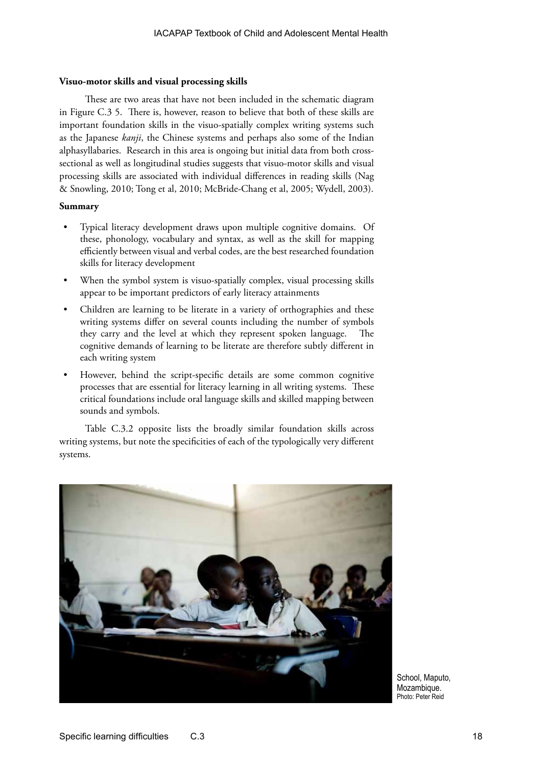**Visuo-motor skills and visual processing skills**

These are two areas that have not been included in the schematic diagram in Figure C.3 5. There is, however, reason to believe that both of these skills are important foundation skills in the visuo-spatially complex writing systems such as the Japanese *kanji*, the Chinese systems and perhaps also some of the Indian alphasyllabaries. Research in this area is ongoing but initial data from both cross-sectional as well as longitudinal studies suggests that visuo-motor skills and visual processing skills are associated with individual differences in reading skills (Nag & Snowling, 2010; Tong et al, 2010; McBride-Chang et al, 2005; Wydell, 2003).

**Summary**

- Typical literacy development draws upon multiple cognitive domains. Of these, phonology, vocabulary and syntax, as well as the skill for mapping efficiently between visual and verbal codes, are the best researched foundation skills for literacy development
- When the symbol system is visuo-spatially complex, visual processing skills appear to be important predictors of early literacy attainments
- Children are learning to be literate in a variety of orthographies and these writing systems differ on several counts including the number of symbols they carry and the level at which they represent spoken language. The cognitive demands of learning to be literate are therefore subtly different in each writing system
- However, behind the script-specific details are some common cognitive processes that are essential for literacy learning in all writing systems. These critical foundations include oral language skills and skilled mapping between sounds and symbols.

Table C.3.2 opposite lists the broadly similar foundation skills across writing systems, but note the specificities of each of the typologically very different systems.

School, Maputo, Mozambique.
Photo: Peter Reid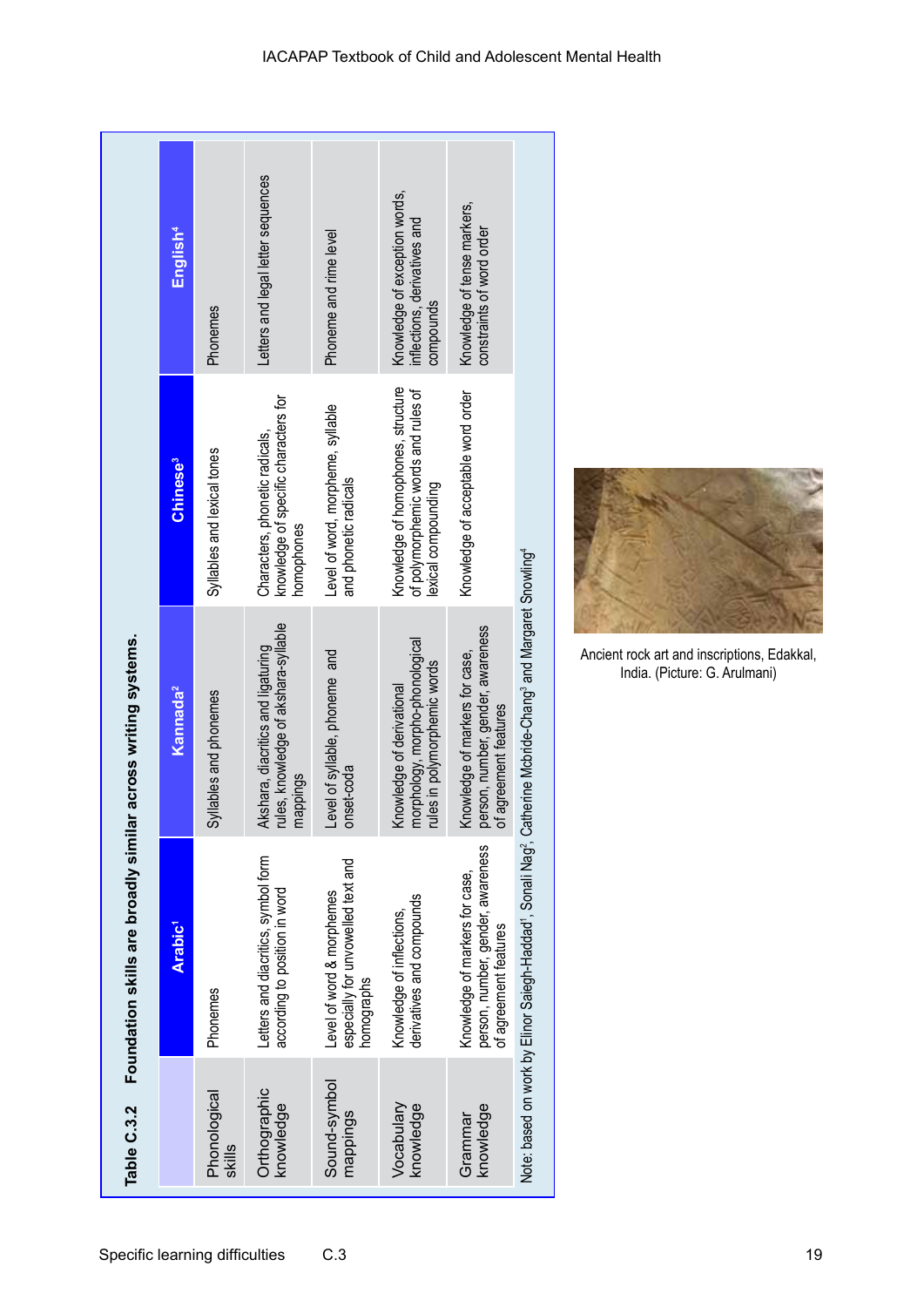**Table C.3.2 Foundation skills are broadly similar across writing systems.**

| | Arabic[1] | Kannada[2] | Chinese[3] | English[4] |
|---|---|---|---|---|
| Phonological skills | Phonemes | Syllables and phonemes | Syllables and lexical tones | Phonemes |
| Orthographic knowledge | Letters and diacritics, symbol form according to position in word | Akshara, diacritics and ligaturing rules, knowledge of akshara-syllable mappings | Characters, phonetic radicals, knowledge of specific characters for homophones | Letters and legal letter sequences |
| Sound-symbol mappings | Level of word & morphemes especially for unvowelled text and homographs | Level of syllable, phoneme and onset-coda | Level of word, morpheme, syllable and phonetic radicals | Phoneme and rime level |
| Vocabulary knowledge | Knowledge of inflections, derivatives and compounds | Knowledge of derivational morphology, morpho-phonological rules in polymorphemic words | Knowledge of homophones, structure of polymorphemic words and rules of lexical compounding | Knowledge of exception words, inflections, derivatives and compounds |
| Grammar knowledge | Knowledge of markers for case, person, number, gender, awareness of agreement features | Knowledge of markers for case, person, number, gender, awareness of agreement features | Knowledge of acceptable word order | Knowledge of tense markers, constraints of word order |

Note: based on work by Elinor Saiegh-Haddad[1], Sonali Nag[2], Catherine Mcbride-Chang[3] and Margaret Snowling[4]

Ancient rock art and inscriptions, Edakkal, India. (Picture: G. Arulmani)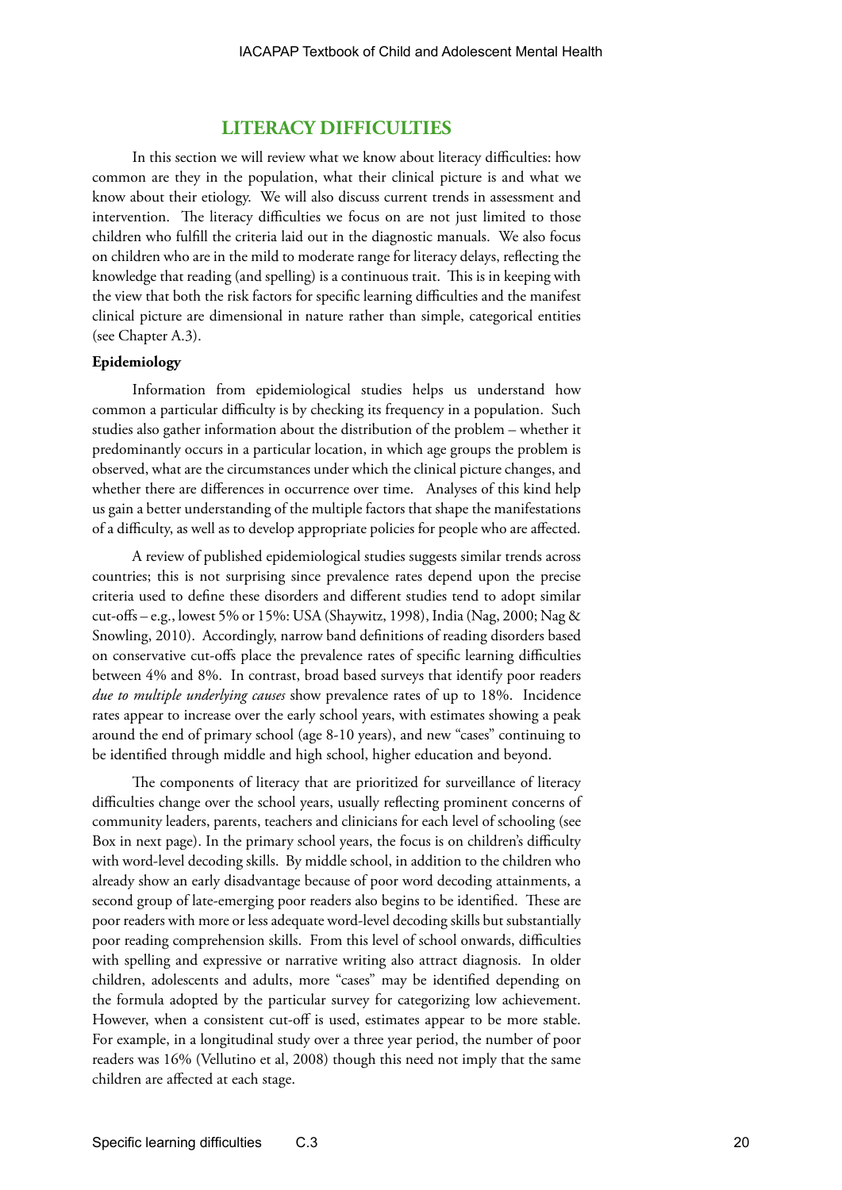## LITERACY DIFFICULTIES

In this section we will review what we know about literacy difficulties: how common are they in the population, what their clinical picture is and what we know about their etiology. We will also discuss current trends in assessment and intervention. The literacy difficulties we focus on are not just limited to those children who fulfill the criteria laid out in the diagnostic manuals. We also focus on children who are in the mild to moderate range for literacy delays, reflecting the knowledge that reading (and spelling) is a continuous trait. This is in keeping with the view that both the risk factors for specific learning difficulties and the manifest clinical picture are dimensional in nature rather than simple, categorical entities (see Chapter A.3).

### Epidemiology

Information from epidemiological studies helps us understand how common a particular difficulty is by checking its frequency in a population. Such studies also gather information about the distribution of the problem – whether it predominantly occurs in a particular location, in which age groups the problem is observed, what are the circumstances under which the clinical picture changes, and whether there are differences in occurrence over time. Analyses of this kind help us gain a better understanding of the multiple factors that shape the manifestations of a difficulty, as well as to develop appropriate policies for people who are affected.

A review of published epidemiological studies suggests similar trends across countries; this is not surprising since prevalence rates depend upon the precise criteria used to define these disorders and different studies tend to adopt similar cut-offs – e.g., lowest 5% or 15%: USA (Shaywitz, 1998), India (Nag, 2000; Nag & Snowling, 2010). Accordingly, narrow band definitions of reading disorders based on conservative cut-offs place the prevalence rates of specific learning difficulties between 4% and 8%. In contrast, broad based surveys that identify poor readers *due to multiple underlying causes* show prevalence rates of up to 18%. Incidence rates appear to increase over the early school years, with estimates showing a peak around the end of primary school (age 8-10 years), and new "cases" continuing to be identified through middle and high school, higher education and beyond.

The components of literacy that are prioritized for surveillance of literacy difficulties change over the school years, usually reflecting prominent concerns of community leaders, parents, teachers and clinicians for each level of schooling (see Box in next page). In the primary school years, the focus is on children's difficulty with word-level decoding skills. By middle school, in addition to the children who already show an early disadvantage because of poor word decoding attainments, a second group of late-emerging poor readers also begins to be identified. These are poor readers with more or less adequate word-level decoding skills but substantially poor reading comprehension skills. From this level of school onwards, difficulties with spelling and expressive or narrative writing also attract diagnosis. In older children, adolescents and adults, more "cases" may be identified depending on the formula adopted by the particular survey for categorizing low achievement. However, when a consistent cut-off is used, estimates appear to be more stable. For example, in a longitudinal study over a three year period, the number of poor readers was 16% (Vellutino et al, 2008) though this need not imply that the same children are affected at each stage.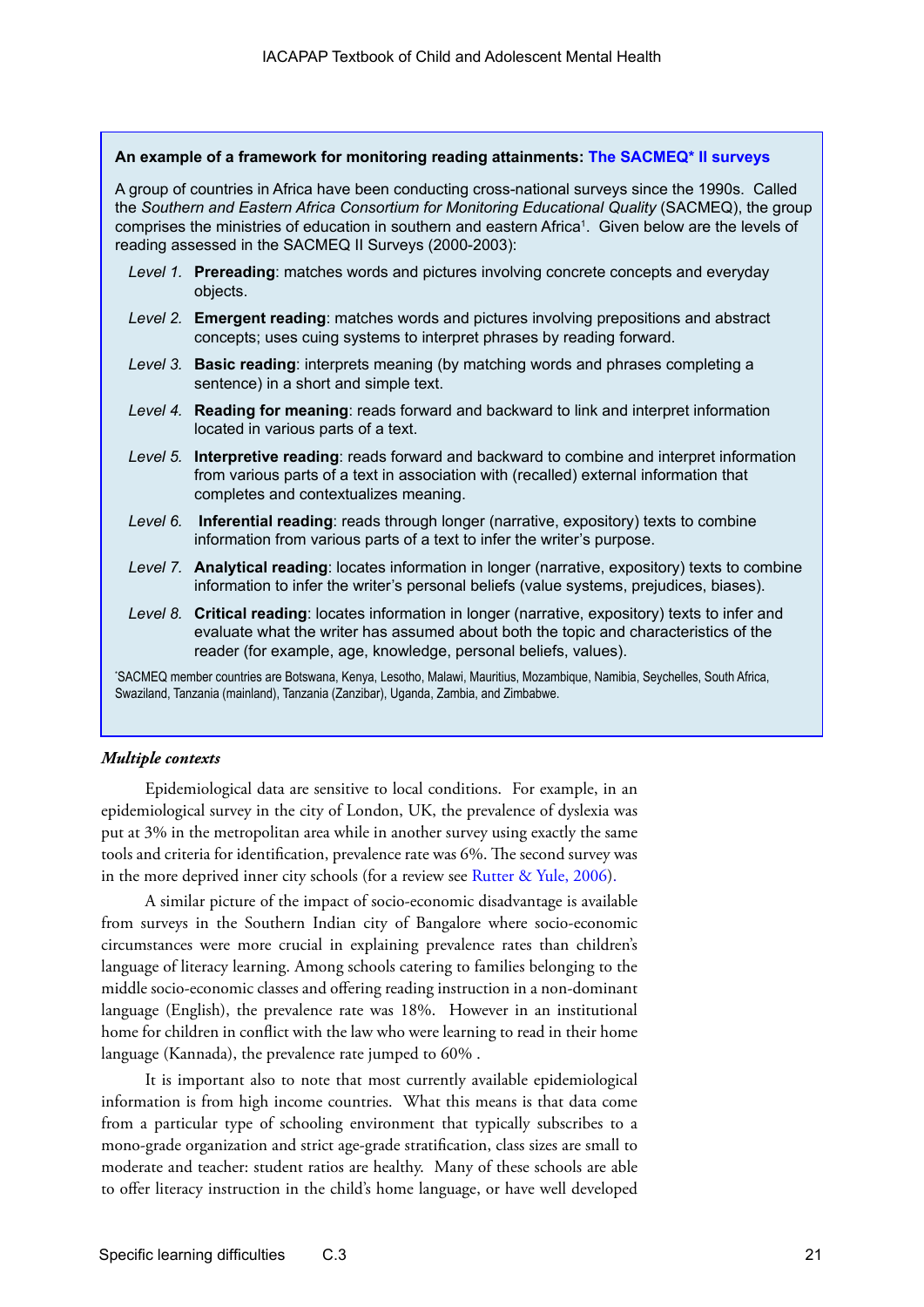**An example of a framework for monitoring reading attainments: The SACMEQ* II surveys**

A group of countries in Africa have been conducting cross-national surveys since the 1990s. Called the *Southern and Eastern Africa Consortium for Monitoring Educational Quality* (SACMEQ), the group comprises the ministries of education in southern and eastern Africa[1]. Given below are the levels of reading assessed in the SACMEQ II Surveys (2000-2003):

- *Level 1.* **Prereading**: matches words and pictures involving concrete concepts and everyday objects.
- *Level 2.* **Emergent reading**: matches words and pictures involving prepositions and abstract concepts; uses cuing systems to interpret phrases by reading forward.
- *Level 3.* **Basic reading**: interprets meaning (by matching words and phrases completing a sentence) in a short and simple text.
- *Level 4.* **Reading for meaning**: reads forward and backward to link and interpret information located in various parts of a text.
- *Level 5.* **Interpretive reading**: reads forward and backward to combine and interpret information from various parts of a text in association with (recalled) external information that completes and contextualizes meaning.
- *Level 6.* **Inferential reading**: reads through longer (narrative, expository) texts to combine information from various parts of a text to infer the writer's purpose.
- *Level 7.* **Analytical reading**: locates information in longer (narrative, expository) texts to combine information to infer the writer's personal beliefs (value systems, prejudices, biases).
- *Level 8.* **Critical reading**: locates information in longer (narrative, expository) texts to infer and evaluate what the writer has assumed about both the topic and characteristics of the reader (for example, age, knowledge, personal beliefs, values).

*SACMEQ member countries are Botswana, Kenya, Lesotho, Malawi, Mauritius, Mozambique, Namibia, Seychelles, South Africa, Swaziland, Tanzania (mainland), Tanzania (Zanzibar), Uganda, Zambia, and Zimbabwe.

### *Multiple contexts*

Epidemiological data are sensitive to local conditions. For example, in an epidemiological survey in the city of London, UK, the prevalence of dyslexia was put at 3% in the metropolitan area while in another survey using exactly the same tools and criteria for identification, prevalence rate was 6%. The second survey was in the more deprived inner city schools (for a review see Rutter & Yule, 2006).

A similar picture of the impact of socio-economic disadvantage is available from surveys in the Southern Indian city of Bangalore where socio-economic circumstances were more crucial in explaining prevalence rates than children's language of literacy learning. Among schools catering to families belonging to the middle socio-economic classes and offering reading instruction in a non-dominant language (English), the prevalence rate was 18%. However in an institutional home for children in conflict with the law who were learning to read in their home language (Kannada), the prevalence rate jumped to 60% .

It is important also to note that most currently available epidemiological information is from high income countries. What this means is that data come from a particular type of schooling environment that typically subscribes to a mono-grade organization and strict age-grade stratification, class sizes are small to moderate and teacher: student ratios are healthy. Many of these schools are able to offer literacy instruction in the child's home language, or have well developed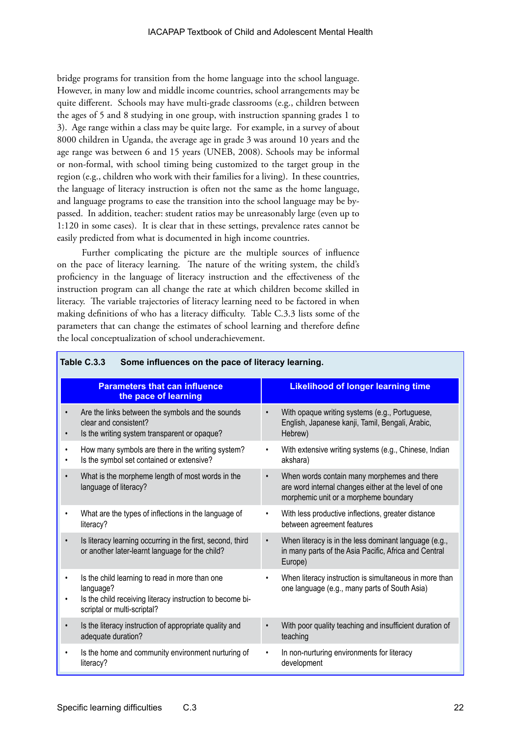bridge programs for transition from the home language into the school language. However, in many low and middle income countries, school arrangements may be quite different. Schools may have multi-grade classrooms (e.g., children between the ages of 5 and 8 studying in one group, with instruction spanning grades 1 to 3). Age range within a class may be quite large. For example, in a survey of about 8000 children in Uganda, the average age in grade 3 was around 10 years and the age range was between 6 and 15 years (UNEB, 2008). Schools may be informal or non-formal, with school timing being customized to the target group in the region (e.g., children who work with their families for a living). In these countries, the language of literacy instruction is often not the same as the home language, and language programs to ease the transition into the school language may be by-passed. In addition, teacher: student ratios may be unreasonably large (even up to 1:120 in some cases). It is clear that in these settings, prevalence rates cannot be easily predicted from what is documented in high income countries.

Further complicating the picture are the multiple sources of influence on the pace of literacy learning. The nature of the writing system, the child's proficiency in the language of literacy instruction and the effectiveness of the instruction program can all change the rate at which children become skilled in literacy. The variable trajectories of literacy learning need to be factored in when making definitions of who has a literacy difficulty. Table C.3.3 lists some of the parameters that can change the estimates of school learning and therefore define the local conceptualization of school underachievement.

**Table C.3.3 Some influences on the pace of literacy learning.**

| Parameters that can influence the pace of learning | Likelihood of longer learning time |
|---|---|
| • Are the links between the symbols and the sounds clear and consistent?<br>• Is the writing system transparent or opaque? | • With opaque writing systems (e.g., Portuguese, English, Japanese kanji, Tamil, Bengali, Arabic, Hebrew) |
| • How many symbols are there in the writing system?<br>• Is the symbol set contained or extensive? | • With extensive writing systems (e.g., Chinese, Indian akshara) |
| • What is the morpheme length of most words in the language of literacy? | • When words contain many morphemes and there are word internal changes either at the level of one morphemic unit or a morpheme boundary |
| • What are the types of inflections in the language of literacy? | • With less productive inflections, greater distance between agreement features |
| • Is literacy learning occurring in the first, second, third or another later-learnt language for the child? | • When literacy is in the less dominant language (e.g., in many parts of the Asia Pacific, Africa and Central Europe) |
| • Is the child learning to read in more than one language?<br>• Is the child receiving literacy instruction to become bi-scriptal or multi-scriptal? | • When literacy instruction is simultaneous in more than one language (e.g., many parts of South Asia) |
| • Is the literacy instruction of appropriate quality and adequate duration? | • With poor quality teaching and insufficient duration of teaching |
| • Is the home and community environment nurturing of literacy? | • In non-nurturing environments for literacy development |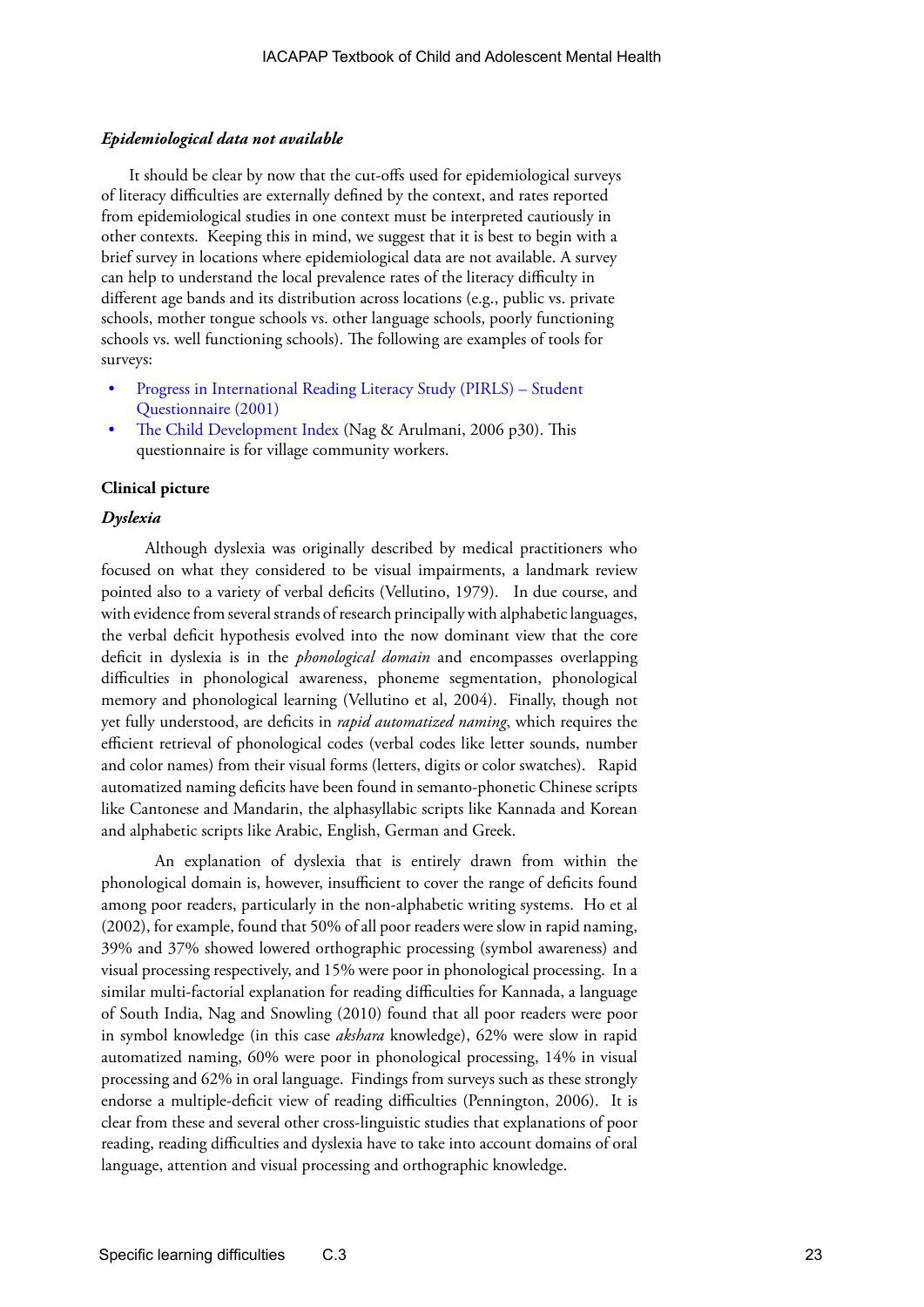### *Epidemiological data not available*

It should be clear by now that the cut-offs used for epidemiological surveys of literacy difficulties are externally defined by the context, and rates reported from epidemiological studies in one context must be interpreted cautiously in other contexts. Keeping this in mind, we suggest that it is best to begin with a brief survey in locations where epidemiological data are not available. A survey can help to understand the local prevalence rates of the literacy difficulty in different age bands and its distribution across locations (e.g., public vs. private schools, mother tongue schools vs. other language schools, poorly functioning schools vs. well functioning schools). The following are examples of tools for surveys:

- Progress in International Reading Literacy Study (PIRLS) – Student Questionnaire (2001)
- The Child Development Index (Nag & Arulmani, 2006 p30). This questionnaire is for village community workers.

## Clinical picture

### *Dyslexia*

Although dyslexia was originally described by medical practitioners who focused on what they considered to be visual impairments, a landmark review pointed also to a variety of verbal deficits (Vellutino, 1979). In due course, and with evidence from several strands of research principally with alphabetic languages, the verbal deficit hypothesis evolved into the now dominant view that the core deficit in dyslexia is in the *phonological domain* and encompasses overlapping difficulties in phonological awareness, phoneme segmentation, phonological memory and phonological learning (Vellutino et al, 2004). Finally, though not yet fully understood, are deficits in *rapid automatized naming*, which requires the efficient retrieval of phonological codes (verbal codes like letter sounds, number and color names) from their visual forms (letters, digits or color swatches). Rapid automatized naming deficits have been found in semanto-phonetic Chinese scripts like Cantonese and Mandarin, the alphasyllabic scripts like Kannada and Korean and alphabetic scripts like Arabic, English, German and Greek.

An explanation of dyslexia that is entirely drawn from within the phonological domain is, however, insufficient to cover the range of deficits found among poor readers, particularly in the non-alphabetic writing systems. Ho et al (2002), for example, found that 50% of all poor readers were slow in rapid naming, 39% and 37% showed lowered orthographic processing (symbol awareness) and visual processing respectively, and 15% were poor in phonological processing. In a similar multi-factorial explanation for reading difficulties for Kannada, a language of South India, Nag and Snowling (2010) found that all poor readers were poor in symbol knowledge (in this case *akshara* knowledge), 62% were slow in rapid automatized naming, 60% were poor in phonological processing, 14% in visual processing and 62% in oral language. Findings from surveys such as these strongly endorse a multiple-deficit view of reading difficulties (Pennington, 2006). It is clear from these and several other cross-linguistic studies that explanations of poor reading, reading difficulties and dyslexia have to take into account domains of oral language, attention and visual processing and orthographic knowledge.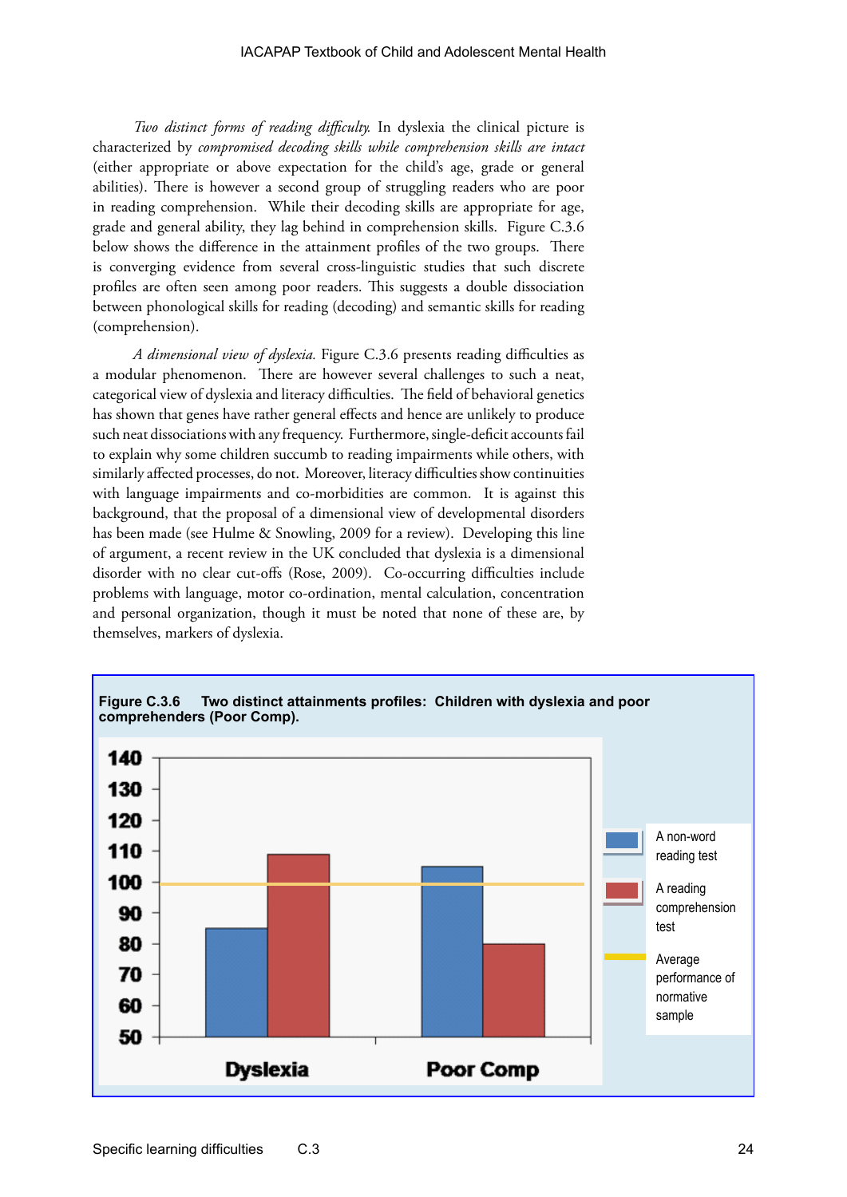*Two distinct forms of reading difficulty.* In dyslexia the clinical picture is characterized by *compromised decoding skills while comprehension skills are intact* (either appropriate or above expectation for the child's age, grade or general abilities). There is however a second group of struggling readers who are poor in reading comprehension. While their decoding skills are appropriate for age, grade and general ability, they lag behind in comprehension skills. Figure C.3.6 below shows the difference in the attainment profiles of the two groups. There is converging evidence from several cross-linguistic studies that such discrete profiles are often seen among poor readers. This suggests a double dissociation between phonological skills for reading (decoding) and semantic skills for reading (comprehension).

*A dimensional view of dyslexia.* Figure C.3.6 presents reading difficulties as a modular phenomenon. There are however several challenges to such a neat, categorical view of dyslexia and literacy difficulties. The field of behavioral genetics has shown that genes have rather general effects and hence are unlikely to produce such neat dissociations with any frequency. Furthermore, single-deficit accounts fail to explain why some children succumb to reading impairments while others, with similarly affected processes, do not. Moreover, literacy difficulties show continuities with language impairments and co-morbidities are common. It is against this background, that the proposal of a dimensional view of developmental disorders has been made (see Hulme & Snowling, 2009 for a review). Developing this line of argument, a recent review in the UK concluded that dyslexia is a dimensional disorder with no clear cut-offs (Rose, 2009). Co-occurring difficulties include problems with language, motor co-ordination, mental calculation, concentration and personal organization, though it must be noted that none of these are, by themselves, markers of dyslexia.

**Figure C.3.6 Two distinct attainments profiles: Children with dyslexia and poor comprehenders (Poor Comp).**

| | A non-word reading test | A reading comprehension test |
|---|---|---|
| Dyslexia | ~85 | ~109 |
| Poor Comp | ~105 | ~80 |

Average performance of normative sample: 100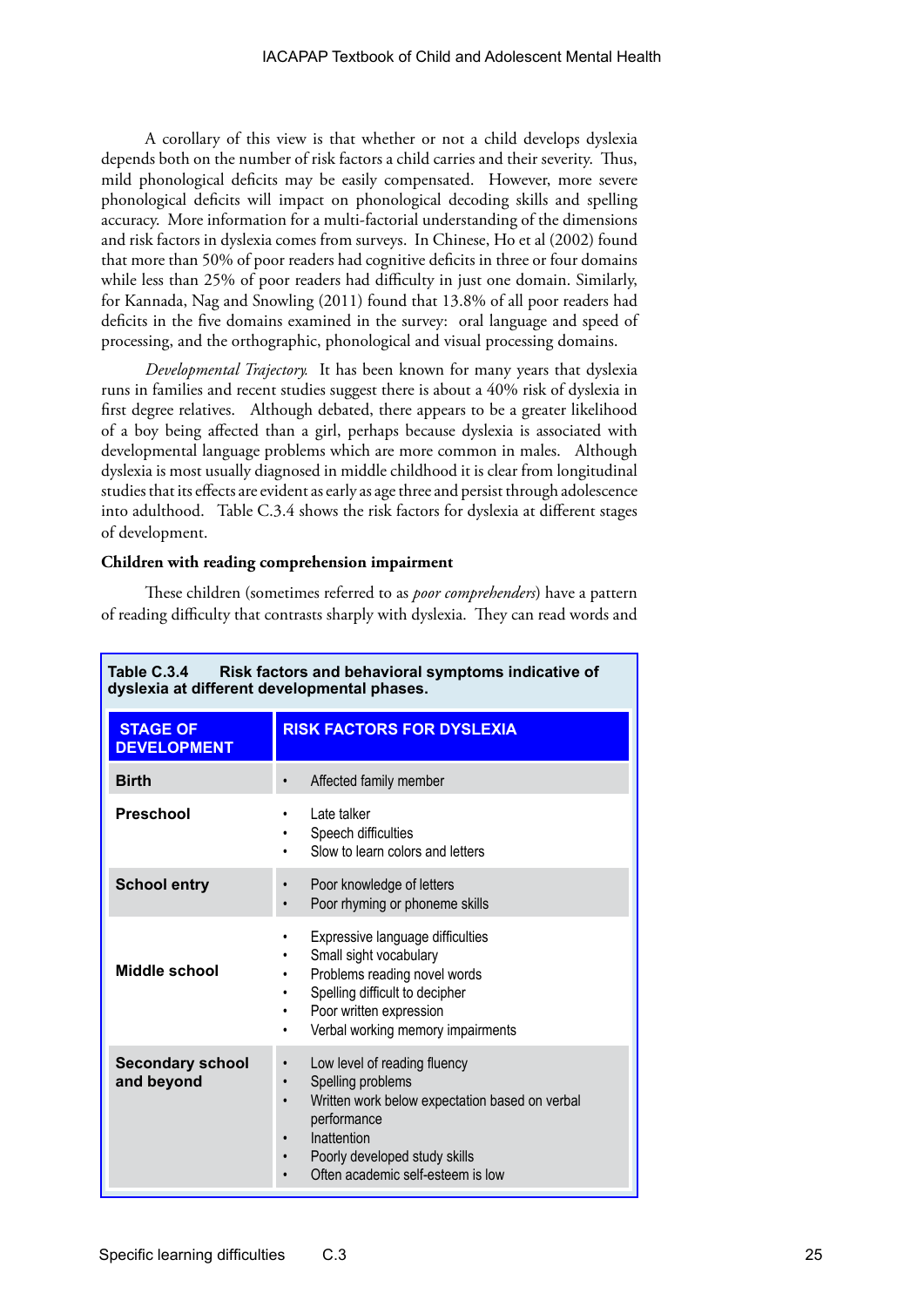A corollary of this view is that whether or not a child develops dyslexia depends both on the number of risk factors a child carries and their severity. Thus, mild phonological deficits may be easily compensated. However, more severe phonological deficits will impact on phonological decoding skills and spelling accuracy. More information for a multi-factorial understanding of the dimensions and risk factors in dyslexia comes from surveys. In Chinese, Ho et al (2002) found that more than 50% of poor readers had cognitive deficits in three or four domains while less than 25% of poor readers had difficulty in just one domain. Similarly, for Kannada, Nag and Snowling (2011) found that 13.8% of all poor readers had deficits in the five domains examined in the survey: oral language and speed of processing, and the orthographic, phonological and visual processing domains.

*Developmental Trajectory.* It has been known for many years that dyslexia runs in families and recent studies suggest there is about a 40% risk of dyslexia in first degree relatives. Although debated, there appears to be a greater likelihood of a boy being affected than a girl, perhaps because dyslexia is associated with developmental language problems which are more common in males. Although dyslexia is most usually diagnosed in middle childhood it is clear from longitudinal studies that its effects are evident as early as age three and persist through adolescence into adulthood. Table C.3.4 shows the risk factors for dyslexia at different stages of development.

**Children with reading comprehension impairment**

These children (sometimes referred to as *poor comprehenders*) have a pattern of reading difficulty that contrasts sharply with dyslexia. They can read words and

**Table C.3.4 Risk factors and behavioral symptoms indicative of dyslexia at different developmental phases.**

| STAGE OF DEVELOPMENT | RISK FACTORS FOR DYSLEXIA |
|---|---|
| **Birth** | • Affected family member |
| **Preschool** | • Late talker<br>• Speech difficulties<br>• Slow to learn colors and letters |
| **School entry** | • Poor knowledge of letters<br>• Poor rhyming or phoneme skills |
| **Middle school** | • Expressive language difficulties<br>• Small sight vocabulary<br>• Problems reading novel words<br>• Spelling difficult to decipher<br>• Poor written expression<br>• Verbal working memory impairments |
| **Secondary school and beyond** | • Low level of reading fluency<br>• Spelling problems<br>• Written work below expectation based on verbal performance<br>• Inattention<br>• Poorly developed study skills<br>• Often academic self-esteem is low |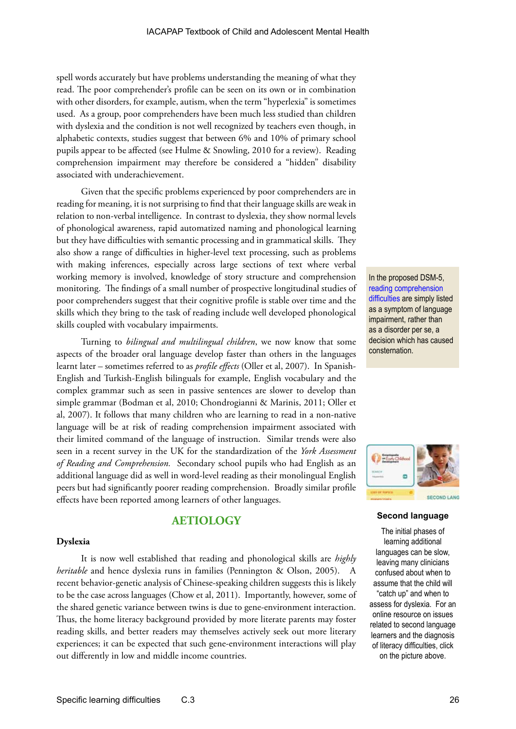spell words accurately but have problems understanding the meaning of what they read. The poor comprehender's profile can be seen on its own or in combination with other disorders, for example, autism, when the term "hyperlexia" is sometimes used. As a group, poor comprehenders have been much less studied than children with dyslexia and the condition is not well recognized by teachers even though, in alphabetic contexts, studies suggest that between 6% and 10% of primary school pupils appear to be affected (see Hulme & Snowling, 2010 for a review). Reading comprehension impairment may therefore be considered a "hidden" disability associated with underachievement.

Given that the specific problems experienced by poor comprehenders are in reading for meaning, it is not surprising to find that their language skills are weak in relation to non-verbal intelligence. In contrast to dyslexia, they show normal levels of phonological awareness, rapid automatized naming and phonological learning but they have difficulties with semantic processing and in grammatical skills. They also show a range of difficulties in higher-level text processing, such as problems with making inferences, especially across large sections of text where verbal working memory is involved, knowledge of story structure and comprehension monitoring. The findings of a small number of prospective longitudinal studies of poor comprehenders suggest that their cognitive profile is stable over time and the skills which they bring to the task of reading include well developed phonological skills coupled with vocabulary impairments.

In the proposed DSM-5, reading comprehension difficulties are simply listed as a symptom of language impairment, rather than as a disorder per se, a decision which has caused consternation.

Turning to *bilingual and multilingual children*, we now know that some aspects of the broader oral language develop faster than others in the languages learnt later – sometimes referred to as *profile effects* (Oller et al, 2007). In Spanish-English and Turkish-English bilinguals for example, English vocabulary and the complex grammar such as seen in passive sentences are slower to develop than simple grammar (Bodman et al, 2010; Chondrogianni & Marinis, 2011; Oller et al, 2007). It follows that many children who are learning to read in a non-native language will be at risk of reading comprehension impairment associated with their limited command of the language of instruction. Similar trends were also seen in a recent survey in the UK for the standardization of the *York Assessment of Reading and Comprehension*. Secondary school pupils who had English as an additional language did as well in word-level reading as their monolingual English peers but had significantly poorer reading comprehension. Broadly similar profile effects have been reported among learners of other languages.

**Second language**

The initial phases of learning additional languages can be slow, leaving many clinicians confused about when to assume that the child will "catch up" and when to assess for dyslexia. For an online resource on issues related to second language learners and the diagnosis of literacy difficulties, click on the picture above.

## AETIOLOGY

### Dyslexia

It is now well established that reading and phonological skills are *highly heritable* and hence dyslexia runs in families (Pennington & Olson, 2005). A recent behavior-genetic analysis of Chinese-speaking children suggests this is likely to be the case across languages (Chow et al, 2011). Importantly, however, some of the shared genetic variance between twins is due to gene-environment interaction. Thus, the home literacy background provided by more literate parents may foster reading skills, and better readers may themselves actively seek out more literary experiences; it can be expected that such gene-environment interactions will play out differently in low and middle income countries.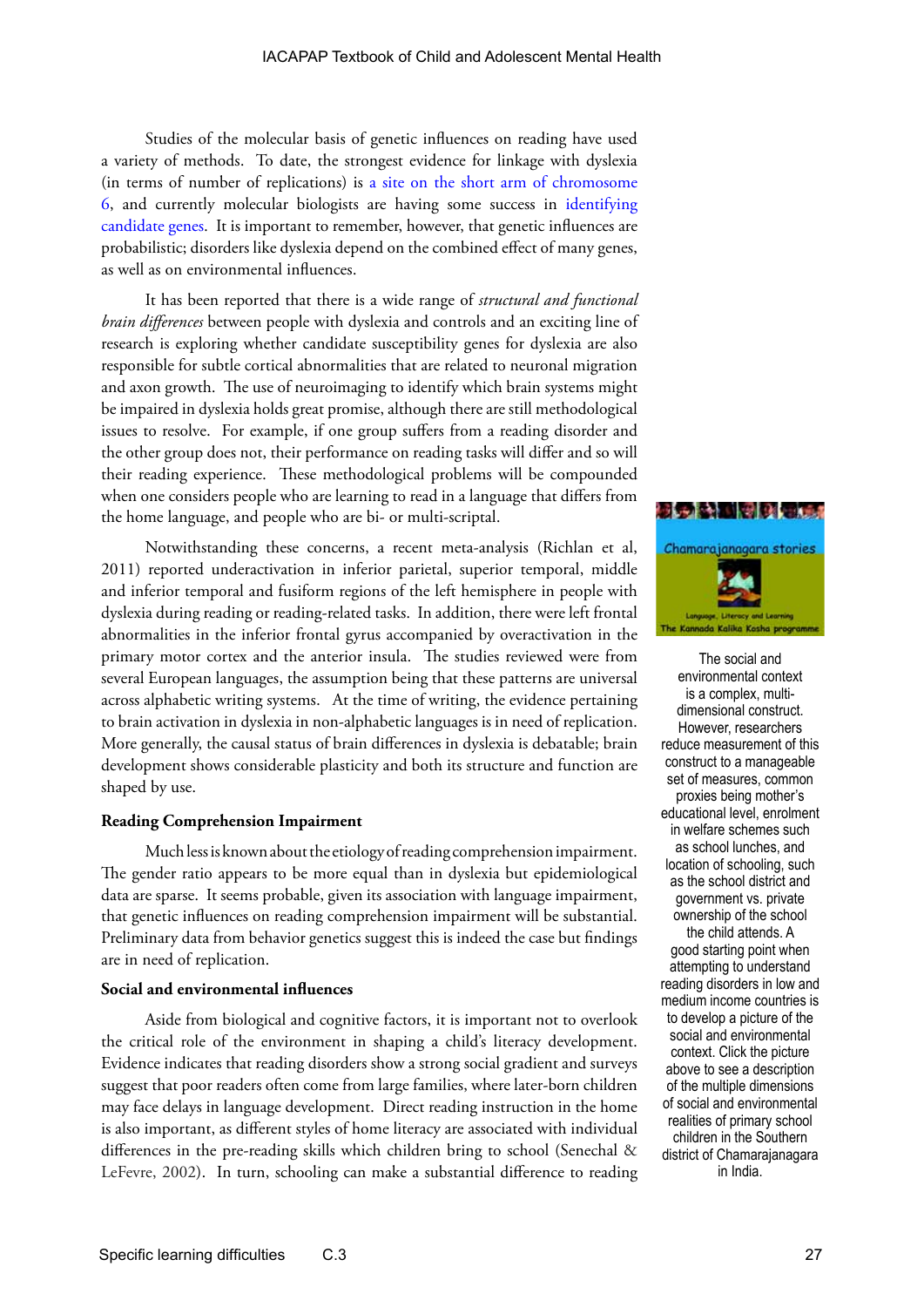Studies of the molecular basis of genetic influences on reading have used a variety of methods. To date, the strongest evidence for linkage with dyslexia (in terms of number of replications) is a site on the short arm of chromosome 6, and currently molecular biologists are having some success in identifying candidate genes. It is important to remember, however, that genetic influences are probabilistic; disorders like dyslexia depend on the combined effect of many genes, as well as on environmental influences.

It has been reported that there is a wide range of *structural and functional brain differences* between people with dyslexia and controls and an exciting line of research is exploring whether candidate susceptibility genes for dyslexia are also responsible for subtle cortical abnormalities that are related to neuronal migration and axon growth. The use of neuroimaging to identify which brain systems might be impaired in dyslexia holds great promise, although there are still methodological issues to resolve. For example, if one group suffers from a reading disorder and the other group does not, their performance on reading tasks will differ and so will their reading experience. These methodological problems will be compounded when one considers people who are learning to read in a language that differs from the home language, and people who are bi- or multi-scriptal.

Notwithstanding these concerns, a recent meta-analysis (Richlan et al, 2011) reported underactivation in inferior parietal, superior temporal, middle and inferior temporal and fusiform regions of the left hemisphere in people with dyslexia during reading or reading-related tasks. In addition, there were left frontal abnormalities in the inferior frontal gyrus accompanied by overactivation in the primary motor cortex and the anterior insula. The studies reviewed were from several European languages, the assumption being that these patterns are universal across alphabetic writing systems. At the time of writing, the evidence pertaining to brain activation in dyslexia in non-alphabetic languages is in need of replication. More generally, the causal status of brain differences in dyslexia is debatable; brain development shows considerable plasticity and both its structure and function are shaped by use.

The social and environmental context is a complex, multi-dimensional construct. However, researchers reduce measurement of this construct to a manageable set of measures, common proxies being mother's educational level, enrolment in welfare schemes such as school lunches, and location of schooling, such as the school district and government vs. private ownership of the school the child attends. A good starting point when attempting to understand reading disorders in low and medium income countries is to develop a picture of the social and environmental context. Click the picture above to see a description of the multiple dimensions of social and environmental realities of primary school children in the Southern district of Chamarajanagara in India.

### Reading Comprehension Impairment

Much less is known about the etiology of reading comprehension impairment. The gender ratio appears to be more equal than in dyslexia but epidemiological data are sparse. It seems probable, given its association with language impairment, that genetic influences on reading comprehension impairment will be substantial. Preliminary data from behavior genetics suggest this is indeed the case but findings are in need of replication.

### Social and environmental influences

Aside from biological and cognitive factors, it is important not to overlook the critical role of the environment in shaping a child's literacy development. Evidence indicates that reading disorders show a strong social gradient and surveys suggest that poor readers often come from large families, where later-born children may face delays in language development. Direct reading instruction in the home is also important, as different styles of home literacy are associated with individual differences in the pre-reading skills which children bring to school (Senechal & LeFevre, 2002). In turn, schooling can make a substantial difference to reading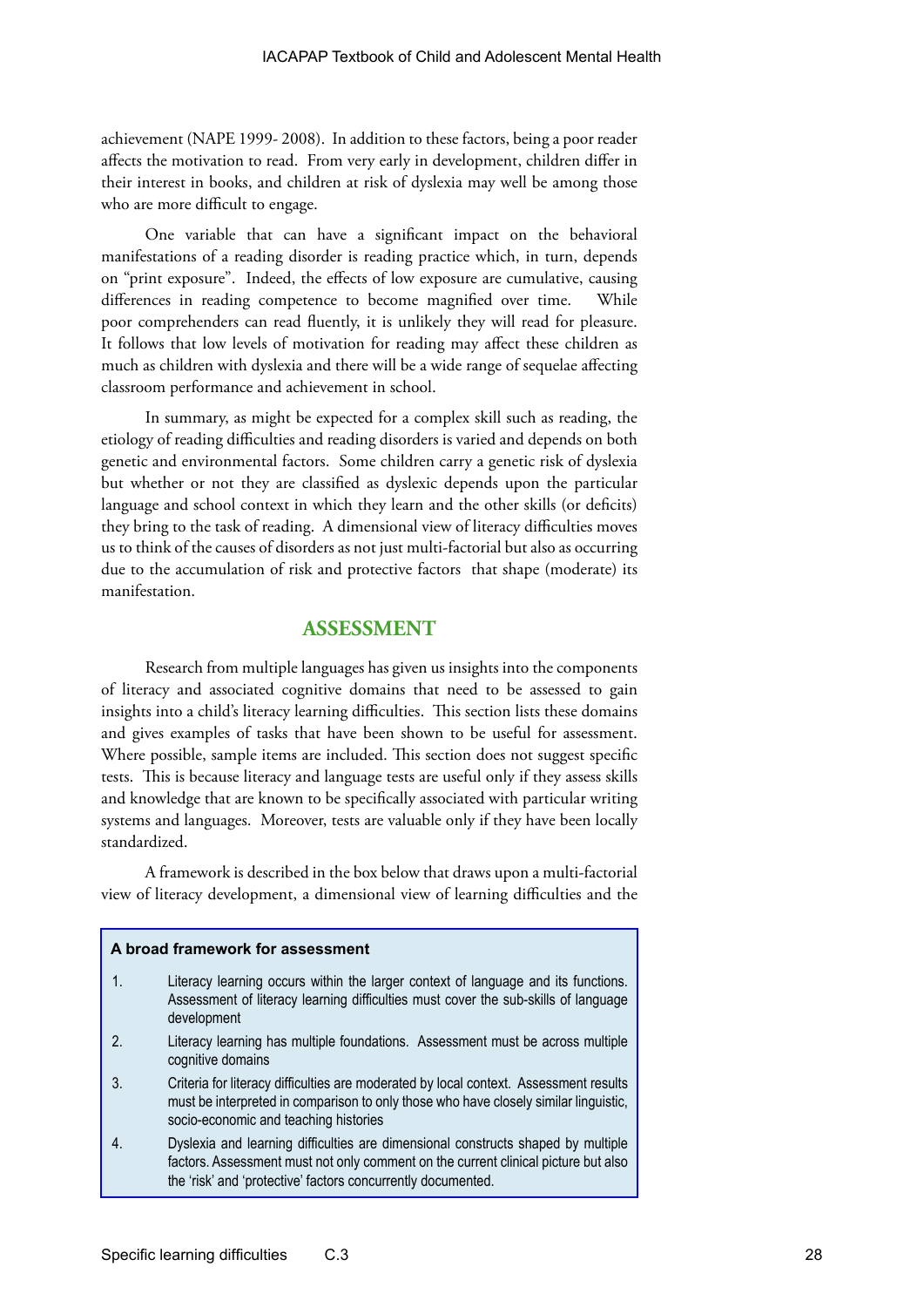achievement (NAPE 1999- 2008). In addition to these factors, being a poor reader affects the motivation to read. From very early in development, children differ in their interest in books, and children at risk of dyslexia may well be among those who are more difficult to engage.

One variable that can have a significant impact on the behavioral manifestations of a reading disorder is reading practice which, in turn, depends on "print exposure". Indeed, the effects of low exposure are cumulative, causing differences in reading competence to become magnified over time. While poor comprehenders can read fluently, it is unlikely they will read for pleasure. It follows that low levels of motivation for reading may affect these children as much as children with dyslexia and there will be a wide range of sequelae affecting classroom performance and achievement in school.

In summary, as might be expected for a complex skill such as reading, the etiology of reading difficulties and reading disorders is varied and depends on both genetic and environmental factors. Some children carry a genetic risk of dyslexia but whether or not they are classified as dyslexic depends upon the particular language and school context in which they learn and the other skills (or deficits) they bring to the task of reading. A dimensional view of literacy difficulties moves us to think of the causes of disorders as not just multi-factorial but also as occurring due to the accumulation of risk and protective factors that shape (moderate) its manifestation.

## ASSESSMENT

Research from multiple languages has given us insights into the components of literacy and associated cognitive domains that need to be assessed to gain insights into a child's literacy learning difficulties. This section lists these domains and gives examples of tasks that have been shown to be useful for assessment. Where possible, sample items are included. This section does not suggest specific tests. This is because literacy and language tests are useful only if they assess skills and knowledge that are known to be specifically associated with particular writing systems and languages. Moreover, tests are valuable only if they have been locally standardized.

A framework is described in the box below that draws upon a multi-factorial view of literacy development, a dimensional view of learning difficulties and the

**A broad framework for assessment**

1. Literacy learning occurs within the larger context of language and its functions. Assessment of literacy learning difficulties must cover the sub-skills of language development
2. Literacy learning has multiple foundations. Assessment must be across multiple cognitive domains
3. Criteria for literacy difficulties are moderated by local context. Assessment results must be interpreted in comparison to only those who have closely similar linguistic, socio-economic and teaching histories
4. Dyslexia and learning difficulties are dimensional constructs shaped by multiple factors. Assessment must not only comment on the current clinical picture but also the 'risk' and 'protective' factors concurrently documented.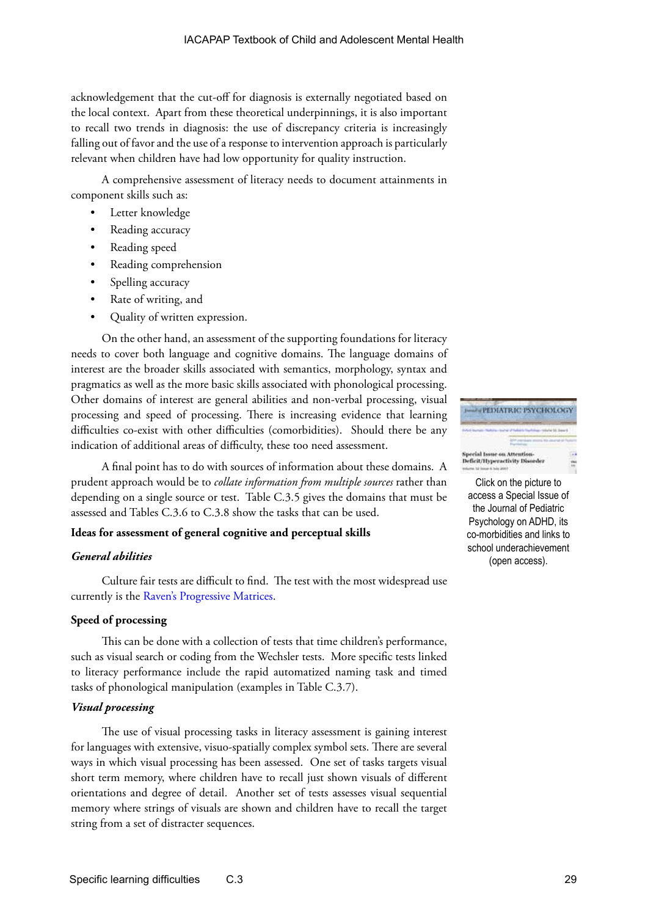acknowledgement that the cut-off for diagnosis is externally negotiated based on the local context. Apart from these theoretical underpinnings, it is also important to recall two trends in diagnosis: the use of discrepancy criteria is increasingly falling out of favor and the use of a response to intervention approach is particularly relevant when children have had low opportunity for quality instruction.

A comprehensive assessment of literacy needs to document attainments in component skills such as:

- Letter knowledge
- Reading accuracy
- Reading speed
- Reading comprehension
- Spelling accuracy
- Rate of writing, and
- Quality of written expression.

On the other hand, an assessment of the supporting foundations for literacy needs to cover both language and cognitive domains. The language domains of interest are the broader skills associated with semantics, morphology, syntax and pragmatics as well as the more basic skills associated with phonological processing. Other domains of interest are general abilities and non-verbal processing, visual processing and speed of processing. There is increasing evidence that learning difficulties co-exist with other difficulties (comorbidities). Should there be any indication of additional areas of difficulty, these too need assessment.

A final point has to do with sources of information about these domains. A prudent approach would be to *collate information from multiple sources* rather than depending on a single source or test. Table C.3.5 gives the domains that must be assessed and Tables C.3.6 to C.3.8 show the tasks that can be used.

Click on the picture to access a Special Issue of the Journal of Pediatric Psychology on ADHD, its co-morbidities and links to school underachievement (open access).

**Ideas for assessment of general cognitive and perceptual skills**

***General abilities***

Culture fair tests are difficult to find. The test with the most widespread use currently is the Raven's Progressive Matrices.

**Speed of processing**

This can be done with a collection of tests that time children's performance, such as visual search or coding from the Wechsler tests. More specific tests linked to literacy performance include the rapid automatized naming task and timed tasks of phonological manipulation (examples in Table C.3.7).

***Visual processing***

The use of visual processing tasks in literacy assessment is gaining interest for languages with extensive, visuo-spatially complex symbol sets. There are several ways in which visual processing has been assessed. One set of tasks targets visual short term memory, where children have to recall just shown visuals of different orientations and degree of detail. Another set of tests assesses visual sequential memory where strings of visuals are shown and children have to recall the target string from a set of distracter sequences.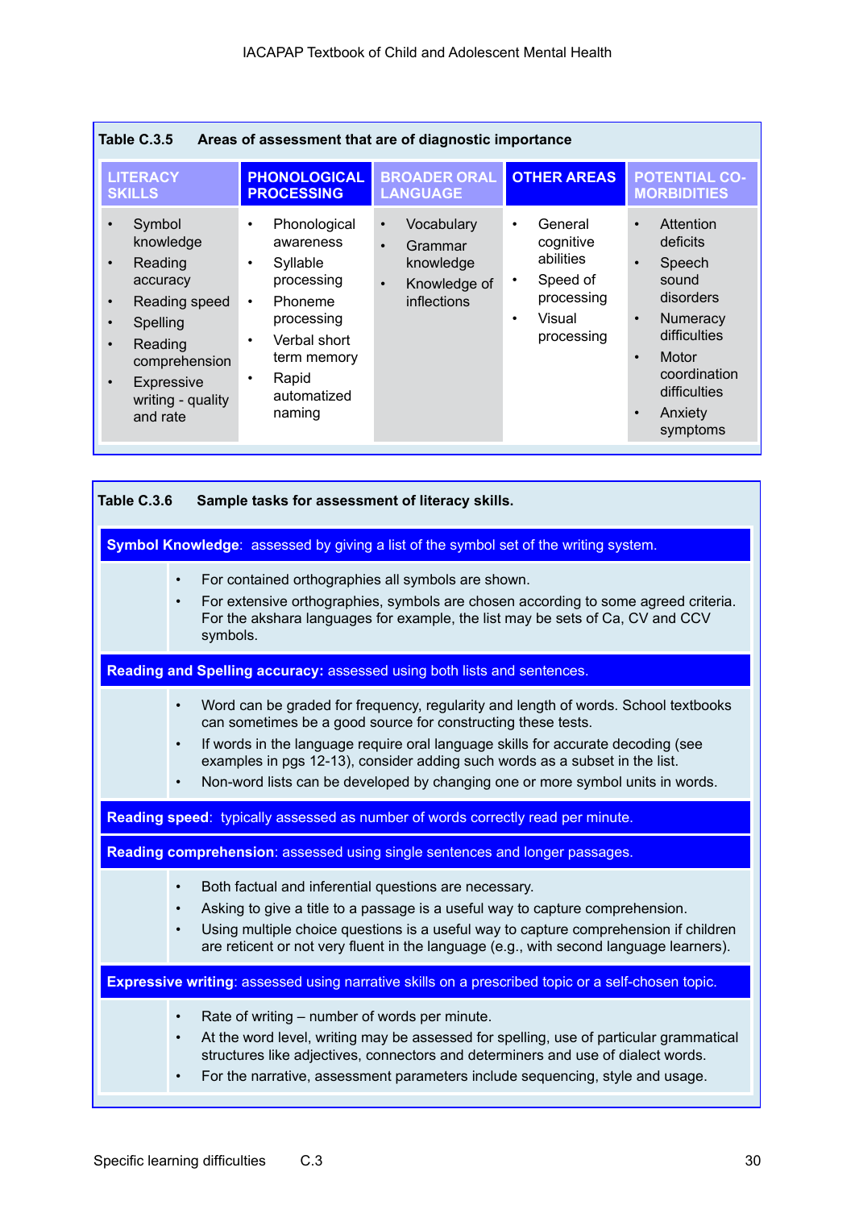**Table C.3.5 Areas of assessment that are of diagnostic importance**

| LITERACY SKILLS | PHONOLOGICAL PROCESSING | BROADER ORAL LANGUAGE | OTHER AREAS | POTENTIAL CO-MORBIDITIES |
|---|---|---|---|---|
| • Symbol knowledge<br>• Reading accuracy<br>• Reading speed<br>• Spelling<br>• Reading comprehension<br>• Expressive writing - quality and rate | • Phonological awareness<br>• Syllable processing<br>• Phoneme processing<br>• Verbal short term memory<br>• Rapid automatized naming | • Vocabulary<br>• Grammar knowledge<br>• Knowledge of inflections | • General cognitive abilities<br>• Speed of processing<br>• Visual processing | • Attention deficits<br>• Speech sound disorders<br>• Numeracy difficulties<br>• Motor coordination difficulties<br>• Anxiety symptoms |

**Table C.3.6 Sample tasks for assessment of literacy skills.**

**Symbol Knowledge**: assessed by giving a list of the symbol set of the writing system.

- For contained orthographies all symbols are shown.
- For extensive orthographies, symbols are chosen according to some agreed criteria. For the akshara languages for example, the list may be sets of Ca, CV and CCV symbols.

**Reading and Spelling accuracy:** assessed using both lists and sentences.

- Word can be graded for frequency, regularity and length of words. School textbooks can sometimes be a good source for constructing these tests.
- If words in the language require oral language skills for accurate decoding (see examples in pgs 12-13), consider adding such words as a subset in the list.
- Non-word lists can be developed by changing one or more symbol units in words.

**Reading speed**: typically assessed as number of words correctly read per minute.

**Reading comprehension**: assessed using single sentences and longer passages.

- Both factual and inferential questions are necessary.
- Asking to give a title to a passage is a useful way to capture comprehension.
- Using multiple choice questions is a useful way to capture comprehension if children are reticent or not very fluent in the language (e.g., with second language learners).

**Expressive writing**: assessed using narrative skills on a prescribed topic or a self-chosen topic.

- Rate of writing – number of words per minute.
- At the word level, writing may be assessed for spelling, use of particular grammatical structures like adjectives, connectors and determiners and use of dialect words.
- For the narrative, assessment parameters include sequencing, style and usage.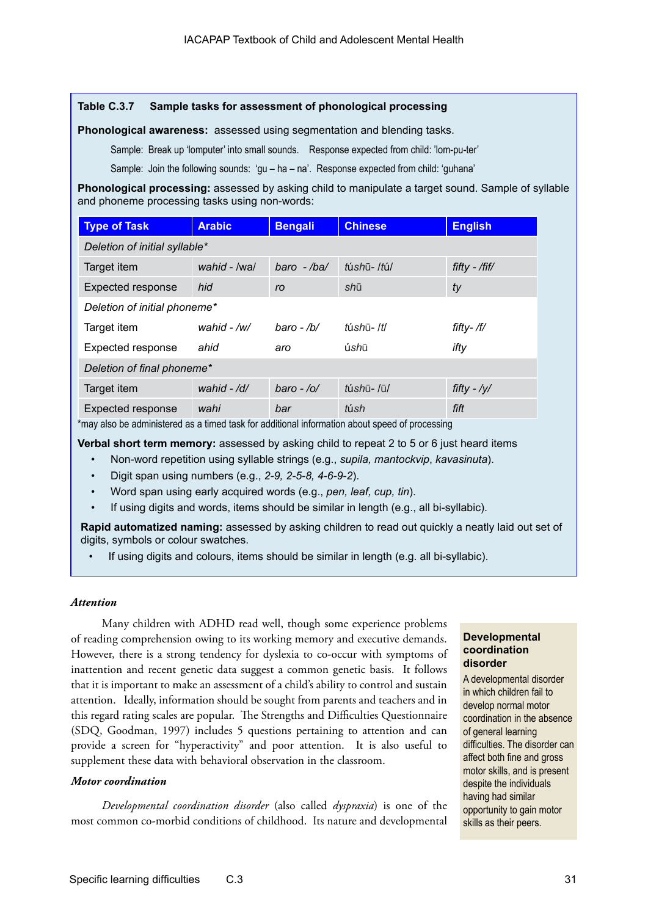**Table C.3.7 Sample tasks for assessment of phonological processing**

**Phonological awareness:** assessed using segmentation and blending tasks.

Sample: Break up 'lomputer' into small sounds. Response expected from child: 'lom-pu-ter'

Sample: Join the following sounds: 'gu – ha – na'. Response expected from child: 'guhana'

**Phonological processing:** assessed by asking child to manipulate a target sound. Sample of syllable and phoneme processing tasks using non-words:

| Type of Task | Arabic | Bengali | Chinese | English |
|---|---|---|---|---|
| *Deletion of initial syllable** | | | | |
| Target item | *wahid - /wa/* | *baro - /ba/* | *túshū- /tú/* | *fifty - /fif/* |
| Expected response | *hid* | *ro* | *shū* | *ty* |
| *Deletion of initial phoneme** | | | | |
| Target item | *wahid - /w/* | *baro - /b/* | *túshū- /t/* | *fifty- /f/* |
| Expected response | *ahid* | *aro* | *úshū* | *ifty* |
| *Deletion of final phoneme** | | | | |
| Target item | *wahid - /d/* | *baro - /o/* | *túshū- /ū/* | *fifty - /y/* |
| Expected response | *wahi* | *bar* | *túsh* | *fift* |

*may also be administered as a timed task for additional information about speed of processing

**Verbal short term memory:** assessed by asking child to repeat 2 to 5 or 6 just heard items

- Non-word repetition using syllable strings (e.g., *supila, mantockvip*, *kavasinuta*).
- Digit span using numbers (e.g., *2-9, 2-5-8, 4-6-9-2*).
- Word span using early acquired words (e.g., *pen, leaf, cup, tin*).
- If using digits and words, items should be similar in length (e.g., all bi-syllabic).

**Rapid automatized naming:** assessed by asking children to read out quickly a neatly laid out set of digits, symbols or colour swatches.

- If using digits and colours, items should be similar in length (e.g. all bi-syllabic).

### *Attention*

Many children with ADHD read well, though some experience problems of reading comprehension owing to its working memory and executive demands. However, there is a strong tendency for dyslexia to co-occur with symptoms of inattention and recent genetic data suggest a common genetic basis. It follows that it is important to make an assessment of a child's ability to control and sustain attention. Ideally, information should be sought from parents and teachers and in this regard rating scales are popular. The Strengths and Difficulties Questionnaire (SDQ, Goodman, 1997) includes 5 questions pertaining to attention and can provide a screen for "hyperactivity" and poor attention. It is also useful to supplement these data with behavioral observation in the classroom.

### *Motor coordination*

*Developmental coordination disorder* (also called *dyspraxia*) is one of the most common co-morbid conditions of childhood. Its nature and developmental

**Developmental coordination disorder**

A developmental disorder in which children fail to develop normal motor coordination in the absence of general learning difficulties. The disorder can affect both fine and gross motor skills, and is present despite the individuals having had similar opportunity to gain motor skills as their peers.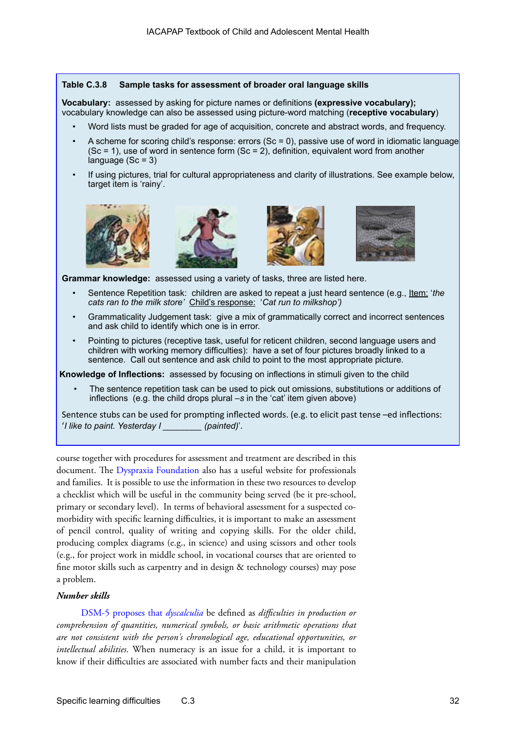**Table C.3.8 Sample tasks for assessment of broader oral language skills**

**Vocabulary:** assessed by asking for picture names or definitions **(expressive vocabulary);** vocabulary knowledge can also be assessed using picture-word matching (**receptive vocabulary**)

- Word lists must be graded for age of acquisition, concrete and abstract words, and frequency.
- A scheme for scoring child's response: errors (Sc = 0), passive use of word in idiomatic language (Sc = 1), use of word in sentence form (Sc = 2), definition, equivalent word from another language (Sc = 3)
- If using pictures, trial for cultural appropriateness and clarity of illustrations. See example below, target item is 'rainy'.

**Grammar knowledge:** assessed using a variety of tasks, three are listed here.

- Sentence Repetition task: children are asked to repeat a just heard sentence (e.g., Item: '*the cats ran to the milk store*' Child's response: '*Cat run to milkshop')*
- Grammaticality Judgement task: give a mix of grammatically correct and incorrect sentences and ask child to identify which one is in error.
- Pointing to pictures (receptive task, useful for reticent children, second language users and children with working memory difficulties): have a set of four pictures broadly linked to a sentence. Call out sentence and ask child to point to the most appropriate picture.

**Knowledge of Inflections:** assessed by focusing on inflections in stimuli given to the child

- The sentence repetition task can be used to pick out omissions, substitutions or additions of inflections (e.g. the child drops plural *–s* in the 'cat' item given above)

Sentence stubs can be used for prompting inflected words. (e.g. to elicit past tense –ed inflections: '*I like to paint. Yesterday I ________ (painted)*'.

course together with procedures for assessment and treatment are described in this document. The Dyspraxia Foundation also has a useful website for professionals and families. It is possible to use the information in these two resources to develop a checklist which will be useful in the community being served (be it pre-school, primary or secondary level). In terms of behavioral assessment for a suspected co-morbidity with specific learning difficulties, it is important to make an assessment of pencil control, quality of writing and copying skills. For the older child, producing complex diagrams (e.g., in science) and using scissors and other tools (e.g., for project work in middle school, in vocational courses that are oriented to fine motor skills such as carpentry and in design & technology courses) may pose a problem.

***Number skills***

DSM-5 proposes that *dyscalculia* be defined as *difficulties in production or comprehension of quantities, numerical symbols, or basic arithmetic operations that are not consistent with the person's chronological age, educational opportunities, or intellectual abilities*. When numeracy is an issue for a child, it is important to know if their difficulties are associated with number facts and their manipulation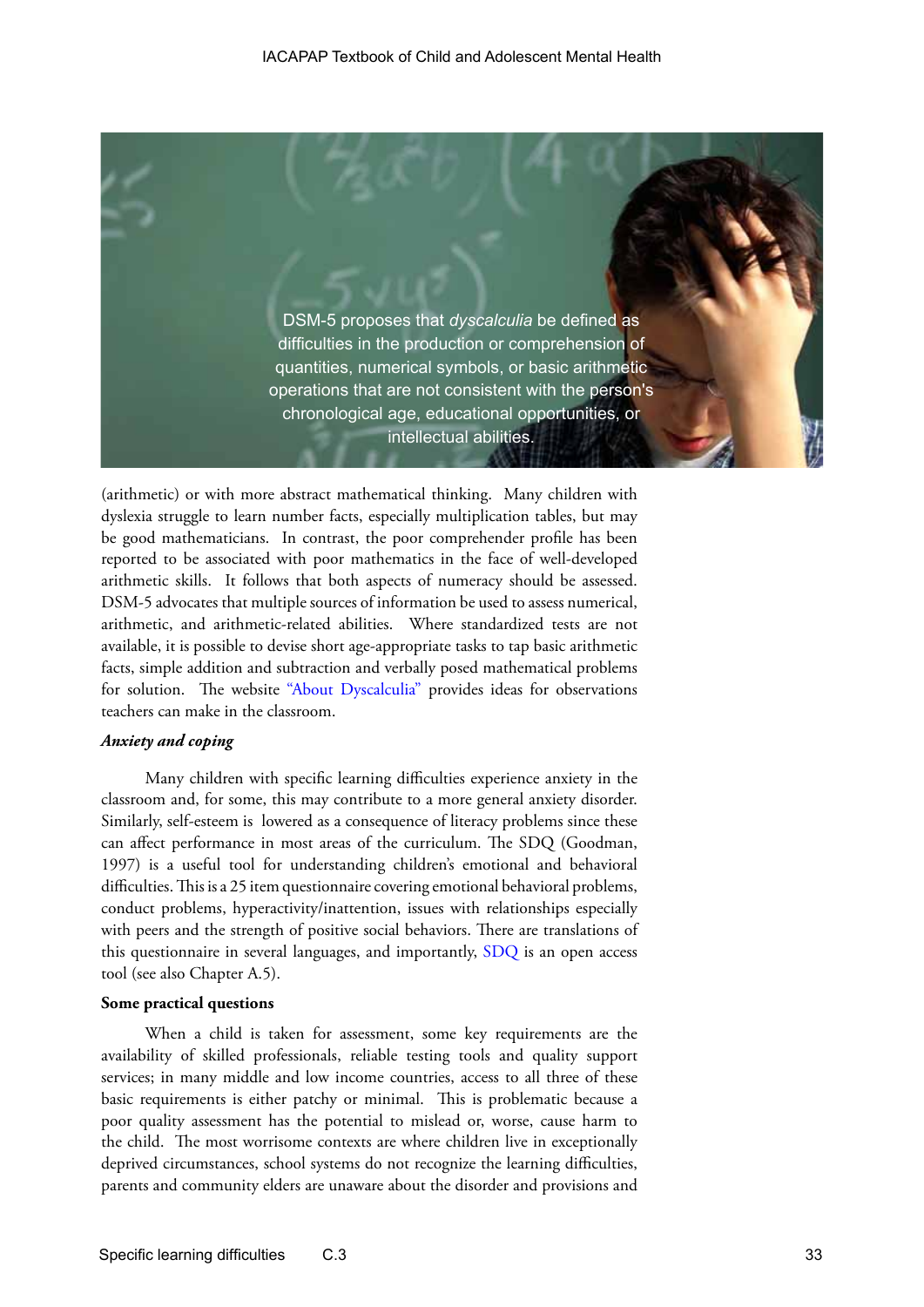DSM-5 proposes that *dyscalculia* be defined as difficulties in the production or comprehension of quantities, numerical symbols, or basic arithmetic operations that are not consistent with the person's chronological age, educational opportunities, or intellectual abilities.

(arithmetic) or with more abstract mathematical thinking. Many children with dyslexia struggle to learn number facts, especially multiplication tables, but may be good mathematicians. In contrast, the poor comprehender profile has been reported to be associated with poor mathematics in the face of well-developed arithmetic skills. It follows that both aspects of numeracy should be assessed. DSM-5 advocates that multiple sources of information be used to assess numerical, arithmetic, and arithmetic-related abilities. Where standardized tests are not available, it is possible to devise short age-appropriate tasks to tap basic arithmetic facts, simple addition and subtraction and verbally posed mathematical problems for solution. The website "About Dyscalculia" provides ideas for observations teachers can make in the classroom.

***Anxiety and coping***

Many children with specific learning difficulties experience anxiety in the classroom and, for some, this may contribute to a more general anxiety disorder. Similarly, self-esteem is lowered as a consequence of literacy problems since these can affect performance in most areas of the curriculum. The SDQ (Goodman, 1997) is a useful tool for understanding children's emotional and behavioral difficulties. This is a 25 item questionnaire covering emotional behavioral problems, conduct problems, hyperactivity/inattention, issues with relationships especially with peers and the strength of positive social behaviors. There are translations of this questionnaire in several languages, and importantly, SDQ is an open access tool (see also Chapter A.5).

**Some practical questions**

When a child is taken for assessment, some key requirements are the availability of skilled professionals, reliable testing tools and quality support services; in many middle and low income countries, access to all three of these basic requirements is either patchy or minimal. This is problematic because a poor quality assessment has the potential to mislead or, worse, cause harm to the child. The most worrisome contexts are where children live in exceptionally deprived circumstances, school systems do not recognize the learning difficulties, parents and community elders are unaware about the disorder and provisions and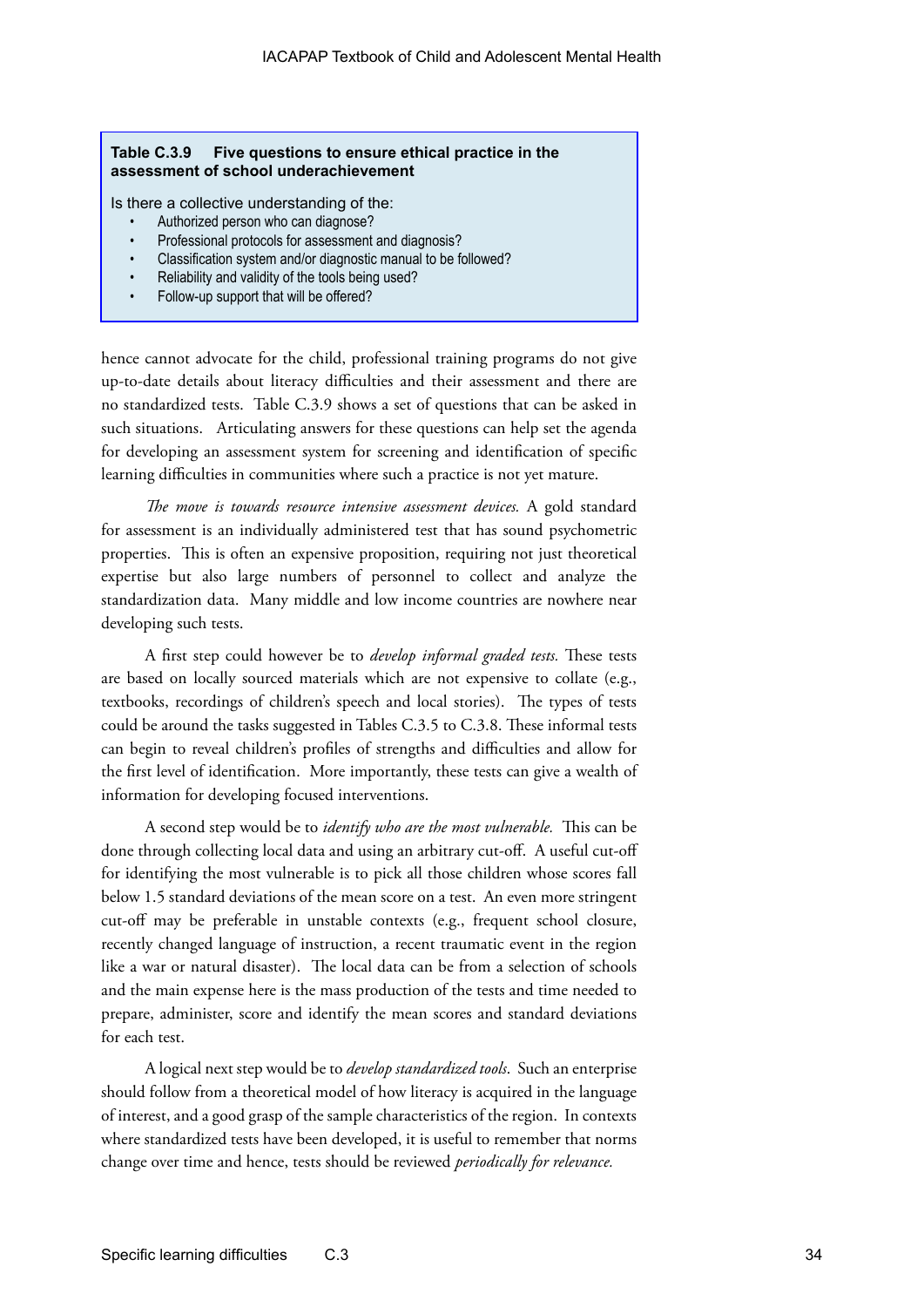**Table C.3.9 Five questions to ensure ethical practice in the assessment of school underachievement**

Is there a collective understanding of the:

- Authorized person who can diagnose?
- Professional protocols for assessment and diagnosis?
- Classification system and/or diagnostic manual to be followed?
- Reliability and validity of the tools being used?
- Follow-up support that will be offered?

hence cannot advocate for the child, professional training programs do not give up-to-date details about literacy difficulties and their assessment and there are no standardized tests. Table C.3.9 shows a set of questions that can be asked in such situations. Articulating answers for these questions can help set the agenda for developing an assessment system for screening and identification of specific learning difficulties in communities where such a practice is not yet mature.

*The move is towards resource intensive assessment devices.* A gold standard for assessment is an individually administered test that has sound psychometric properties. This is often an expensive proposition, requiring not just theoretical expertise but also large numbers of personnel to collect and analyze the standardization data. Many middle and low income countries are nowhere near developing such tests.

A first step could however be to *develop informal graded tests.* These tests are based on locally sourced materials which are not expensive to collate (e.g., textbooks, recordings of children's speech and local stories). The types of tests could be around the tasks suggested in Tables C.3.5 to C.3.8. These informal tests can begin to reveal children's profiles of strengths and difficulties and allow for the first level of identification. More importantly, these tests can give a wealth of information for developing focused interventions.

A second step would be to *identify who are the most vulnerable.* This can be done through collecting local data and using an arbitrary cut-off. A useful cut-off for identifying the most vulnerable is to pick all those children whose scores fall below 1.5 standard deviations of the mean score on a test. An even more stringent cut-off may be preferable in unstable contexts (e.g., frequent school closure, recently changed language of instruction, a recent traumatic event in the region like a war or natural disaster). The local data can be from a selection of schools and the main expense here is the mass production of the tests and time needed to prepare, administer, score and identify the mean scores and standard deviations for each test.

A logical next step would be to *develop standardized tools*. Such an enterprise should follow from a theoretical model of how literacy is acquired in the language of interest, and a good grasp of the sample characteristics of the region. In contexts where standardized tests have been developed, it is useful to remember that norms change over time and hence, tests should be reviewed *periodically for relevance.*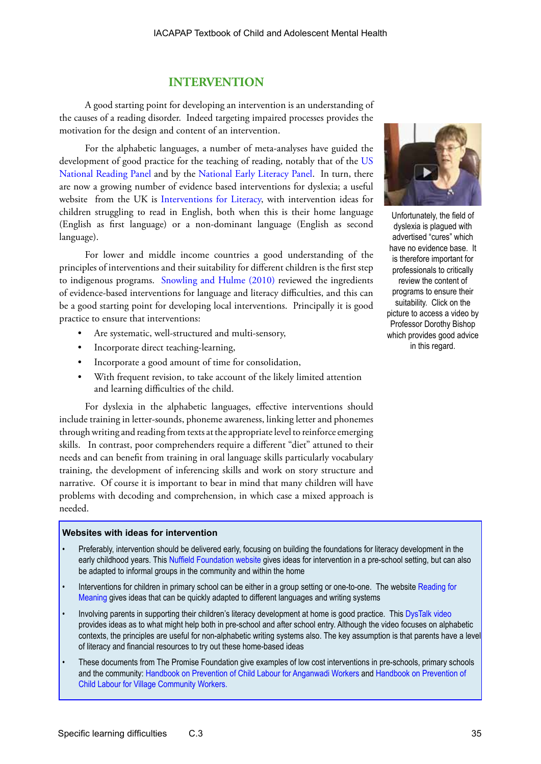## INTERVENTION

A good starting point for developing an intervention is an understanding of the causes of a reading disorder. Indeed targeting impaired processes provides the motivation for the design and content of an intervention.

For the alphabetic languages, a number of meta-analyses have guided the development of good practice for the teaching of reading, notably that of the US National Reading Panel and by the National Early Literacy Panel. In turn, there are now a growing number of evidence based interventions for dyslexia; a useful website from the UK is Interventions for Literacy, with intervention ideas for children struggling to read in English, both when this is their home language (English as first language) or a non-dominant language (English as second language).

For lower and middle income countries a good understanding of the principles of interventions and their suitability for different children is the first step to indigenous programs. Snowling and Hulme (2010) reviewed the ingredients of evidence-based interventions for language and literacy difficulties, and this can be a good starting point for developing local interventions. Principally it is good practice to ensure that interventions:

- Are systematic, well-structured and multi-sensory,
- Incorporate direct teaching-learning,
- Incorporate a good amount of time for consolidation,
- With frequent revision, to take account of the likely limited attention and learning difficulties of the child.

For dyslexia in the alphabetic languages, effective interventions should include training in letter-sounds, phoneme awareness, linking letter and phonemes through writing and reading from texts at the appropriate level to reinforce emerging skills. In contrast, poor comprehenders require a different "diet" attuned to their needs and can benefit from training in oral language skills particularly vocabulary training, the development of inferencing skills and work on story structure and narrative. Of course it is important to bear in mind that many children will have problems with decoding and comprehension, in which case a mixed approach is needed.

Unfortunately, the field of dyslexia is plagued with advertised "cures" which have no evidence base. It is therefore important for professionals to critically review the content of programs to ensure their suitability. Click on the picture to access a video by Professor Dorothy Bishop which provides good advice in this regard.

**Websites with ideas for intervention**

- Preferably, intervention should be delivered early, focusing on building the foundations for literacy development in the early childhood years. This Nuffield Foundation website gives ideas for intervention in a pre-school setting, but can also be adapted to informal groups in the community and within the home
- Interventions for children in primary school can be either in a group setting or one-to-one. The website Reading for Meaning gives ideas that can be quickly adapted to different languages and writing systems
- Involving parents in supporting their children's literacy development at home is good practice. This DysTalk video provides ideas as to what might help both in pre-school and after school entry. Although the video focuses on alphabetic contexts, the principles are useful for non-alphabetic writing systems also. The key assumption is that parents have a level of literacy and financial resources to try out these home-based ideas
- These documents from The Promise Foundation give examples of low cost interventions in pre-schools, primary schools and the community: Handbook on Prevention of Child Labour for Anganwadi Workers and Handbook on Prevention of Child Labour for Village Community Workers.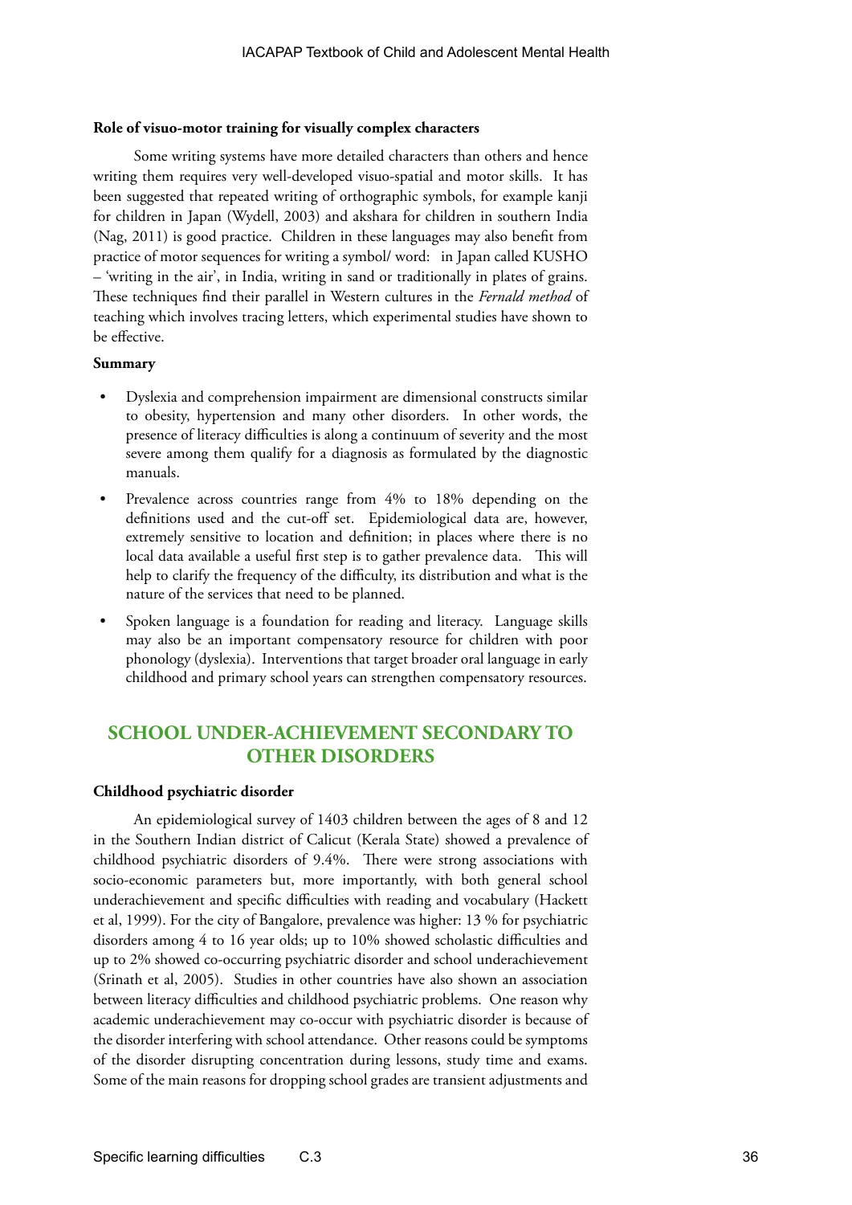**Role of visuo-motor training for visually complex characters**

Some writing systems have more detailed characters than others and hence writing them requires very well-developed visuo-spatial and motor skills. It has been suggested that repeated writing of orthographic symbols, for example kanji for children in Japan (Wydell, 2003) and akshara for children in southern India (Nag, 2011) is good practice. Children in these languages may also benefit from practice of motor sequences for writing a symbol/ word: in Japan called KUSHO – 'writing in the air', in India, writing in sand or traditionally in plates of grains. These techniques find their parallel in Western cultures in the *Fernald method* of teaching which involves tracing letters, which experimental studies have shown to be effective.

**Summary**

- Dyslexia and comprehension impairment are dimensional constructs similar to obesity, hypertension and many other disorders. In other words, the presence of literacy difficulties is along a continuum of severity and the most severe among them qualify for a diagnosis as formulated by the diagnostic manuals.
- Prevalence across countries range from 4% to 18% depending on the definitions used and the cut-off set. Epidemiological data are, however, extremely sensitive to location and definition; in places where there is no local data available a useful first step is to gather prevalence data. This will help to clarify the frequency of the difficulty, its distribution and what is the nature of the services that need to be planned.
- Spoken language is a foundation for reading and literacy. Language skills may also be an important compensatory resource for children with poor phonology (dyslexia). Interventions that target broader oral language in early childhood and primary school years can strengthen compensatory resources.

## SCHOOL UNDER-ACHIEVEMENT SECONDARY TO OTHER DISORDERS

**Childhood psychiatric disorder**

An epidemiological survey of 1403 children between the ages of 8 and 12 in the Southern Indian district of Calicut (Kerala State) showed a prevalence of childhood psychiatric disorders of 9.4%. There were strong associations with socio-economic parameters but, more importantly, with both general school underachievement and specific difficulties with reading and vocabulary (Hackett et al, 1999). For the city of Bangalore, prevalence was higher: 13 % for psychiatric disorders among 4 to 16 year olds; up to 10% showed scholastic difficulties and up to 2% showed co-occurring psychiatric disorder and school underachievement (Srinath et al, 2005). Studies in other countries have also shown an association between literacy difficulties and childhood psychiatric problems. One reason why academic underachievement may co-occur with psychiatric disorder is because of the disorder interfering with school attendance. Other reasons could be symptoms of the disorder disrupting concentration during lessons, study time and exams. Some of the main reasons for dropping school grades are transient adjustments and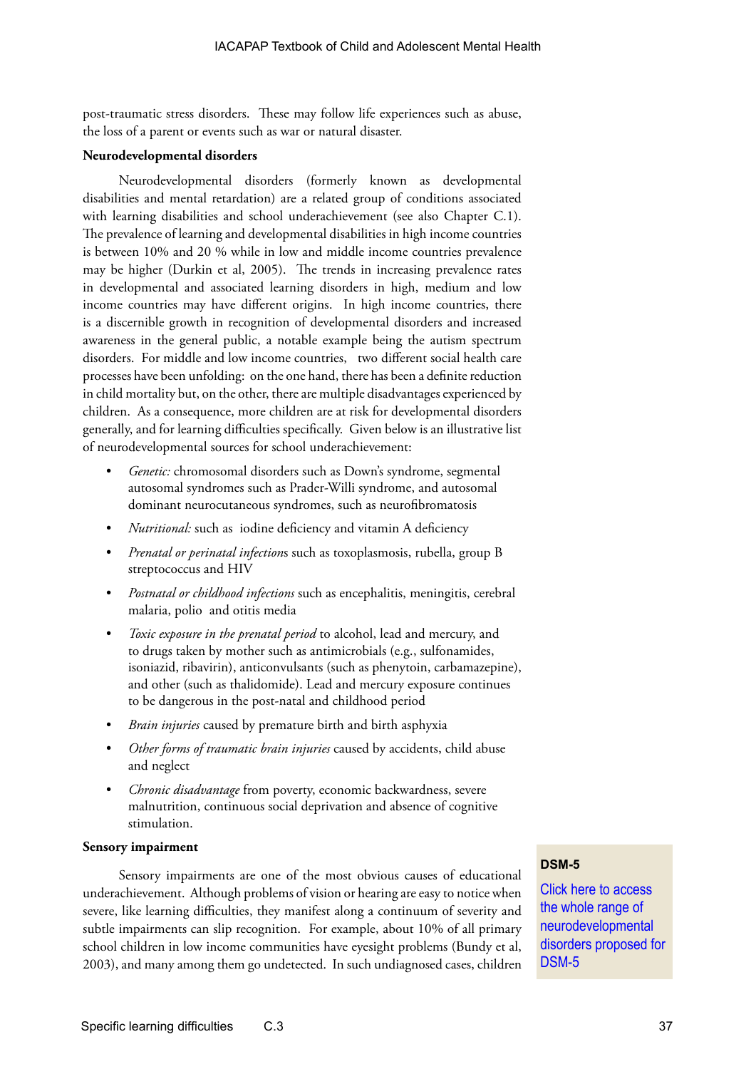post-traumatic stress disorders. These may follow life experiences such as abuse, the loss of a parent or events such as war or natural disaster.

**Neurodevelopmental disorders**

Neurodevelopmental disorders (formerly known as developmental disabilities and mental retardation) are a related group of conditions associated with learning disabilities and school underachievement (see also Chapter C.1). The prevalence of learning and developmental disabilities in high income countries is between 10% and 20 % while in low and middle income countries prevalence may be higher (Durkin et al, 2005). The trends in increasing prevalence rates in developmental and associated learning disorders in high, medium and low income countries may have different origins. In high income countries, there is a discernible growth in recognition of developmental disorders and increased awareness in the general public, a notable example being the autism spectrum disorders. For middle and low income countries, two different social health care processes have been unfolding: on the one hand, there has been a definite reduction in child mortality but, on the other, there are multiple disadvantages experienced by children. As a consequence, more children are at risk for developmental disorders generally, and for learning difficulties specifically. Given below is an illustrative list of neurodevelopmental sources for school underachievement:

- *Genetic:* chromosomal disorders such as Down's syndrome, segmental autosomal syndromes such as Prader-Willi syndrome, and autosomal dominant neurocutaneous syndromes, such as neurofibromatosis
- *Nutritional:* such as iodine deficiency and vitamin A deficiency
- *Prenatal or perinatal infection*s such as toxoplasmosis, rubella, group B streptococcus and HIV
- *Postnatal or childhood infections* such as encephalitis, meningitis, cerebral malaria, polio and otitis media
- *Toxic exposure in the prenatal period* to alcohol, lead and mercury, and to drugs taken by mother such as antimicrobials (e.g., sulfonamides, isoniazid, ribavirin), anticonvulsants (such as phenytoin, carbamazepine), and other (such as thalidomide). Lead and mercury exposure continues to be dangerous in the post-natal and childhood period
- *Brain injuries* caused by premature birth and birth asphyxia
- *Other forms of traumatic brain injuries* caused by accidents, child abuse and neglect
- *Chronic disadvantage* from poverty, economic backwardness, severe malnutrition, continuous social deprivation and absence of cognitive stimulation.

**Sensory impairment**

Sensory impairments are one of the most obvious causes of educational underachievement. Although problems of vision or hearing are easy to notice when severe, like learning difficulties, they manifest along a continuum of severity and subtle impairments can slip recognition. For example, about 10% of all primary school children in low income communities have eyesight problems (Bundy et al, 2003), and many among them go undetected. In such undiagnosed cases, children

> **DSM-5**
>
> Click here to access the whole range of neurodevelopmental disorders proposed for DSM-5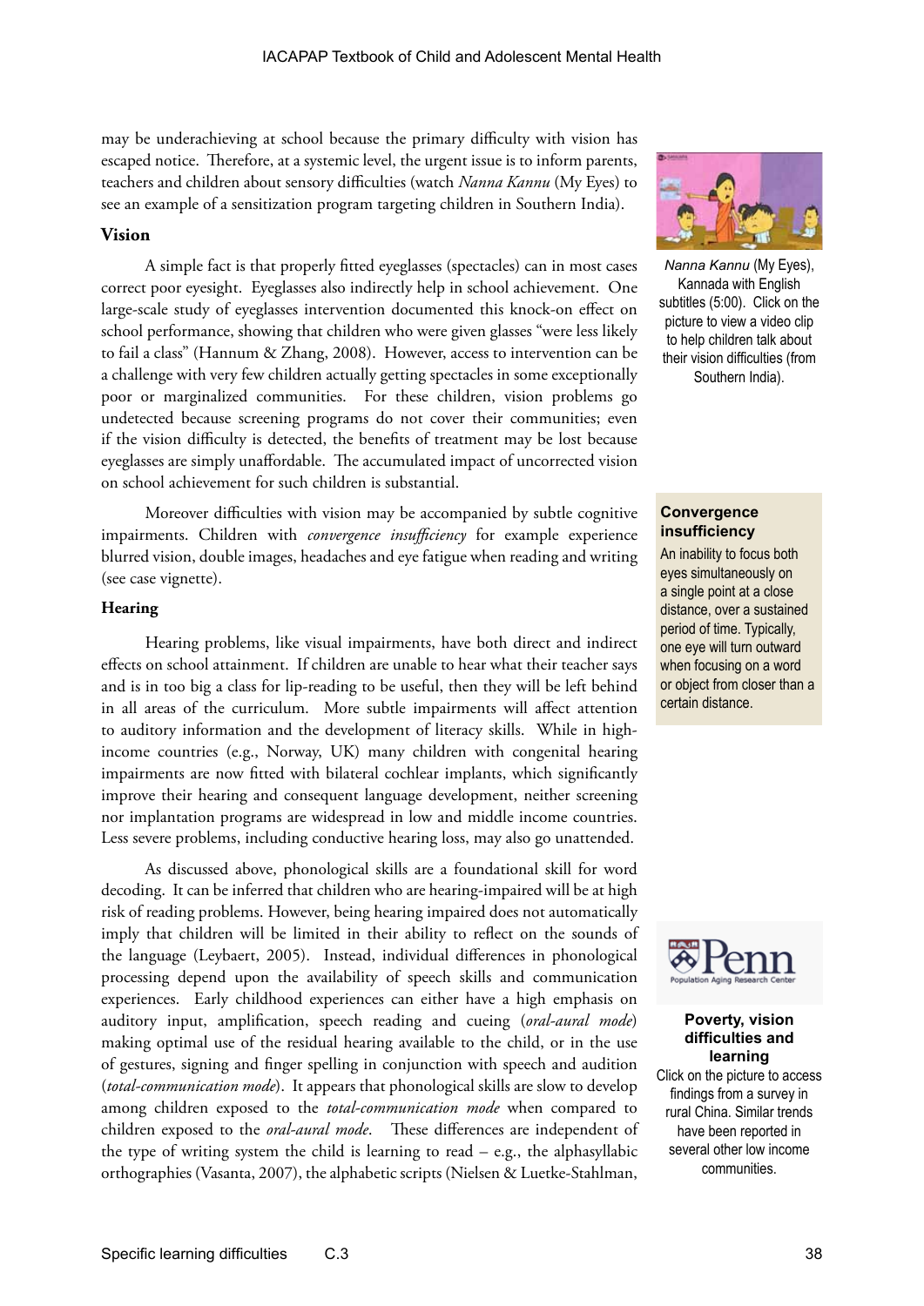may be underachieving at school because the primary difficulty with vision has escaped notice. Therefore, at a systemic level, the urgent issue is to inform parents, teachers and children about sensory difficulties (watch *Nanna Kannu* (My Eyes) to see an example of a sensitization program targeting children in Southern India).

*Nanna Kannu* (My Eyes), Kannada with English subtitles (5:00). Click on the picture to view a video clip to help children talk about their vision difficulties (from Southern India).

### Vision

A simple fact is that properly fitted eyeglasses (spectacles) can in most cases correct poor eyesight. Eyeglasses also indirectly help in school achievement. One large-scale study of eyeglasses intervention documented this knock-on effect on school performance, showing that children who were given glasses "were less likely to fail a class" (Hannum & Zhang, 2008). However, access to intervention can be a challenge with very few children actually getting spectacles in some exceptionally poor or marginalized communities. For these children, vision problems go undetected because screening programs do not cover their communities; even if the vision difficulty is detected, the benefits of treatment may be lost because eyeglasses are simply unaffordable. The accumulated impact of uncorrected vision on school achievement for such children is substantial.

Moreover difficulties with vision may be accompanied by subtle cognitive impairments. Children with *convergence insufficiency* for example experience blurred vision, double images, headaches and eye fatigue when reading and writing (see case vignette).

**Convergence insufficiency**

An inability to focus both eyes simultaneously on a single point at a close distance, over a sustained period of time. Typically, one eye will turn outward when focusing on a word or object from closer than a certain distance.

### Hearing

Hearing problems, like visual impairments, have both direct and indirect effects on school attainment. If children are unable to hear what their teacher says and is in too big a class for lip-reading to be useful, then they will be left behind in all areas of the curriculum. More subtle impairments will affect attention to auditory information and the development of literacy skills. While in high-income countries (e.g., Norway, UK) many children with congenital hearing impairments are now fitted with bilateral cochlear implants, which significantly improve their hearing and consequent language development, neither screening nor implantation programs are widespread in low and middle income countries. Less severe problems, including conductive hearing loss, may also go unattended.

As discussed above, phonological skills are a foundational skill for word decoding. It can be inferred that children who are hearing-impaired will be at high risk of reading problems. However, being hearing impaired does not automatically imply that children will be limited in their ability to reflect on the sounds of the language (Leybaert, 2005). Instead, individual differences in phonological processing depend upon the availability of speech skills and communication experiences. Early childhood experiences can either have a high emphasis on auditory input, amplification, speech reading and cueing (*oral-aural mode*) making optimal use of the residual hearing available to the child, or in the use of gestures, signing and finger spelling in conjunction with speech and audition (*total-communication mode*). It appears that phonological skills are slow to develop among children exposed to the *total-communication mode* when compared to children exposed to the *oral-aural mode*. These differences are independent of the type of writing system the child is learning to read – e.g., the alphasyllabic orthographies (Vasanta, 2007), the alphabetic scripts (Nielsen & Luetke-Stahlman,

**Poverty, vision difficulties and learning**

Click on the picture to access findings from a survey in rural China. Similar trends have been reported in several other low income communities.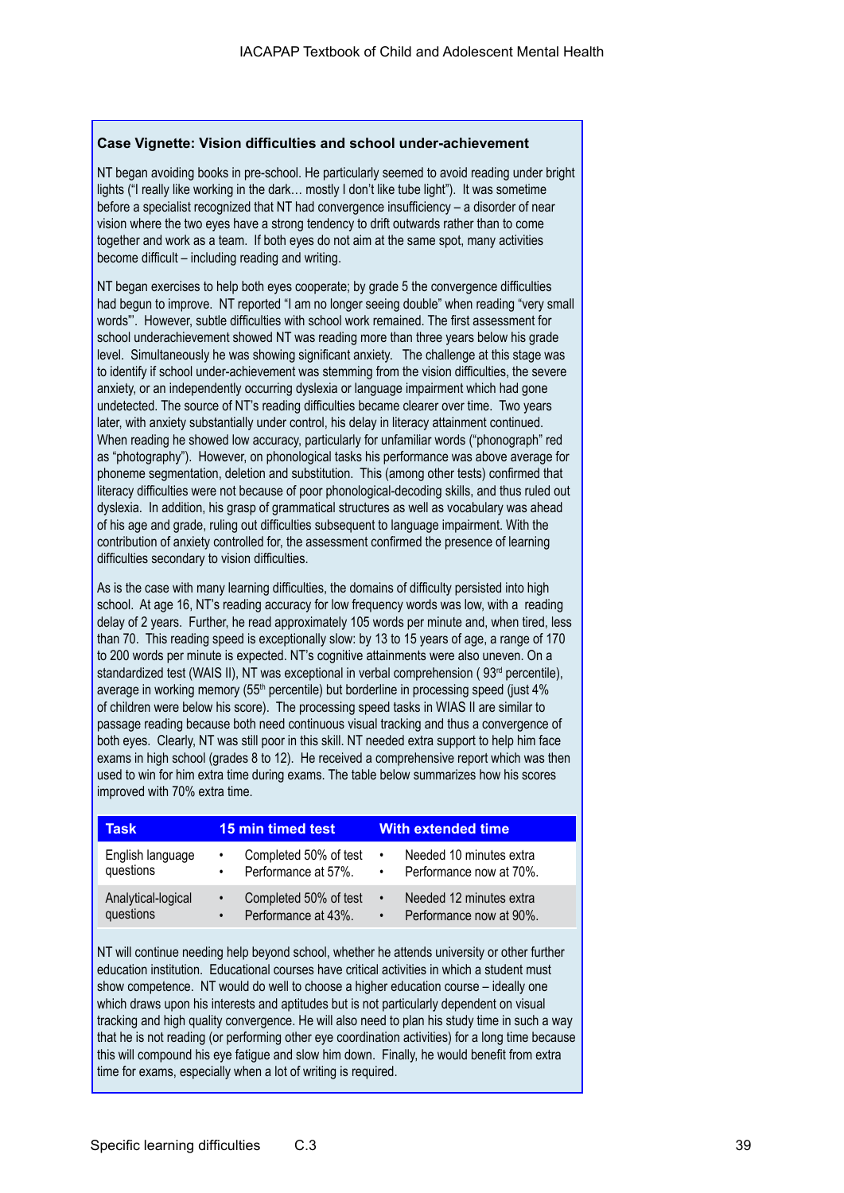### Case Vignette: Vision difficulties and school under-achievement

NT began avoiding books in pre-school. He particularly seemed to avoid reading under bright lights ("I really like working in the dark… mostly I don't like tube light"). It was sometime before a specialist recognized that NT had convergence insufficiency – a disorder of near vision where the two eyes have a strong tendency to drift outwards rather than to come together and work as a team. If both eyes do not aim at the same spot, many activities become difficult – including reading and writing.

NT began exercises to help both eyes cooperate; by grade 5 the convergence difficulties had begun to improve. NT reported "I am no longer seeing double" when reading "very small words"'. However, subtle difficulties with school work remained. The first assessment for school underachievement showed NT was reading more than three years below his grade level. Simultaneously he was showing significant anxiety. The challenge at this stage was to identify if school under-achievement was stemming from the vision difficulties, the severe anxiety, or an independently occurring dyslexia or language impairment which had gone undetected. The source of NT's reading difficulties became clearer over time. Two years later, with anxiety substantially under control, his delay in literacy attainment continued. When reading he showed low accuracy, particularly for unfamiliar words ("phonograph" red as "photography"). However, on phonological tasks his performance was above average for phoneme segmentation, deletion and substitution. This (among other tests) confirmed that literacy difficulties were not because of poor phonological-decoding skills, and thus ruled out dyslexia. In addition, his grasp of grammatical structures as well as vocabulary was ahead of his age and grade, ruling out difficulties subsequent to language impairment. With the contribution of anxiety controlled for, the assessment confirmed the presence of learning difficulties secondary to vision difficulties.

As is the case with many learning difficulties, the domains of difficulty persisted into high school. At age 16, NT's reading accuracy for low frequency words was low, with a reading delay of 2 years. Further, he read approximately 105 words per minute and, when tired, less than 70. This reading speed is exceptionally slow: by 13 to 15 years of age, a range of 170 to 200 words per minute is expected. NT's cognitive attainments were also uneven. On a standardized test (WAIS II), NT was exceptional in verbal comprehension ( 93rd percentile), average in working memory (55th percentile) but borderline in processing speed (just 4% of children were below his score). The processing speed tasks in WIAS II are similar to passage reading because both need continuous visual tracking and thus a convergence of both eyes. Clearly, NT was still poor in this skill. NT needed extra support to help him face exams in high school (grades 8 to 12). He received a comprehensive report which was then used to win for him extra time during exams. The table below summarizes how his scores improved with 70% extra time.

| Task | 15 min timed test | With extended time |
|---|---|---|
| English language questions | • Completed 50% of test<br>• Performance at 57%. | • Needed 10 minutes extra<br>• Performance now at 70%. |
| Analytical-logical questions | • Completed 50% of test<br>• Performance at 43%. | • Needed 12 minutes extra<br>• Performance now at 90%. |

NT will continue needing help beyond school, whether he attends university or other further education institution. Educational courses have critical activities in which a student must show competence. NT would do well to choose a higher education course – ideally one which draws upon his interests and aptitudes but is not particularly dependent on visual tracking and high quality convergence. He will also need to plan his study time in such a way that he is not reading (or performing other eye coordination activities) for a long time because this will compound his eye fatigue and slow him down. Finally, he would benefit from extra time for exams, especially when a lot of writing is required.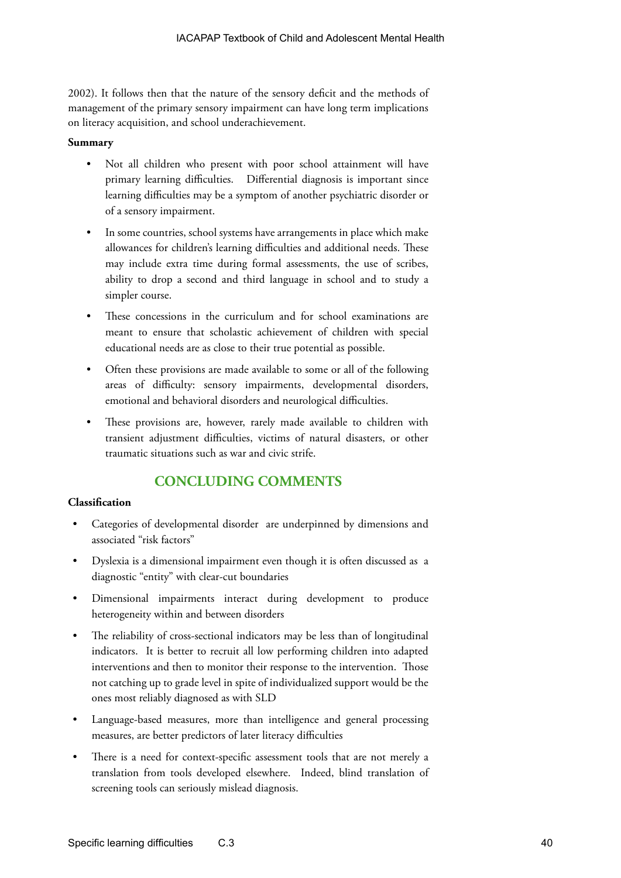2002). It follows then that the nature of the sensory deficit and the methods of management of the primary sensory impairment can have long term implications on literacy acquisition, and school underachievement.

**Summary**

- Not all children who present with poor school attainment will have primary learning difficulties. Differential diagnosis is important since learning difficulties may be a symptom of another psychiatric disorder or of a sensory impairment.
- In some countries, school systems have arrangements in place which make allowances for children's learning difficulties and additional needs. These may include extra time during formal assessments, the use of scribes, ability to drop a second and third language in school and to study a simpler course.
- These concessions in the curriculum and for school examinations are meant to ensure that scholastic achievement of children with special educational needs are as close to their true potential as possible.
- Often these provisions are made available to some or all of the following areas of difficulty: sensory impairments, developmental disorders, emotional and behavioral disorders and neurological difficulties.
- These provisions are, however, rarely made available to children with transient adjustment difficulties, victims of natural disasters, or other traumatic situations such as war and civic strife.

## CONCLUDING COMMENTS

**Classification**

- Categories of developmental disorder are underpinned by dimensions and associated "risk factors"
- Dyslexia is a dimensional impairment even though it is often discussed as a diagnostic "entity" with clear-cut boundaries
- Dimensional impairments interact during development to produce heterogeneity within and between disorders
- The reliability of cross-sectional indicators may be less than of longitudinal indicators. It is better to recruit all low performing children into adapted interventions and then to monitor their response to the intervention. Those not catching up to grade level in spite of individualized support would be the ones most reliably diagnosed as with SLD
- Language-based measures, more than intelligence and general processing measures, are better predictors of later literacy difficulties
- There is a need for context-specific assessment tools that are not merely a translation from tools developed elsewhere. Indeed, blind translation of screening tools can seriously mislead diagnosis.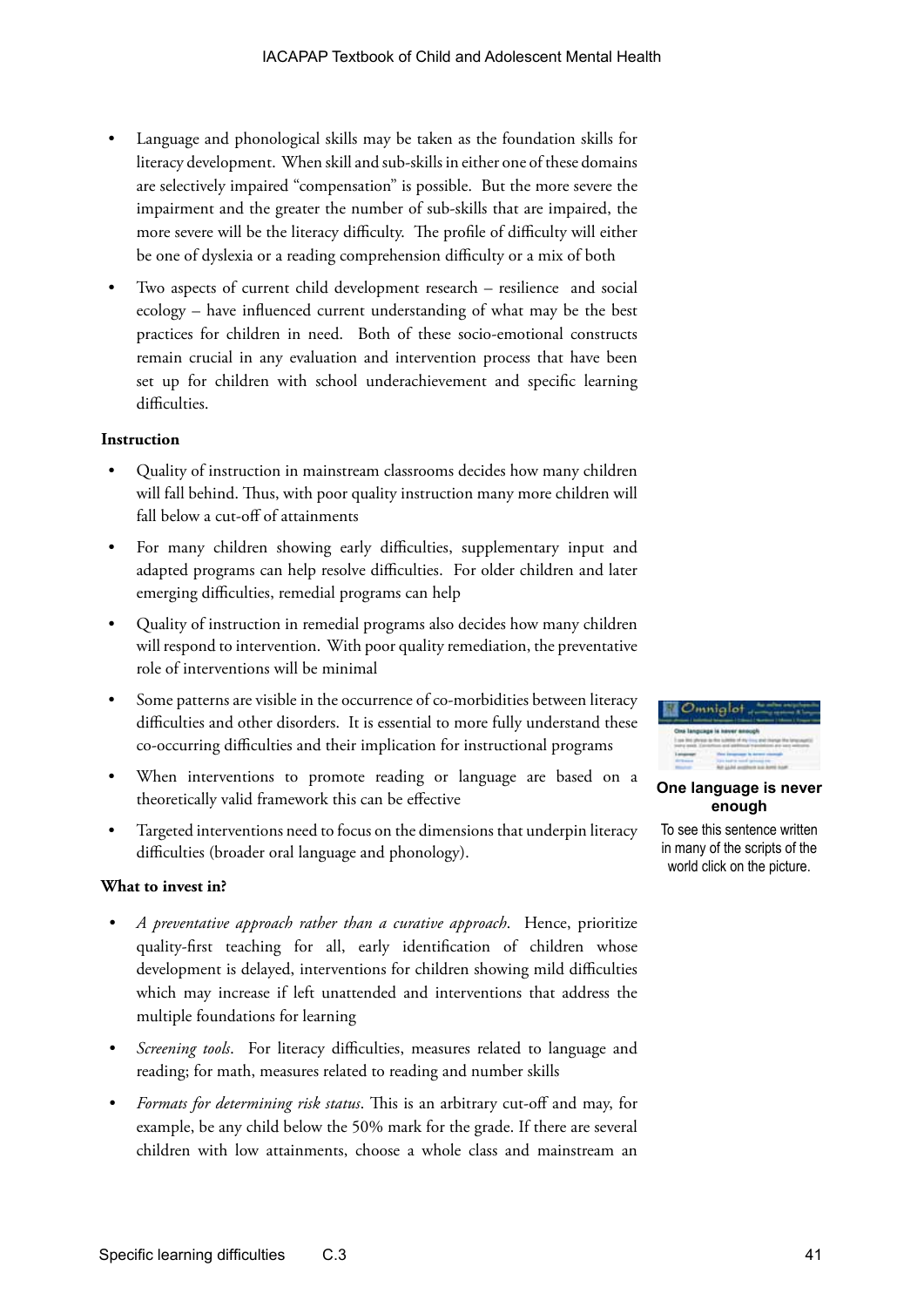- Language and phonological skills may be taken as the foundation skills for literacy development. When skill and sub-skills in either one of these domains are selectively impaired "compensation" is possible. But the more severe the impairment and the greater the number of sub-skills that are impaired, the more severe will be the literacy difficulty. The profile of difficulty will either be one of dyslexia or a reading comprehension difficulty or a mix of both

- Two aspects of current child development research – resilience and social ecology – have influenced current understanding of what may be the best practices for children in need. Both of these socio-emotional constructs remain crucial in any evaluation and intervention process that have been set up for children with school underachievement and specific learning difficulties.

**Instruction**

- Quality of instruction in mainstream classrooms decides how many children will fall behind. Thus, with poor quality instruction many more children will fall below a cut-off of attainments

- For many children showing early difficulties, supplementary input and adapted programs can help resolve difficulties. For older children and later emerging difficulties, remedial programs can help

- Quality of instruction in remedial programs also decides how many children will respond to intervention. With poor quality remediation, the preventative role of interventions will be minimal

- Some patterns are visible in the occurrence of co-morbidities between literacy difficulties and other disorders. It is essential to more fully understand these co-occurring difficulties and their implication for instructional programs

- When interventions to promote reading or language are based on a theoretically valid framework this can be effective

- Targeted interventions need to focus on the dimensions that underpin literacy difficulties (broader oral language and phonology).

**One language is never enough**

To see this sentence written in many of the scripts of the world click on the picture.

**What to invest in?**

- *A preventative approach rather than a curative approach*. Hence, prioritize quality-first teaching for all, early identification of children whose development is delayed, interventions for children showing mild difficulties which may increase if left unattended and interventions that address the multiple foundations for learning

- *Screening tools*. For literacy difficulties, measures related to language and reading; for math, measures related to reading and number skills

- *Formats for determining risk status*. This is an arbitrary cut-off and may, for example, be any child below the 50% mark for the grade. If there are several children with low attainments, choose a whole class and mainstream an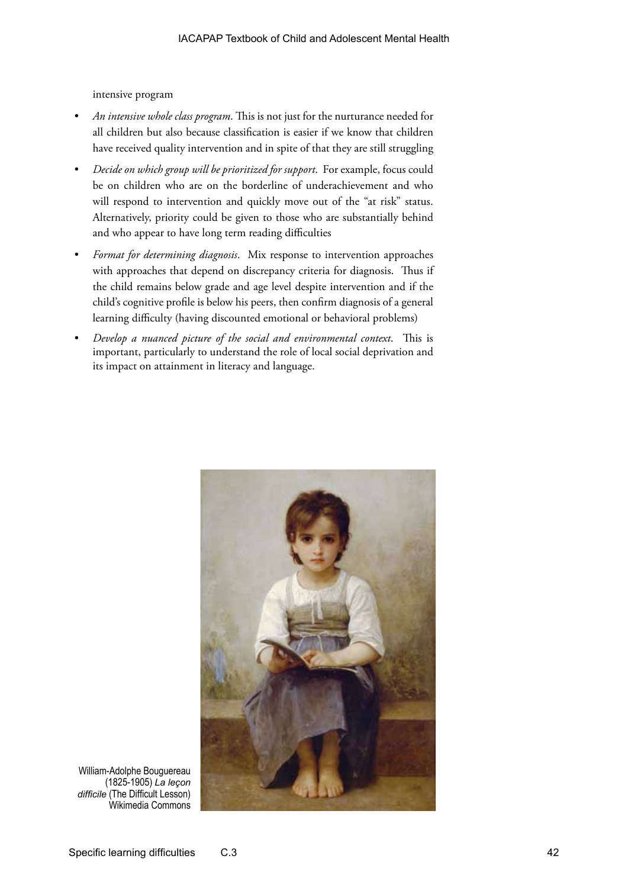intensive program

- *An intensive whole class program*. This is not just for the nurturance needed for all children but also because classification is easier if we know that children have received quality intervention and in spite of that they are still struggling
- *Decide on which group will be prioritized for support*. For example, focus could be on children who are on the borderline of underachievement and who will respond to intervention and quickly move out of the "at risk" status. Alternatively, priority could be given to those who are substantially behind and who appear to have long term reading difficulties
- *Format for determining diagnosis*. Mix response to intervention approaches with approaches that depend on discrepancy criteria for diagnosis. Thus if the child remains below grade and age level despite intervention and if the child's cognitive profile is below his peers, then confirm diagnosis of a general learning difficulty (having discounted emotional or behavioral problems)
- *Develop a nuanced picture of the social and environmental context*. This is important, particularly to understand the role of local social deprivation and its impact on attainment in literacy and language.

William-Adolphe Bouguereau (1825-1905) *La leçon difficile* (The Difficult Lesson) Wikimedia Commons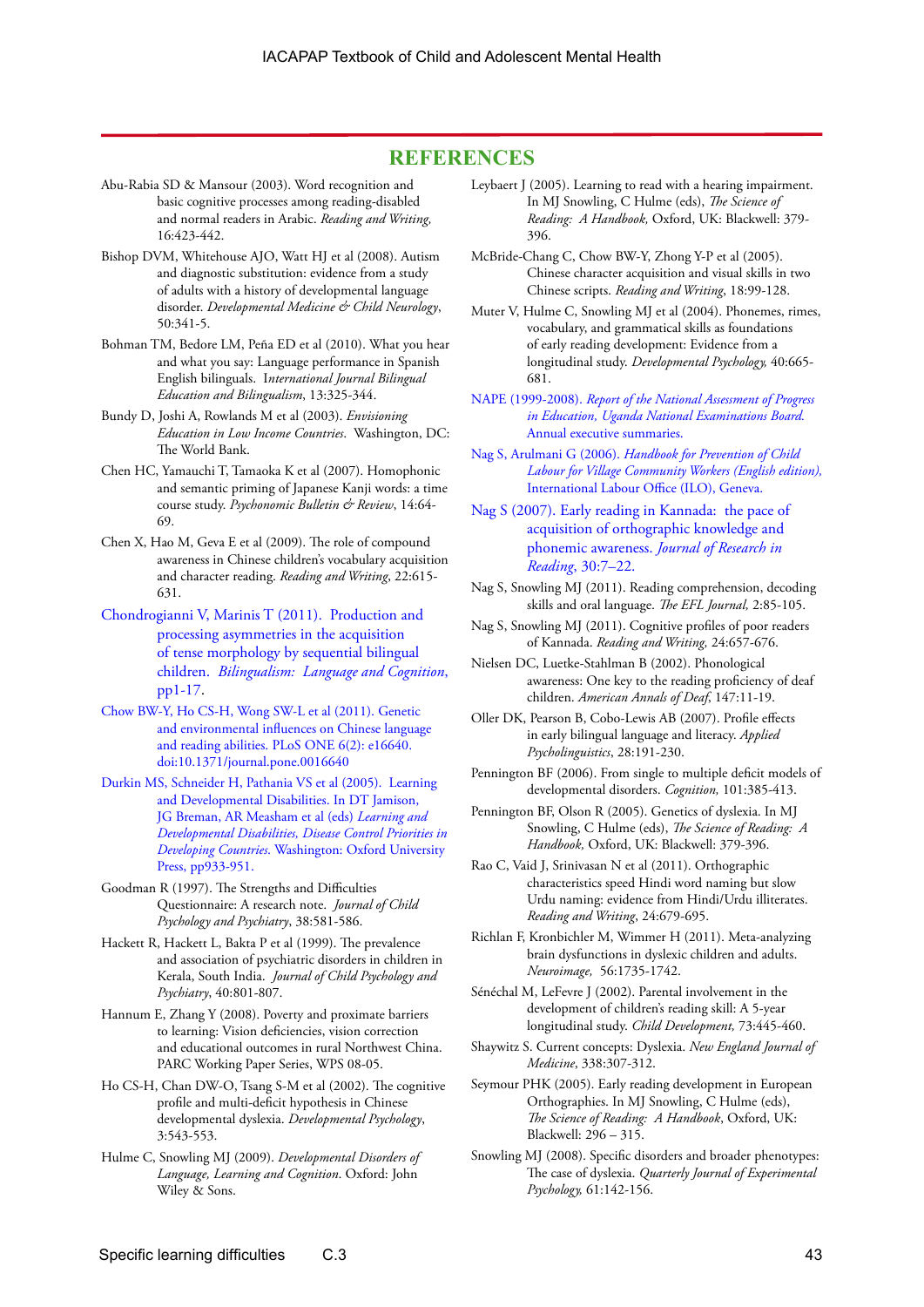## REFERENCES

Abu-Rabia SD & Mansour (2003). Word recognition and basic cognitive processes among reading-disabled and normal readers in Arabic. *Reading and Writing,* 16:423-442.

Bishop DVM, Whitehouse AJO, Watt HJ et al (2008). Autism and diagnostic substitution: evidence from a study of adults with a history of developmental language disorder. *Developmental Medicine & Child Neurology*, 50:341-5.

Bohman TM, Bedore LM, Peña ED et al (2010). What you hear and what you say: Language performance in Spanish English bilinguals. *International Journal Bilingual Education and Bilingualism*, 13:325-344.

Bundy D, Joshi A, Rowlands M et al (2003). *Envisioning Education in Low Income Countries*. Washington, DC: The World Bank.

Chen HC, Yamauchi T, Tamaoka K et al (2007). Homophonic and semantic priming of Japanese Kanji words: a time course study. *Psychonomic Bulletin & Review*, 14:64-69.

Chen X, Hao M, Geva E et al (2009). The role of compound awareness in Chinese children's vocabulary acquisition and character reading. *Reading and Writing*, 22:615-631.

Chondrogianni V, Marinis T (2011). Production and processing asymmetries in the acquisition of tense morphology by sequential bilingual children. *Bilingualism: Language and Cognition*, pp1-17.

Chow BW-Y, Ho CS-H, Wong SW-L et al (2011). Genetic and environmental influences on Chinese language and reading abilities. PLoS ONE 6(2): e16640. doi:10.1371/journal.pone.0016640

Durkin MS, Schneider H, Pathania VS et al (2005). Learning and Developmental Disabilities. In DT Jamison, JG Breman, AR Measham et al (eds) *Learning and Developmental Disabilities, Disease Control Priorities in Developing Countries*. Washington: Oxford University Press, pp933-951.

Goodman R (1997). The Strengths and Difficulties Questionnaire: A research note. *Journal of Child Psychology and Psychiatry*, 38:581-586.

Hackett R, Hackett L, Bakta P et al (1999). The prevalence and association of psychiatric disorders in children in Kerala, South India. *Journal of Child Psychology and Psychiatry*, 40:801-807.

Hannum E, Zhang Y (2008). Poverty and proximate barriers to learning: Vision deficiencies, vision correction and educational outcomes in rural Northwest China. PARC Working Paper Series, WPS 08-05.

Ho CS-H, Chan DW-O, Tsang S-M et al (2002). The cognitive profile and multi-deficit hypothesis in Chinese developmental dyslexia. *Developmental Psychology*, 3:543-553.

Hulme C, Snowling MJ (2009). *Developmental Disorders of Language, Learning and Cognition*. Oxford: John Wiley & Sons.

Leybaert J (2005). Learning to read with a hearing impairment. In MJ Snowling, C Hulme (eds), *The Science of Reading: A Handbook,* Oxford, UK: Blackwell: 379-396.

McBride-Chang C, Chow BW-Y, Zhong Y-P et al (2005). Chinese character acquisition and visual skills in two Chinese scripts. *Reading and Writing*, 18:99-128.

Muter V, Hulme C, Snowling MJ et al (2004). Phonemes, rimes, vocabulary, and grammatical skills as foundations of early reading development: Evidence from a longitudinal study. *Developmental Psychology,* 40:665-681.

NAPE (1999-2008). *Report of the National Assessment of Progress in Education, Uganda National Examinations Board.* Annual executive summaries.

Nag S, Arulmani G (2006). *Handbook for Prevention of Child Labour for Village Community Workers (English edition),* International Labour Office (ILO), Geneva.

Nag S (2007). Early reading in Kannada: the pace of acquisition of orthographic knowledge and phonemic awareness. *Journal of Research in Reading*, 30:7–22.

Nag S, Snowling MJ (2011). Reading comprehension, decoding skills and oral language. *The EFL Journal,* 2:85-105.

Nag S, Snowling MJ (2011). Cognitive profiles of poor readers of Kannada. *Reading and Writing,* 24:657-676.

Nielsen DC, Luetke-Stahlman B (2002). Phonological awareness: One key to the reading proficiency of deaf children. *American Annals of Deaf*, 147:11-19.

Oller DK, Pearson B, Cobo-Lewis AB (2007). Profile effects in early bilingual language and literacy. *Applied Psycholinguistics*, 28:191-230.

Pennington BF (2006). From single to multiple deficit models of developmental disorders. *Cognition,* 101:385-413.

Pennington BF, Olson R (2005). Genetics of dyslexia. In MJ Snowling, C Hulme (eds), *The Science of Reading: A Handbook,* Oxford, UK: Blackwell: 379-396.

Rao C, Vaid J, Srinivasan N et al (2011). Orthographic characteristics speed Hindi word naming but slow Urdu naming: evidence from Hindi/Urdu illiterates. *Reading and Writing*, 24:679-695.

Richlan F, Kronbichler M, Wimmer H (2011). Meta-analyzing brain dysfunctions in dyslexic children and adults. *Neuroimage,* 56:1735-1742.

Sénéchal M, LeFevre J (2002). Parental involvement in the development of children's reading skill: A 5-year longitudinal study. *Child Development,* 73:445-460.

Shaywitz S. Current concepts: Dyslexia. *New England Journal of Medicine*, 338:307-312.

Seymour PHK (2005). Early reading development in European Orthographies. In MJ Snowling, C Hulme (eds), *The Science of Reading: A Handbook*, Oxford, UK: Blackwell: 296 – 315.

Snowling MJ (2008). Specific disorders and broader phenotypes: The case of dyslexia. *Quarterly Journal of Experimental Psychology,* 61:142-156.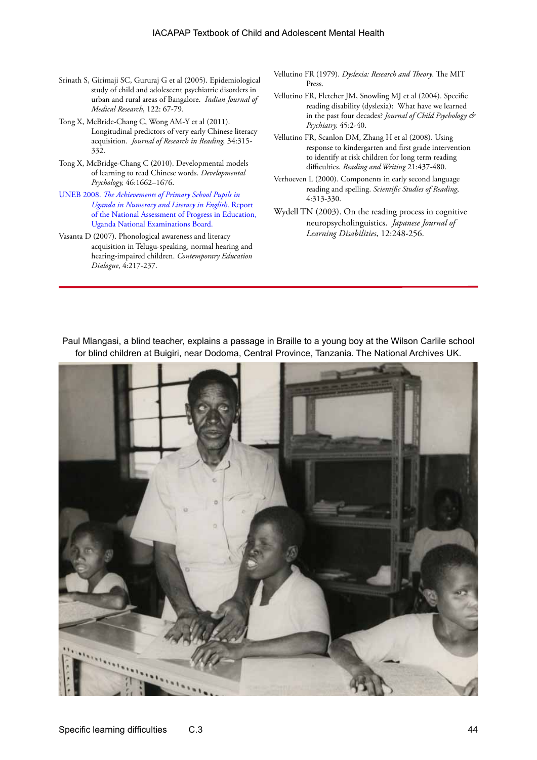Srinath S, Girimaji SC, Gururaj G et al (2005). Epidemiological study of child and adolescent psychiatric disorders in urban and rural areas of Bangalore. *Indian Journal of Medical Research*, 122: 67-79.

Tong X, McBride-Chang C, Wong AM-Y et al (2011). Longitudinal predictors of very early Chinese literacy acquisition. *Journal of Research in Reading,* 34:315-332.

Tong X, McBridge-Chang C (2010). Developmental models of learning to read Chinese words. *Developmental Psychology,* 46:1662–1676.

UNEB 2008. *The Achievements of Primary School Pupils in Uganda in Numeracy and Literacy in English*. Report of the National Assessment of Progress in Education, Uganda National Examinations Board.

Vasanta D (2007). Phonological awareness and literacy acquisition in Telugu-speaking, normal hearing and hearing-impaired children. *Contemporary Education Dialogue*, 4:217-237.

Vellutino FR (1979). *Dyslexia: Research and Theory*. The MIT Press.

Vellutino FR, Fletcher JM, Snowling MJ et al (2004). Specific reading disability (dyslexia): What have we learned in the past four decades? *Journal of Child Psychology & Psychiatry,* 45:2-40.

Vellutino FR, Scanlon DM, Zhang H et al (2008). Using response to kindergarten and first grade intervention to identify at risk children for long term reading difficulties. *Reading and Writing* 21:437-480.

Verhoeven L (2000). Components in early second language reading and spelling. *Scientific Studies of Reading,* 4:313-330.

Wydell TN (2003). On the reading process in cognitive neuropsycholinguistics. *Japanese Journal of Learning Disabilities*, 12:248-256.

Paul Mlangasi, a blind teacher, explains a passage in Braille to a young boy at the Wilson Carlile school for blind children at Buigiri, near Dodoma, Central Province, Tanzania. The National Archives UK.